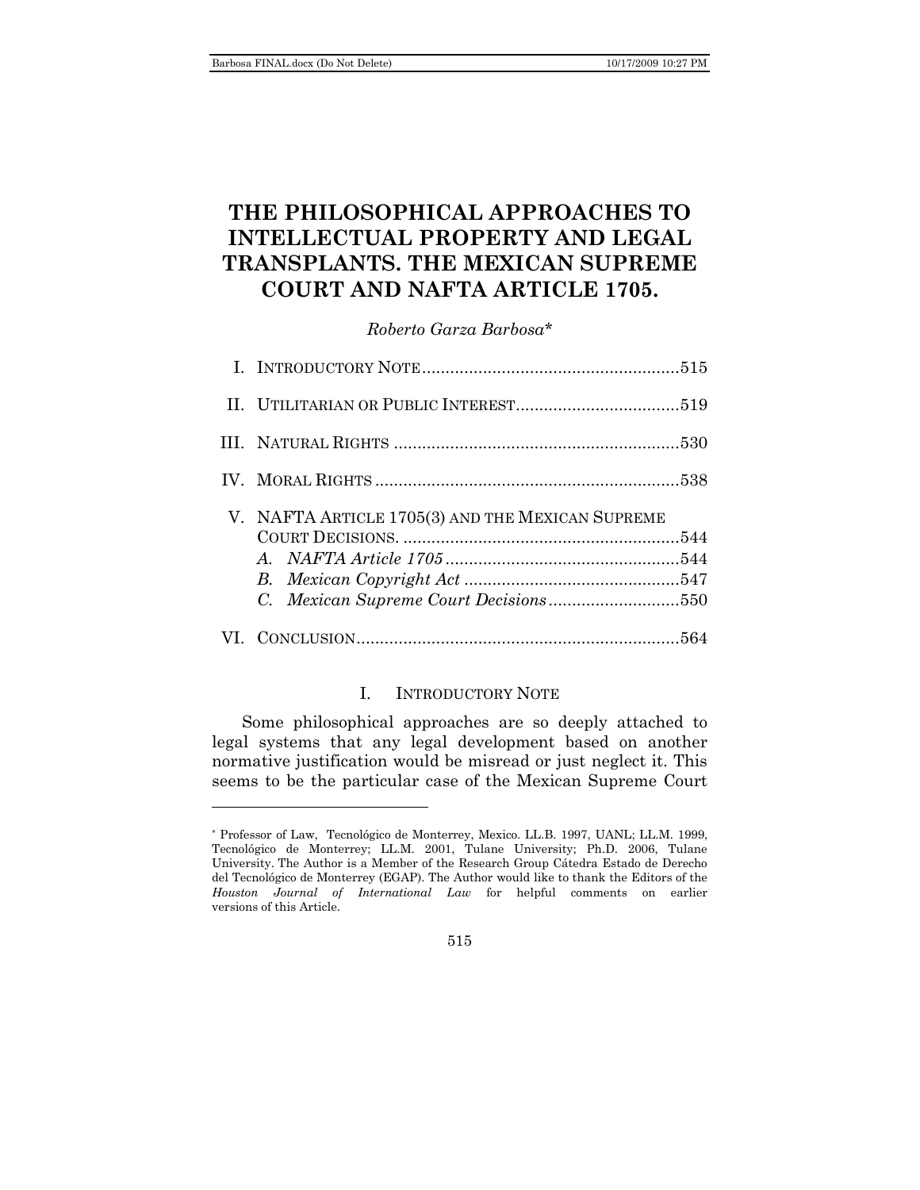# THE PHILOSOPHICAL APPROACHES TO INTELLECTUAL PROPERTY AND LEGAL TRANSPLANTS. THE MEXICAN SUPREME COURT AND NAFTA ARTICLE 1705.

*Roberto Garza Barbosa*\*

- I. INTRODUCTORY NOTE ........................................................ 515
- II. UTILITARIAN OR PUBLIC INTEREST ................................... 519
- III. NATURAL RIGHTS ............................................................. 530
- IV. MORAL RIGHTS ................................................................. 538
- V. NAFTA ARTICLE 1705(3) AND THE MEXICAN SUPREME COURT DECISIONS. ........................................................... 544
  - *A. NAFTA Article 1705* .................................................. 544
  - *B. Mexican Copyright Act* .............................................. 547
  - *C. Mexican Supreme Court Decisions* ............................ 550
- VI. CONCLUSION .................................................................... 564

## I. INTRODUCTORY NOTE

Some philosophical approaches are so deeply attached to legal systems that any legal development based on another normative justification would be misread or just neglect it. This seems to be the particular case of the Mexican Supreme Court

---

\* Professor of Law, Tecnológico de Monterrey, Mexico. LL.B. 1997, UANL; LL.M. 1999, Tecnológico de Monterrey; LL.M. 2001, Tulane University; Ph.D. 2006, Tulane University. The Author is a Member of the Research Group Cátedra Estado de Derecho del Tecnológico de Monterrey (EGAP). The Author would like to thank the Editors of the *Houston Journal of International Law* for helpful comments on earlier versions of this Article.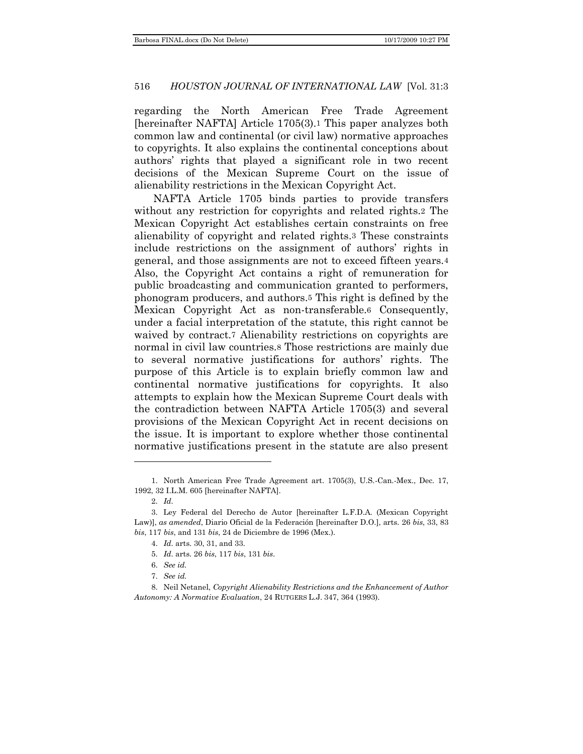regarding the North American Free Trade Agreement [hereinafter NAFTA] Article 1705(3).[1] This paper analyzes both common law and continental (or civil law) normative approaches to copyrights. It also explains the continental conceptions about authors' rights that played a significant role in two recent decisions of the Mexican Supreme Court on the issue of alienability restrictions in the Mexican Copyright Act.

NAFTA Article 1705 binds parties to provide transfers without any restriction for copyrights and related rights.[2] The Mexican Copyright Act establishes certain constraints on free alienability of copyright and related rights.[3] These constraints include restrictions on the assignment of authors' rights in general, and those assignments are not to exceed fifteen years.[4] Also, the Copyright Act contains a right of remuneration for public broadcasting and communication granted to performers, phonogram producers, and authors.[5] This right is defined by the Mexican Copyright Act as non-transferable.[6] Consequently, under a facial interpretation of the statute, this right cannot be waived by contract.[7] Alienability restrictions on copyrights are normal in civil law countries.[8] Those restrictions are mainly due to several normative justifications for authors' rights. The purpose of this Article is to explain briefly common law and continental normative justifications for copyrights. It also attempts to explain how the Mexican Supreme Court deals with the contradiction between NAFTA Article 1705(3) and several provisions of the Mexican Copyright Act in recent decisions on the issue. It is important to explore whether those continental normative justifications present in the statute are also present

---

1. North American Free Trade Agreement art. 1705(3), U.S.-Can.-Mex., Dec. 17, 1992, 32 I.L.M. 605 [hereinafter NAFTA].

2. *Id*.

3. Ley Federal del Derecho de Autor [hereinafter L.F.D.A. (Mexican Copyright Law)], *as amended*, Diario Oficial de la Federación [hereinafter D.O.], arts. 26 *bis*, 33, 83 *bis*, 117 *bis*, and 131 *bis*, 24 de Diciembre de 1996 (Mex.).

4. *Id*. arts. 30, 31, and 33.

5. *Id*. arts. 26 *bis*, 117 *bis*, 131 *bis*.

6. *See id.*

7. *See id.*

8. Neil Netanel, *Copyright Alienability Restrictions and the Enhancement of Author Autonomy: A Normative Evaluation*, 24 RUTGERS L.J. 347, 364 (1993).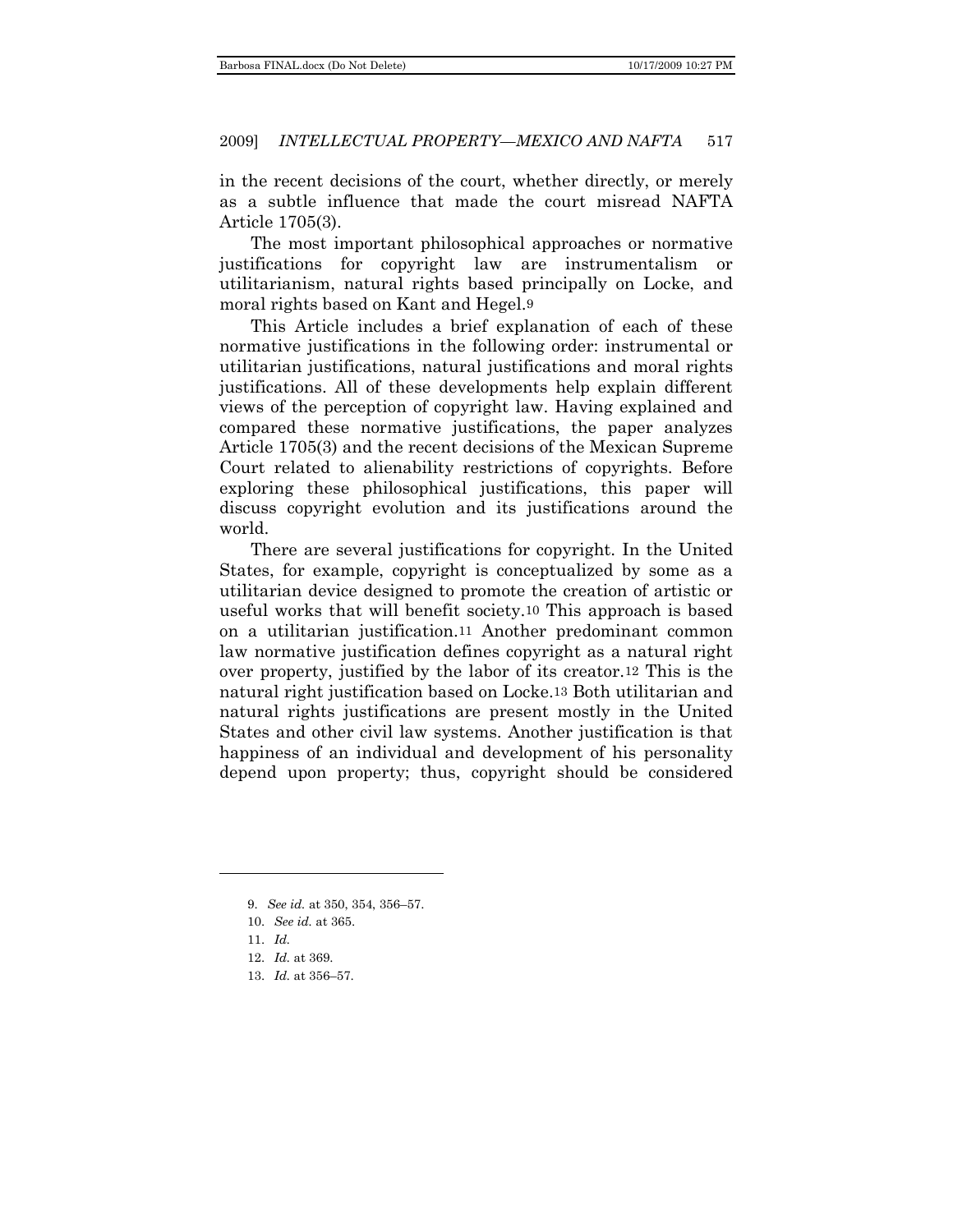in the recent decisions of the court, whether directly, or merely as a subtle influence that made the court misread NAFTA Article 1705(3).

The most important philosophical approaches or normative justifications for copyright law are instrumentalism or utilitarianism, natural rights based principally on Locke, and moral rights based on Kant and Hegel.[9]

This Article includes a brief explanation of each of these normative justifications in the following order: instrumental or utilitarian justifications, natural justifications and moral rights justifications. All of these developments help explain different views of the perception of copyright law. Having explained and compared these normative justifications, the paper analyzes Article 1705(3) and the recent decisions of the Mexican Supreme Court related to alienability restrictions of copyrights. Before exploring these philosophical justifications, this paper will discuss copyright evolution and its justifications around the world.

There are several justifications for copyright. In the United States, for example, copyright is conceptualized by some as a utilitarian device designed to promote the creation of artistic or useful works that will benefit society.[10] This approach is based on a utilitarian justification.[11] Another predominant common law normative justification defines copyright as a natural right over property, justified by the labor of its creator.[12] This is the natural right justification based on Locke.[13] Both utilitarian and natural rights justifications are present mostly in the United States and other civil law systems. Another justification is that happiness of an individual and development of his personality depend upon property; thus, copyright should be considered

---

9. *See id.* at 350, 354, 356–57.

10. *See id.* at 365.

11. *Id.*

12. *Id.* at 369.

13. *Id.* at 356–57.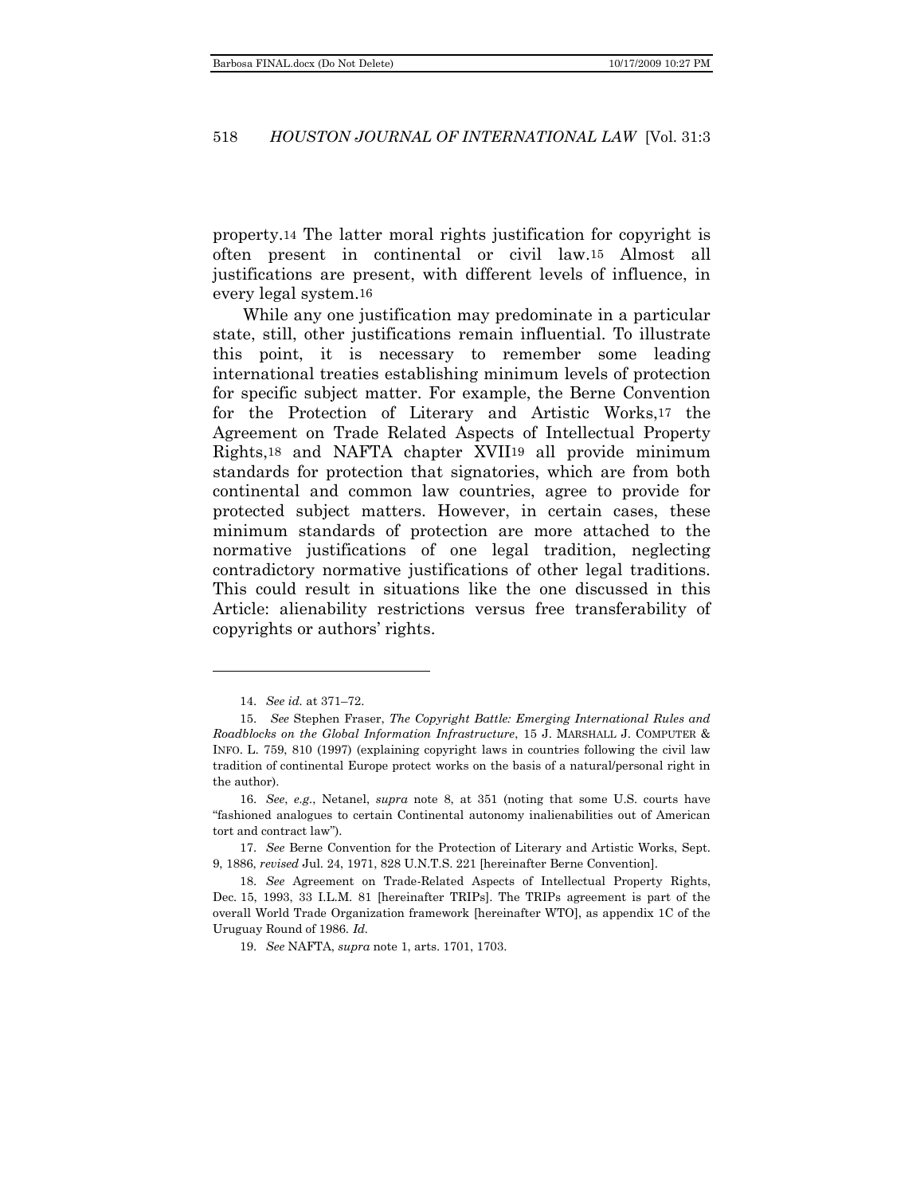property.[14] The latter moral rights justification for copyright is often present in continental or civil law.[15] Almost all justifications are present, with different levels of influence, in every legal system.[16]

While any one justification may predominate in a particular state, still, other justifications remain influential. To illustrate this point, it is necessary to remember some leading international treaties establishing minimum levels of protection for specific subject matter. For example, the Berne Convention for the Protection of Literary and Artistic Works,[17] the Agreement on Trade Related Aspects of Intellectual Property Rights,[18] and NAFTA chapter XVII[19] all provide minimum standards for protection that signatories, which are from both continental and common law countries, agree to provide for protected subject matters. However, in certain cases, these minimum standards of protection are more attached to the normative justifications of one legal tradition, neglecting contradictory normative justifications of other legal traditions. This could result in situations like the one discussed in this Article: alienability restrictions versus free transferability of copyrights or authors' rights.

---

14. *See id.* at 371–72.

15. *See* Stephen Fraser, *The Copyright Battle: Emerging International Rules and Roadblocks on the Global Information Infrastructure*, 15 J. MARSHALL J. COMPUTER & INFO. L. 759, 810 (1997) (explaining copyright laws in countries following the civil law tradition of continental Europe protect works on the basis of a natural/personal right in the author).

16. *See*, *e.g.*, Netanel, *supra* note 8, at 351 (noting that some U.S. courts have "fashioned analogues to certain Continental autonomy inalienabilities out of American tort and contract law").

17. *See* Berne Convention for the Protection of Literary and Artistic Works, Sept. 9, 1886, *revised* Jul. 24, 1971, 828 U.N.T.S. 221 [hereinafter Berne Convention].

18. *See* Agreement on Trade-Related Aspects of Intellectual Property Rights, Dec. 15, 1993, 33 I.L.M. 81 [hereinafter TRIPs]. The TRIPs agreement is part of the overall World Trade Organization framework [hereinafter WTO], as appendix 1C of the Uruguay Round of 1986. *Id.*

19. *See* NAFTA, *supra* note 1, arts. 1701, 1703.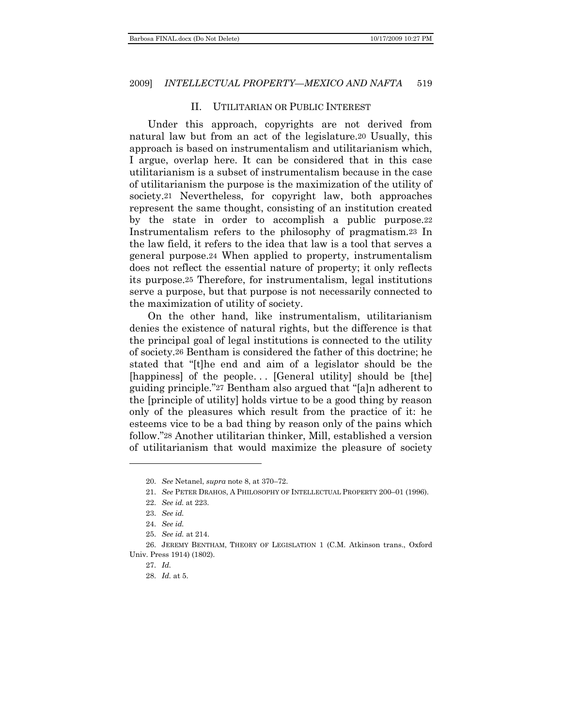## II. Utilitarian or Public Interest

Under this approach, copyrights are not derived from natural law but from an act of the legislature.[20] Usually, this approach is based on instrumentalism and utilitarianism which, I argue, overlap here. It can be considered that in this case utilitarianism is a subset of instrumentalism because in the case of utilitarianism the purpose is the maximization of the utility of society.[21] Nevertheless, for copyright law, both approaches represent the same thought, consisting of an institution created by the state in order to accomplish a public purpose.[22] Instrumentalism refers to the philosophy of pragmatism.[23] In the law field, it refers to the idea that law is a tool that serves a general purpose.[24] When applied to property, instrumentalism does not reflect the essential nature of property; it only reflects its purpose.[25] Therefore, for instrumentalism, legal institutions serve a purpose, but that purpose is not necessarily connected to the maximization of utility of society.

On the other hand, like instrumentalism, utilitarianism denies the existence of natural rights, but the difference is that the principal goal of legal institutions is connected to the utility of society.[26] Bentham is considered the father of this doctrine; he stated that "[t]he end and aim of a legislator should be the [happiness] of the people. . . [General utility] should be [the] guiding principle."[27] Bentham also argued that "[a]n adherent to the [principle of utility] holds virtue to be a good thing by reason only of the pleasures which result from the practice of it: he esteems vice to be a bad thing by reason only of the pains which follow."[28] Another utilitarian thinker, Mill, established a version of utilitarianism that would maximize the pleasure of society

---

20. *See* Netanel, *supra* note 8, at 370–72.

21. *See* PETER DRAHOS, A PHILOSOPHY OF INTELLECTUAL PROPERTY 200–01 (1996).

22. *See id.* at 223.

23. *See id.*

24. *See id.*

25. *See id.* at 214.

26. JEREMY BENTHAM, THEORY OF LEGISLATION 1 (C.M. Atkinson trans., Oxford Univ. Press 1914) (1802).

27. *Id.*

28. *Id.* at 5.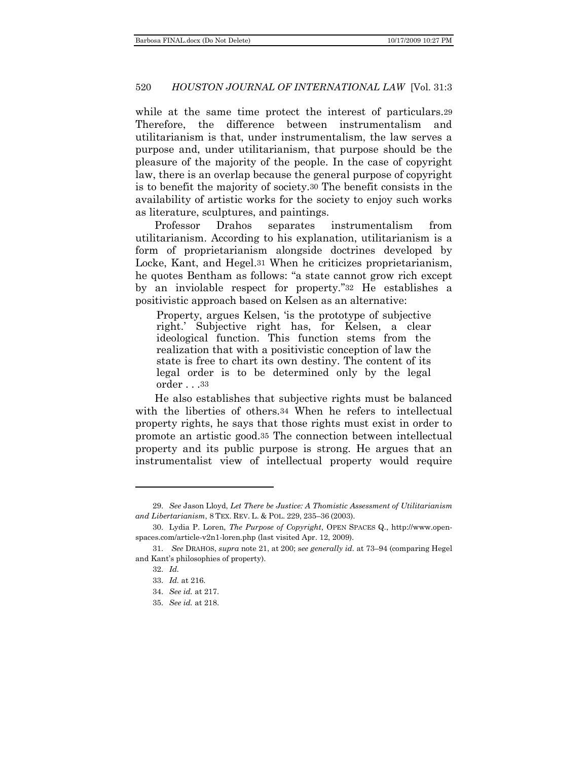while at the same time protect the interest of particulars.[29] Therefore, the difference between instrumentalism and utilitarianism is that, under instrumentalism, the law serves a purpose and, under utilitarianism, that purpose should be the pleasure of the majority of the people. In the case of copyright law, there is an overlap because the general purpose of copyright is to benefit the majority of society.[30] The benefit consists in the availability of artistic works for the society to enjoy such works as literature, sculptures, and paintings.

Professor Drahos separates instrumentalism from utilitarianism. According to his explanation, utilitarianism is a form of proprietarianism alongside doctrines developed by Locke, Kant, and Hegel.[31] When he criticizes proprietarianism, he quotes Bentham as follows: "a state cannot grow rich except by an inviolable respect for property."[32] He establishes a positivistic approach based on Kelsen as an alternative:

> Property, argues Kelsen, 'is the prototype of subjective right.' Subjective right has, for Kelsen, a clear ideological function. This function stems from the realization that with a positivistic conception of law the state is free to chart its own destiny. The content of its legal order is to be determined only by the legal order . . .[33]

He also establishes that subjective rights must be balanced with the liberties of others.[34] When he refers to intellectual property rights, he says that those rights must exist in order to promote an artistic good.[35] The connection between intellectual property and its public purpose is strong. He argues that an instrumentalist view of intellectual property would require

---

29. *See* Jason Lloyd, *Let There be Justice: A Thomistic Assessment of Utilitarianism and Libertarianism*, 8 TEX. REV. L. & POL. 229, 235–36 (2003).

30. Lydia P. Loren, *The Purpose of Copyright*, OPEN SPACES Q., http://www.open-spaces.com/article-v2n1-loren.php (last visited Apr. 12, 2009).

31. *See* DRAHOS, *supra* note 21, at 200; s*ee generally id*. at 73–94 (comparing Hegel and Kant's philosophies of property).

32. *Id.*

33. *Id.* at 216.

34. *See id.* at 217.

35. *See id.* at 218.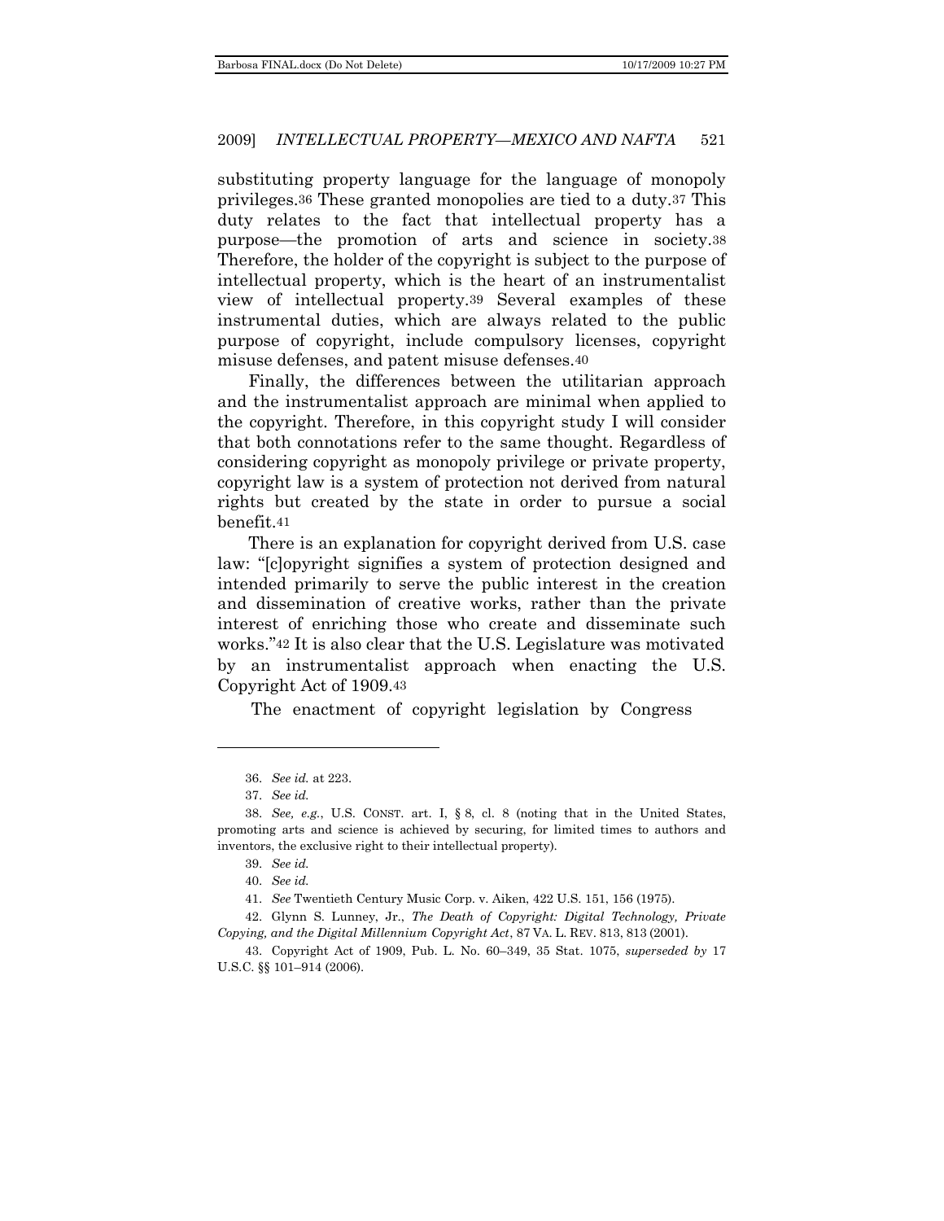substituting property language for the language of monopoly privileges.[36] These granted monopolies are tied to a duty.[37] This duty relates to the fact that intellectual property has a purpose—the promotion of arts and science in society.[38] Therefore, the holder of the copyright is subject to the purpose of intellectual property, which is the heart of an instrumentalist view of intellectual property.[39] Several examples of these instrumental duties, which are always related to the public purpose of copyright, include compulsory licenses, copyright misuse defenses, and patent misuse defenses.[40]

Finally, the differences between the utilitarian approach and the instrumentalist approach are minimal when applied to the copyright. Therefore, in this copyright study I will consider that both connotations refer to the same thought. Regardless of considering copyright as monopoly privilege or private property, copyright law is a system of protection not derived from natural rights but created by the state in order to pursue a social benefit.[41]

There is an explanation for copyright derived from U.S. case law: "[c]opyright signifies a system of protection designed and intended primarily to serve the public interest in the creation and dissemination of creative works, rather than the private interest of enriching those who create and disseminate such works."[42] It is also clear that the U.S. Legislature was motivated by an instrumentalist approach when enacting the U.S. Copyright Act of 1909.[43]

The enactment of copyright legislation by Congress

---

36. *See id.* at 223.

37. *See id.*

38. *See, e.g.*, U.S. CONST. art. I, § 8, cl. 8 (noting that in the United States, promoting arts and science is achieved by securing, for limited times to authors and inventors, the exclusive right to their intellectual property).

39. *See id.*

40. *See id.*

41. *See* Twentieth Century Music Corp. v. Aiken, 422 U.S. 151, 156 (1975).

42. Glynn S. Lunney, Jr., *The Death of Copyright: Digital Technology, Private Copying, and the Digital Millennium Copyright Act*, 87 VA. L. REV. 813, 813 (2001).

43. Copyright Act of 1909, Pub. L. No. 60–349, 35 Stat. 1075, *superseded by* 17 U.S.C. §§ 101–914 (2006).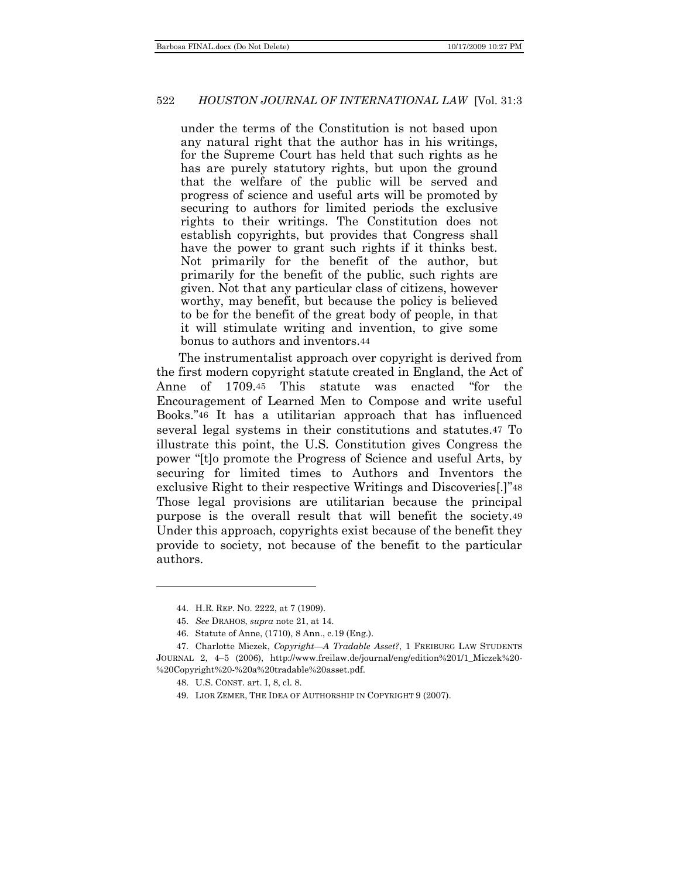> under the terms of the Constitution is not based upon any natural right that the author has in his writings, for the Supreme Court has held that such rights as he has are purely statutory rights, but upon the ground that the welfare of the public will be served and progress of science and useful arts will be promoted by securing to authors for limited periods the exclusive rights to their writings. The Constitution does not establish copyrights, but provides that Congress shall have the power to grant such rights if it thinks best. Not primarily for the benefit of the author, but primarily for the benefit of the public, such rights are given. Not that any particular class of citizens, however worthy, may benefit, but because the policy is believed to be for the benefit of the great body of people, in that it will stimulate writing and invention, to give some bonus to authors and inventors.[44]

The instrumentalist approach over copyright is derived from the first modern copyright statute created in England, the Act of Anne of 1709.[45] This statute was enacted "for the Encouragement of Learned Men to Compose and write useful Books."[46] It has a utilitarian approach that has influenced several legal systems in their constitutions and statutes.[47] To illustrate this point, the U.S. Constitution gives Congress the power "[t]o promote the Progress of Science and useful Arts, by securing for limited times to Authors and Inventors the exclusive Right to their respective Writings and Discoveries[.]"[48] Those legal provisions are utilitarian because the principal purpose is the overall result that will benefit the society.[49] Under this approach, copyrights exist because of the benefit they provide to society, not because of the benefit to the particular authors.

---

44. H.R. REP. NO. 2222, at 7 (1909).

45. *See* DRAHOS, *supra* note 21, at 14.

46. Statute of Anne, (1710), 8 Ann., c.19 (Eng.).

47. Charlotte Miczek, *Copyright—A Tradable Asset?*, 1 FREIBURG LAW STUDENTS JOURNAL 2, 4–5 (2006), http://www.freilaw.de/journal/eng/edition%201/1_Miczek%20-%20Copyright%20-%20a%20tradable%20asset.pdf.

48. U.S. CONST. art. I, 8, cl. 8.

49. LIOR ZEMER, THE IDEA OF AUTHORSHIP IN COPYRIGHT 9 (2007).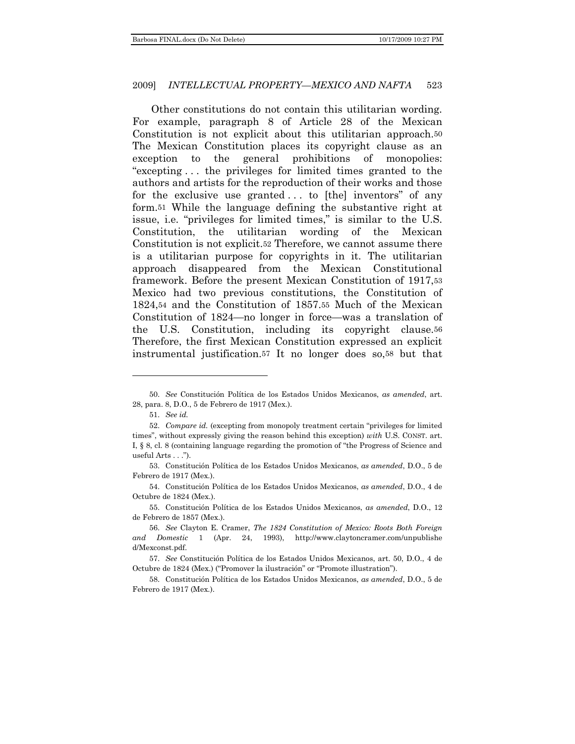Other constitutions do not contain this utilitarian wording. For example, paragraph 8 of Article 28 of the Mexican Constitution is not explicit about this utilitarian approach.[50] The Mexican Constitution places its copyright clause as an exception to the general prohibitions of monopolies: "excepting . . . the privileges for limited times granted to the authors and artists for the reproduction of their works and those for the exclusive use granted . . . to [the] inventors" of any form.[51] While the language defining the substantive right at issue, i.e. "privileges for limited times," is similar to the U.S. Constitution, the utilitarian wording of the Mexican Constitution is not explicit.[52] Therefore, we cannot assume there is a utilitarian purpose for copyrights in it. The utilitarian approach disappeared from the Mexican Constitutional framework. Before the present Mexican Constitution of 1917,[53] Mexico had two previous constitutions, the Constitution of 1824,[54] and the Constitution of 1857.[55] Much of the Mexican Constitution of 1824—no longer in force—was a translation of the U.S. Constitution, including its copyright clause.[56] Therefore, the first Mexican Constitution expressed an explicit instrumental justification.[57] It no longer does so,[58] but that

---

50. *See* Constitución Política de los Estados Unidos Mexicanos, *as amended*, art. 28, para. 8, D.O., 5 de Febrero de 1917 (Mex.).

51. *See id.*

52. *Compare id.* (excepting from monopoly treatment certain "privileges for limited times", without expressly giving the reason behind this exception) *with* U.S. CONST. art. I, § 8, cl. 8 (containing language regarding the promotion of "the Progress of Science and useful Arts . . .").

53. Constitución Política de los Estados Unidos Mexicanos, *as amended*, D.O., 5 de Febrero de 1917 (Mex.).

54. Constitución Política de los Estados Unidos Mexicanos, *as amended*, D.O., 4 de Octubre de 1824 (Mex.).

55. Constitución Política de los Estados Unidos Mexicanos, *as amended*, D.O., 12 de Febrero de 1857 (Mex.).

56. *See* Clayton E. Cramer, *The 1824 Constitution of Mexico: Roots Both Foreign and Domestic* 1 (Apr. 24, 1993), http://www.claytoncramer.com/unpublished/Mexconst.pdf.

57. *See* Constitución Política de los Estados Unidos Mexicanos, art. 50, D.O., 4 de Octubre de 1824 (Mex.) ("Promover la ilustración" or "Promote illustration").

58. Constitución Política de los Estados Unidos Mexicanos, *as amended*, D.O., 5 de Febrero de 1917 (Mex.).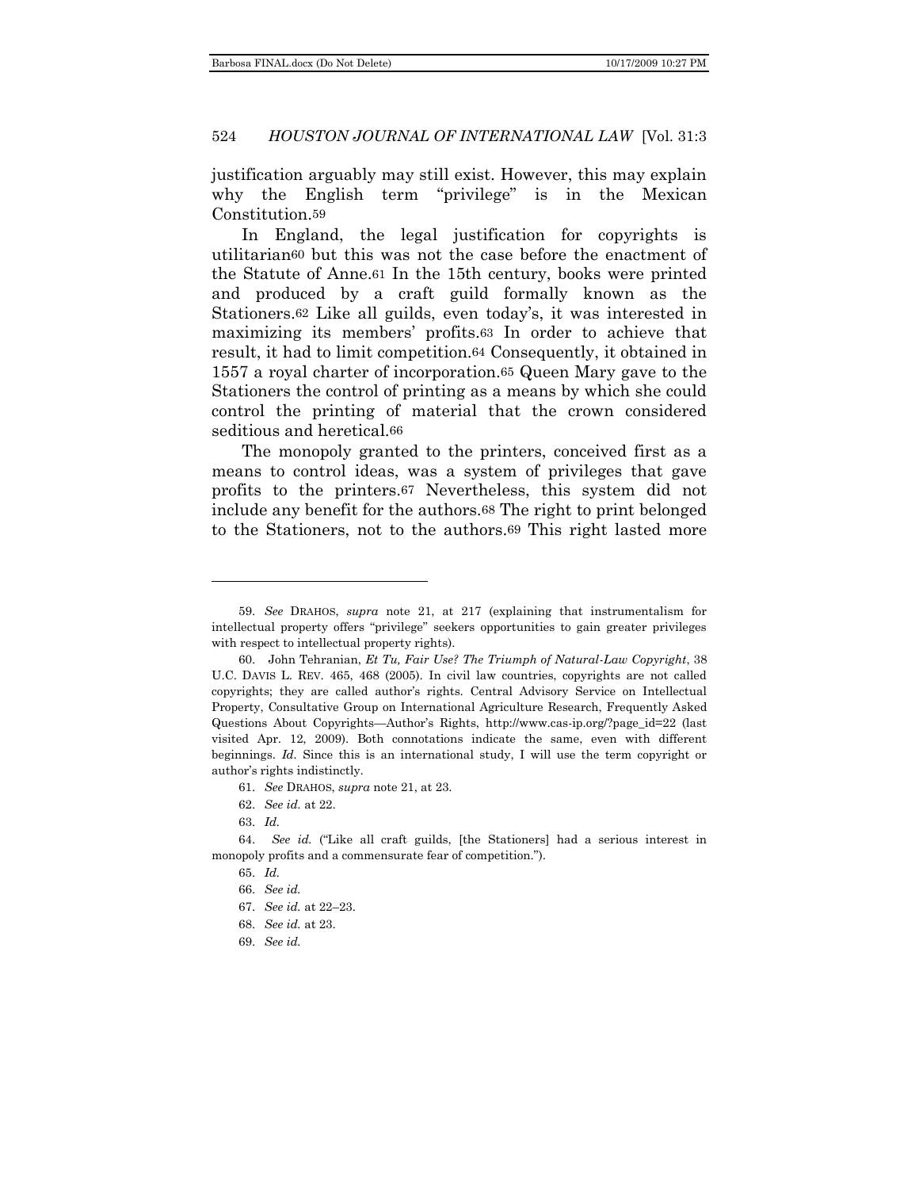justification arguably may still exist. However, this may explain why the English term "privilege" is in the Mexican Constitution.[59]

In England, the legal justification for copyrights is utilitarian[60] but this was not the case before the enactment of the Statute of Anne.[61] In the 15th century, books were printed and produced by a craft guild formally known as the Stationers.[62] Like all guilds, even today's, it was interested in maximizing its members' profits.[63] In order to achieve that result, it had to limit competition.[64] Consequently, it obtained in 1557 a royal charter of incorporation.[65] Queen Mary gave to the Stationers the control of printing as a means by which she could control the printing of material that the crown considered seditious and heretical.[66]

The monopoly granted to the printers, conceived first as a means to control ideas, was a system of privileges that gave profits to the printers.[67] Nevertheless, this system did not include any benefit for the authors.[68] The right to print belonged to the Stationers, not to the authors.[69] This right lasted more

---

59. *See* DRAHOS, *supra* note 21, at 217 (explaining that instrumentalism for intellectual property offers "privilege" seekers opportunities to gain greater privileges with respect to intellectual property rights).

60. John Tehranian, *Et Tu, Fair Use? The Triumph of Natural-Law Copyright*, 38 U.C. DAVIS L. REV. 465, 468 (2005). In civil law countries, copyrights are not called copyrights; they are called author's rights. Central Advisory Service on Intellectual Property, Consultative Group on International Agriculture Research, Frequently Asked Questions About Copyrights—Author's Rights, http://www.cas-ip.org/?page_id=22 (last visited Apr. 12, 2009). Both connotations indicate the same, even with different beginnings. *Id.* Since this is an international study, I will use the term copyright or author's rights indistinctly.

61. *See* DRAHOS, *supra* note 21, at 23.

62. *See id.* at 22.

63. *Id.*

64. *See id.* ("Like all craft guilds, [the Stationers] had a serious interest in monopoly profits and a commensurate fear of competition.").

65. *Id.*

66. *See id.*

67. *See id.* at 22–23.

68. *See id.* at 23.

69. *See id.*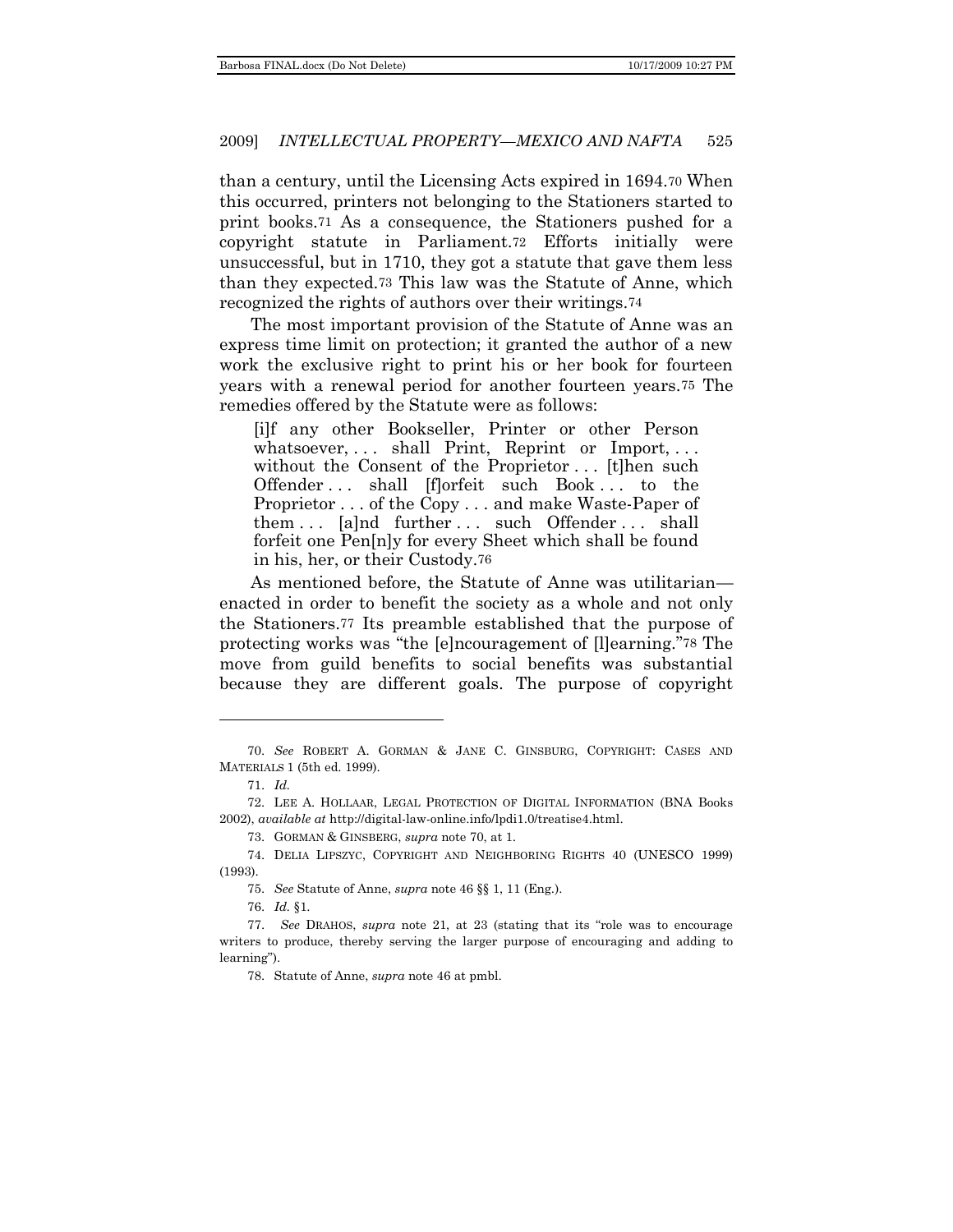than a century, until the Licensing Acts expired in 1694.[70] When this occurred, printers not belonging to the Stationers started to print books.[71] As a consequence, the Stationers pushed for a copyright statute in Parliament.[72] Efforts initially were unsuccessful, but in 1710, they got a statute that gave them less than they expected.[73] This law was the Statute of Anne, which recognized the rights of authors over their writings.[74]

The most important provision of the Statute of Anne was an express time limit on protection; it granted the author of a new work the exclusive right to print his or her book for fourteen years with a renewal period for another fourteen years.[75] The remedies offered by the Statute were as follows:

> [i]f any other Bookseller, Printer or other Person whatsoever, . . . shall Print, Reprint or Import, . . . without the Consent of the Proprietor . . . [t]hen such Offender . . . shall [f]orfeit such Book . . . to the Proprietor . . . of the Copy . . . and make Waste-Paper of them . . . [a]nd further . . . such Offender . . . shall forfeit one Pen[n]y for every Sheet which shall be found in his, her, or their Custody.[76]

As mentioned before, the Statute of Anne was utilitarian—enacted in order to benefit the society as a whole and not only the Stationers.[77] Its preamble established that the purpose of protecting works was "the [e]ncouragement of [l]earning."[78] The move from guild benefits to social benefits was substantial because they are different goals. The purpose of copyright

---

70. *See* ROBERT A. GORMAN & JANE C. GINSBURG, COPYRIGHT: CASES AND MATERIALS 1 (5th ed. 1999).

71. *Id.*

72. LEE A. HOLLAAR, LEGAL PROTECTION OF DIGITAL INFORMATION (BNA Books 2002), *available at* http://digital-law-online.info/lpdi1.0/treatise4.html.

73. GORMAN & GINSBERG, *supra* note 70, at 1.

74. DELIA LIPSZYC, COPYRIGHT AND NEIGHBORING RIGHTS 40 (UNESCO 1999) (1993).

75. *See* Statute of Anne, *supra* note 46 §§ 1, 11 (Eng.).

76. *Id.* §1.

77. *See* DRAHOS, *supra* note 21, at 23 (stating that its "role was to encourage writers to produce, thereby serving the larger purpose of encouraging and adding to learning").

78. Statute of Anne, *supra* note 46 at pmbl.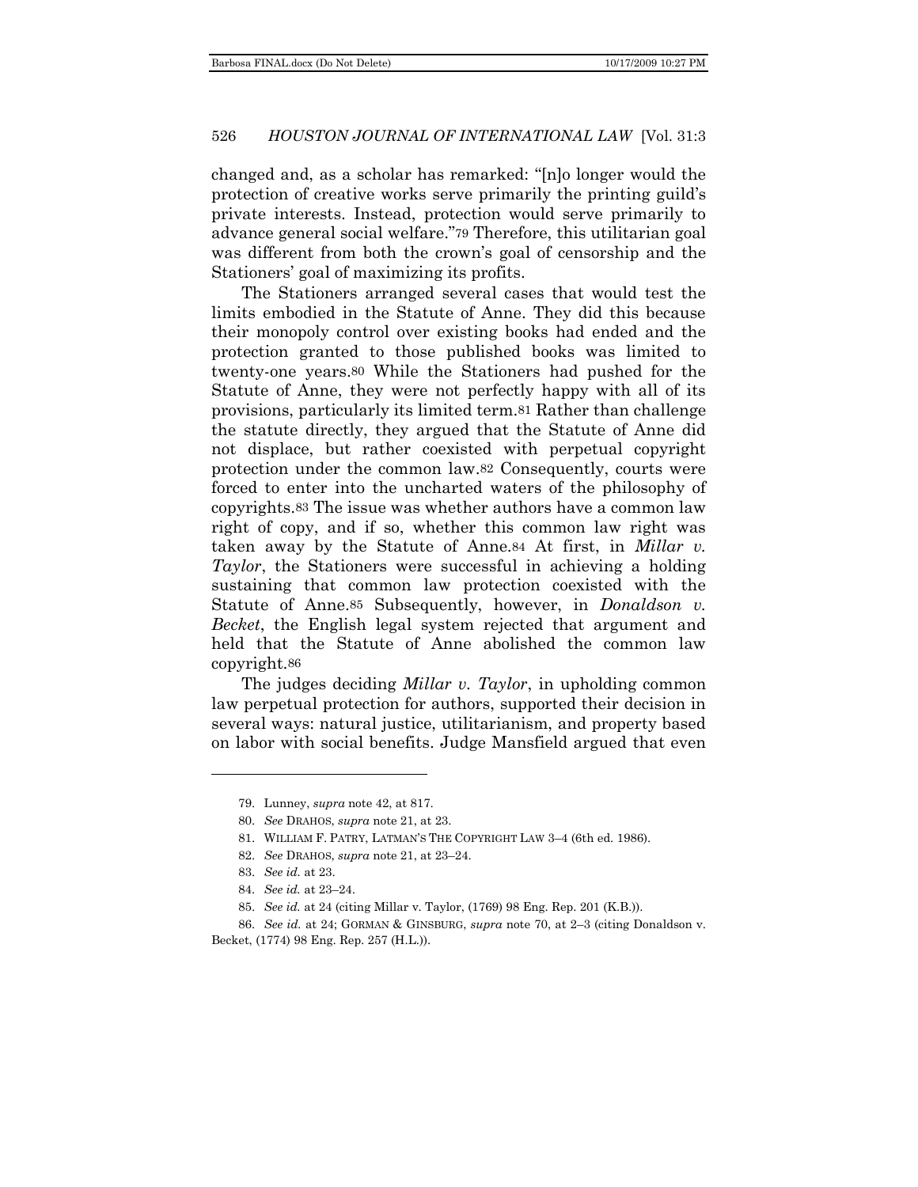changed and, as a scholar has remarked: "[n]o longer would the protection of creative works serve primarily the printing guild's private interests. Instead, protection would serve primarily to advance general social welfare."[79] Therefore, this utilitarian goal was different from both the crown's goal of censorship and the Stationers' goal of maximizing its profits.

The Stationers arranged several cases that would test the limits embodied in the Statute of Anne. They did this because their monopoly control over existing books had ended and the protection granted to those published books was limited to twenty-one years.[80] While the Stationers had pushed for the Statute of Anne, they were not perfectly happy with all of its provisions, particularly its limited term.[81] Rather than challenge the statute directly, they argued that the Statute of Anne did not displace, but rather coexisted with perpetual copyright protection under the common law.[82] Consequently, courts were forced to enter into the uncharted waters of the philosophy of copyrights.[83] The issue was whether authors have a common law right of copy, and if so, whether this common law right was taken away by the Statute of Anne.[84] At first, in *Millar v. Taylor*, the Stationers were successful in achieving a holding sustaining that common law protection coexisted with the Statute of Anne.[85] Subsequently, however, in *Donaldson v. Becket*, the English legal system rejected that argument and held that the Statute of Anne abolished the common law copyright.[86]

The judges deciding *Millar v. Taylor*, in upholding common law perpetual protection for authors, supported their decision in several ways: natural justice, utilitarianism, and property based on labor with social benefits. Judge Mansfield argued that even

---

79. Lunney, *supra* note 42, at 817.

80. *See* DRAHOS, *supra* note 21, at 23.

81. WILLIAM F. PATRY, LATMAN'S THE COPYRIGHT LAW 3–4 (6th ed. 1986).

82. *See* DRAHOS, *supra* note 21, at 23–24.

83. *See id.* at 23.

84. *See id.* at 23–24.

85. *See id.* at 24 (citing Millar v. Taylor, (1769) 98 Eng. Rep. 201 (K.B.)).

86. *See id.* at 24; GORMAN & GINSBURG, *supra* note 70, at 2–3 (citing Donaldson v. Becket, (1774) 98 Eng. Rep. 257 (H.L.)).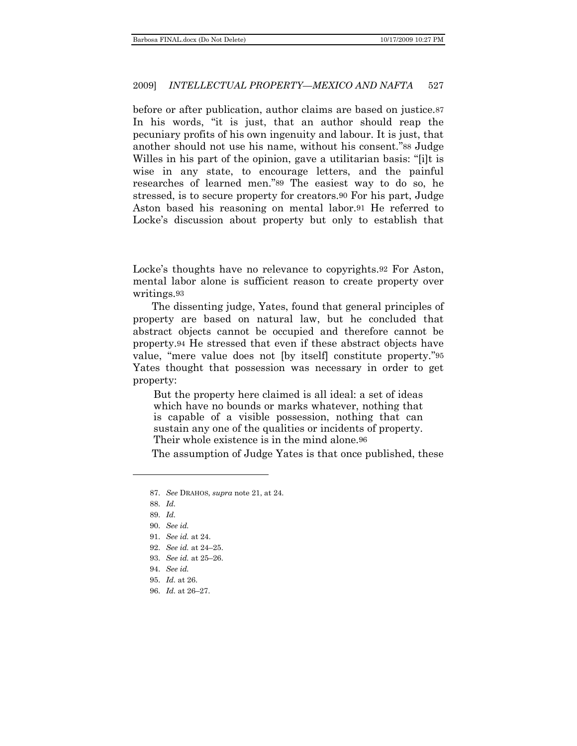before or after publication, author claims are based on justice.[87] In his words, "it is just, that an author should reap the pecuniary profits of his own ingenuity and labour. It is just, that another should not use his name, without his consent."[88] Judge Willes in his part of the opinion, gave a utilitarian basis: "[i]t is wise in any state, to encourage letters, and the painful researches of learned men."[89] The easiest way to do so, he stressed, is to secure property for creators.[90] For his part, Judge Aston based his reasoning on mental labor.[91] He referred to Locke's discussion about property but only to establish that Locke's thoughts have no relevance to copyrights.[92] For Aston, mental labor alone is sufficient reason to create property over writings.[93]

The dissenting judge, Yates, found that general principles of property are based on natural law, but he concluded that abstract objects cannot be occupied and therefore cannot be property.[94] He stressed that even if these abstract objects have value, "mere value does not [by itself] constitute property."[95] Yates thought that possession was necessary in order to get property:

> But the property here claimed is all ideal: a set of ideas which have no bounds or marks whatever, nothing that is capable of a visible possession, nothing that can sustain any one of the qualities or incidents of property. Their whole existence is in the mind alone.[96]

The assumption of Judge Yates is that once published, these

---

87. *See* DRAHOS, *supra* note 21, at 24.
88. *Id.*
89. *Id.*
90. *See id.*
91. *See id.* at 24.
92. *See id.* at 24–25.
93. *See id.* at 25–26.
94. *See id.*
95. *Id.* at 26.
96. *Id.* at 26–27.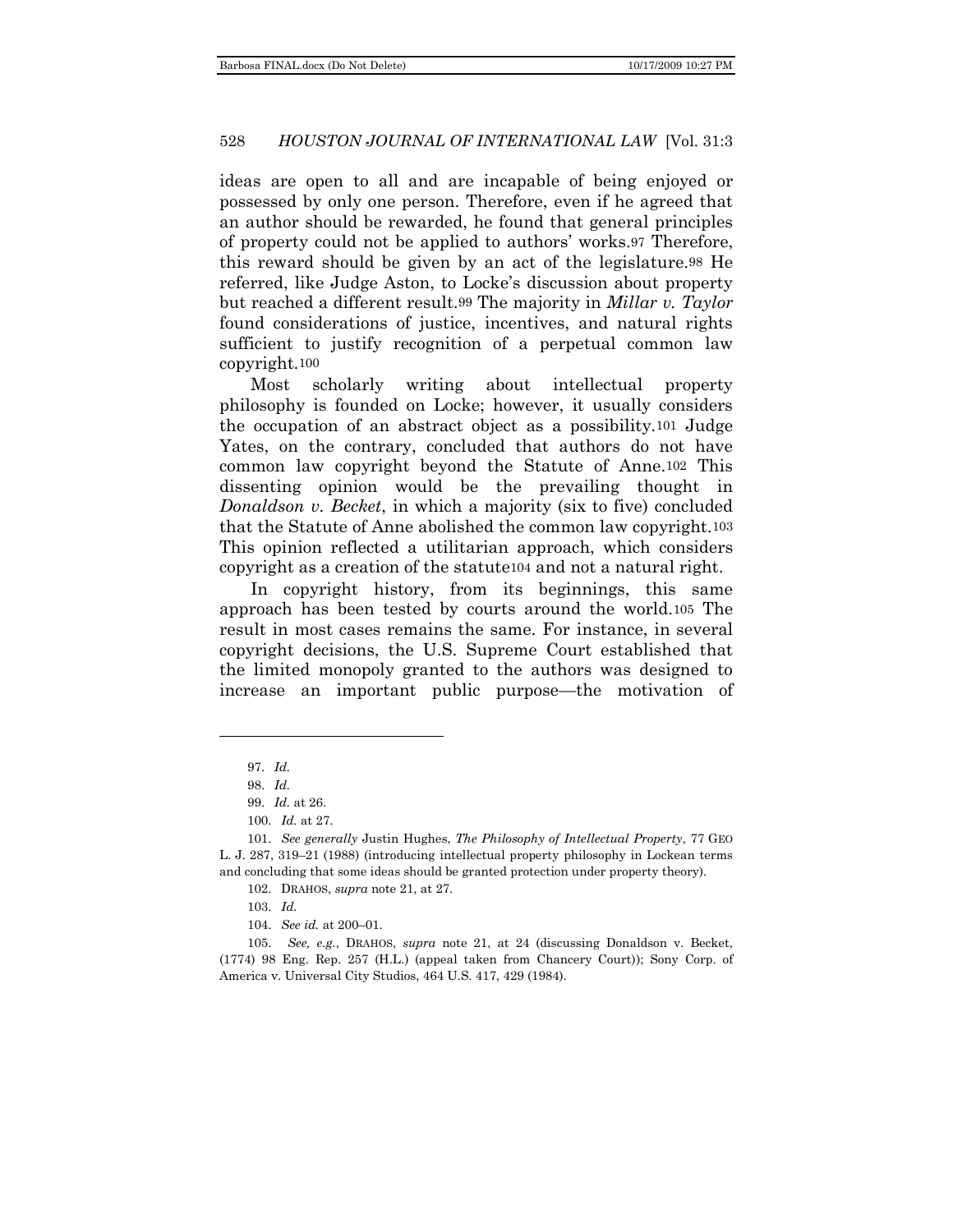ideas are open to all and are incapable of being enjoyed or possessed by only one person. Therefore, even if he agreed that an author should be rewarded, he found that general principles of property could not be applied to authors' works.[97] Therefore, this reward should be given by an act of the legislature.[98] He referred, like Judge Aston, to Locke's discussion about property but reached a different result.[99] The majority in *Millar v. Taylor* found considerations of justice, incentives, and natural rights sufficient to justify recognition of a perpetual common law copyright.[100]

Most scholarly writing about intellectual property philosophy is founded on Locke; however, it usually considers the occupation of an abstract object as a possibility.[101] Judge Yates, on the contrary, concluded that authors do not have common law copyright beyond the Statute of Anne.[102] This dissenting opinion would be the prevailing thought in *Donaldson v. Becket*, in which a majority (six to five) concluded that the Statute of Anne abolished the common law copyright.[103] This opinion reflected a utilitarian approach, which considers copyright as a creation of the statute[104] and not a natural right.

In copyright history, from its beginnings, this same approach has been tested by courts around the world.[105] The result in most cases remains the same. For instance, in several copyright decisions, the U.S. Supreme Court established that the limited monopoly granted to the authors was designed to increase an important public purpose—the motivation of

---

97. *Id.*

98. *Id.*

99. *Id.* at 26.

100. *Id.* at 27.

101. *See generally* Justin Hughes, *The Philosophy of Intellectual Property*, 77 GEO L. J. 287, 319–21 (1988) (introducing intellectual property philosophy in Lockean terms and concluding that some ideas should be granted protection under property theory).

102. DRAHOS, *supra* note 21, at 27.

103. *Id.*

104. *See id.* at 200–01.

105. *See, e.g.*, DRAHOS, *supra* note 21, at 24 (discussing Donaldson v. Becket, (1774) 98 Eng. Rep. 257 (H.L.) (appeal taken from Chancery Court)); Sony Corp. of America v. Universal City Studios, 464 U.S. 417, 429 (1984).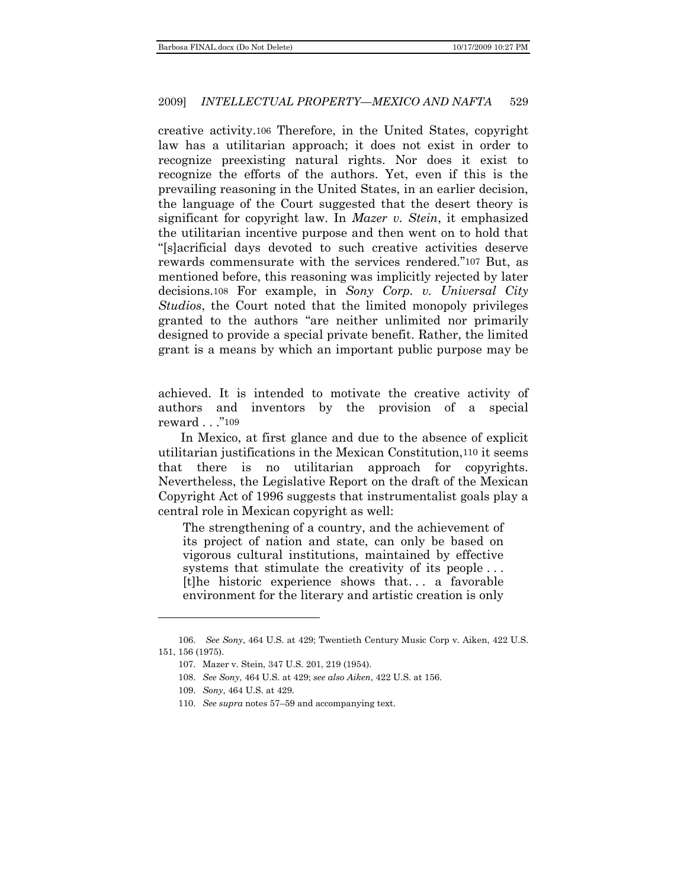creative activity.[106] Therefore, in the United States, copyright law has a utilitarian approach; it does not exist in order to recognize preexisting natural rights. Nor does it exist to recognize the efforts of the authors. Yet, even if this is the prevailing reasoning in the United States, in an earlier decision, the language of the Court suggested that the desert theory is significant for copyright law. In *Mazer v. Stein*, it emphasized the utilitarian incentive purpose and then went on to hold that "[s]acrificial days devoted to such creative activities deserve rewards commensurate with the services rendered."[107] But, as mentioned before, this reasoning was implicitly rejected by later decisions.[108] For example, in *Sony Corp. v. Universal City Studios*, the Court noted that the limited monopoly privileges granted to the authors "are neither unlimited nor primarily designed to provide a special private benefit. Rather, the limited grant is a means by which an important public purpose may be achieved. It is intended to motivate the creative activity of authors and inventors by the provision of a special reward . . ."[109]

In Mexico, at first glance and due to the absence of explicit utilitarian justifications in the Mexican Constitution,[110] it seems that there is no utilitarian approach for copyrights. Nevertheless, the Legislative Report on the draft of the Mexican Copyright Act of 1996 suggests that instrumentalist goals play a central role in Mexican copyright as well:

> The strengthening of a country, and the achievement of its project of nation and state, can only be based on vigorous cultural institutions, maintained by effective systems that stimulate the creativity of its people . . . [t]he historic experience shows that. . . a favorable environment for the literary and artistic creation is only

---

106. *See Sony*, 464 U.S. at 429; Twentieth Century Music Corp v. Aiken, 422 U.S. 151, 156 (1975).

107. Mazer v. Stein, 347 U.S. 201, 219 (1954).

108. *See Sony*, 464 U.S. at 429; *see also Aiken*, 422 U.S. at 156.

109. *Sony*, 464 U.S. at 429.

110. *See supra* notes 57–59 and accompanying text.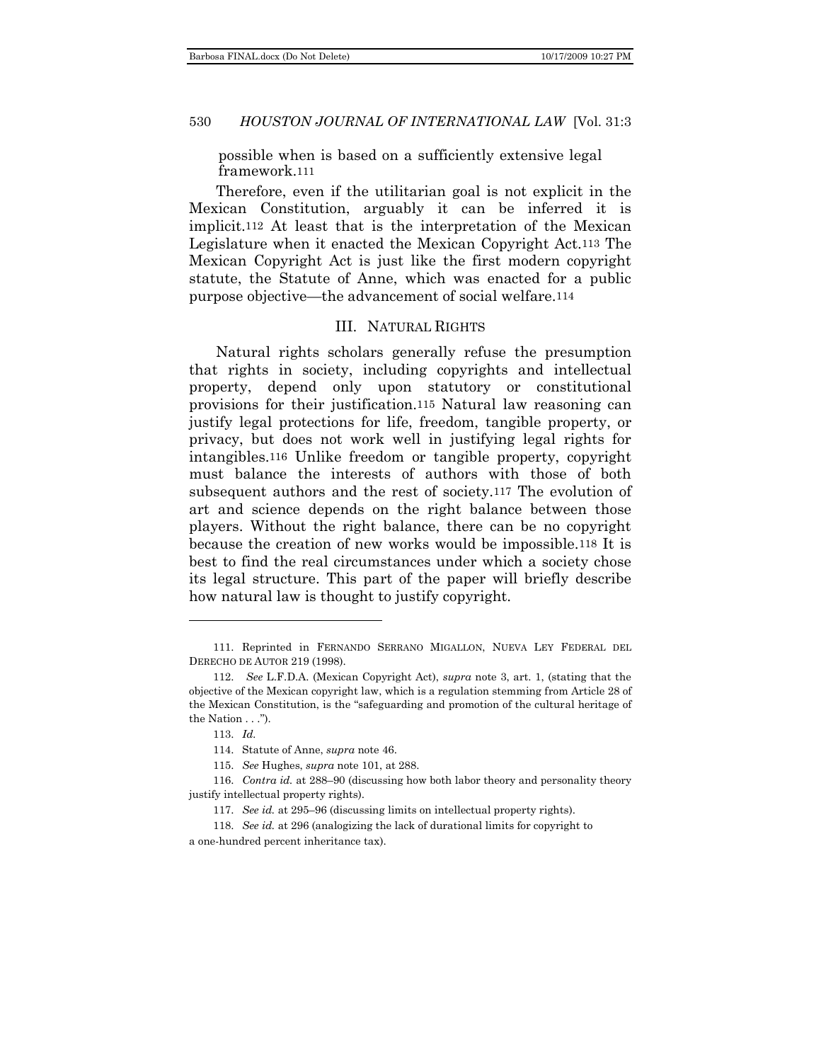possible when is based on a sufficiently extensive legal framework.[111]

Therefore, even if the utilitarian goal is not explicit in the Mexican Constitution, arguably it can be inferred it is implicit.[112] At least that is the interpretation of the Mexican Legislature when it enacted the Mexican Copyright Act.[113] The Mexican Copyright Act is just like the first modern copyright statute, the Statute of Anne, which was enacted for a public purpose objective—the advancement of social welfare.[114]

## III. NATURAL RIGHTS

Natural rights scholars generally refuse the presumption that rights in society, including copyrights and intellectual property, depend only upon statutory or constitutional provisions for their justification.[115] Natural law reasoning can justify legal protections for life, freedom, tangible property, or privacy, but does not work well in justifying legal rights for intangibles.[116] Unlike freedom or tangible property, copyright must balance the interests of authors with those of both subsequent authors and the rest of society.[117] The evolution of art and science depends on the right balance between those players. Without the right balance, there can be no copyright because the creation of new works would be impossible.[118] It is best to find the real circumstances under which a society chose its legal structure. This part of the paper will briefly describe how natural law is thought to justify copyright.

---

111. Reprinted in FERNANDO SERRANO MIGALLON, NUEVA LEY FEDERAL DEL DERECHO DE AUTOR 219 (1998).

112. *See* L.F.D.A. (Mexican Copyright Act), *supra* note 3, art. 1, (stating that the objective of the Mexican copyright law, which is a regulation stemming from Article 28 of the Mexican Constitution, is the "safeguarding and promotion of the cultural heritage of the Nation . . .").

113. *Id.*

114. Statute of Anne, *supra* note 46.

115. *See* Hughes, *supra* note 101, at 288.

116. *Contra id.* at 288–90 (discussing how both labor theory and personality theory justify intellectual property rights).

117. *See id.* at 295–96 (discussing limits on intellectual property rights).

118. *See id.* at 296 (analogizing the lack of durational limits for copyright to a one-hundred percent inheritance tax).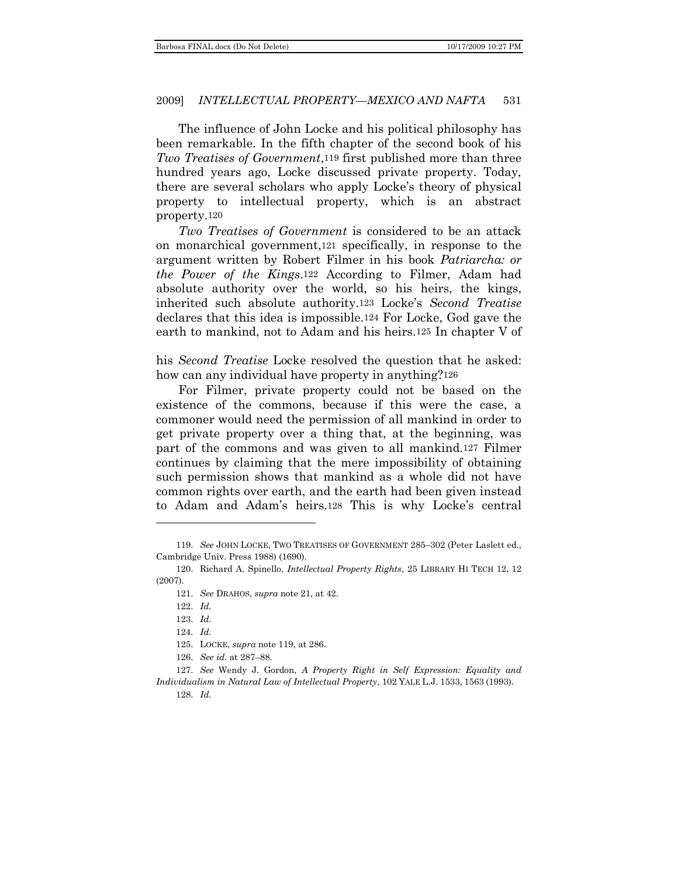The influence of John Locke and his political philosophy has been remarkable. In the fifth chapter of the second book of his *Two Treatises of Government*,[119] first published more than three hundred years ago, Locke discussed private property. Today, there are several scholars who apply Locke's theory of physical property to intellectual property, which is an abstract property.[120]

*Two Treatises of Government* is considered to be an attack on monarchical government,[121] specifically, in response to the argument written by Robert Filmer in his book *Patriarcha: or the Power of the Kings*.[122] According to Filmer, Adam had absolute authority over the world, so his heirs, the kings, inherited such absolute authority.[123] Locke's *Second Treatise* declares that this idea is impossible.[124] For Locke, God gave the earth to mankind, not to Adam and his heirs.[125] In chapter V of his *Second Treatise* Locke resolved the question that he asked: how can any individual have property in anything?[126]

For Filmer, private property could not be based on the existence of the commons, because if this were the case, a commoner would need the permission of all mankind in order to get private property over a thing that, at the beginning, was part of the commons and was given to all mankind.[127] Filmer continues by claiming that the mere impossibility of obtaining such permission shows that mankind as a whole did not have common rights over earth, and the earth had been given instead to Adam and Adam's heirs.[128] This is why Locke's central

---

119. *See* JOHN LOCKE, TWO TREATISES OF GOVERNMENT 285–302 (Peter Laslett ed., Cambridge Univ. Press 1988) (1690).

120. Richard A. Spinello, *Intellectual Property Rights*, 25 LIBRARY HI TECH 12, 12 (2007).

121. *See* DRAHOS, *supra* note 21, at 42.

122. *Id.*

123. *Id.*

124. *Id.*

125. LOCKE, *supra* note 119, at 286.

126. *See id.* at 287–88.

127. *See* Wendy J. Gordon, *A Property Right in Self Expression: Equality and Individualism in Natural Law of Intellectual Property*, 102 YALE L.J. 1533, 1563 (1993).

128. *Id.*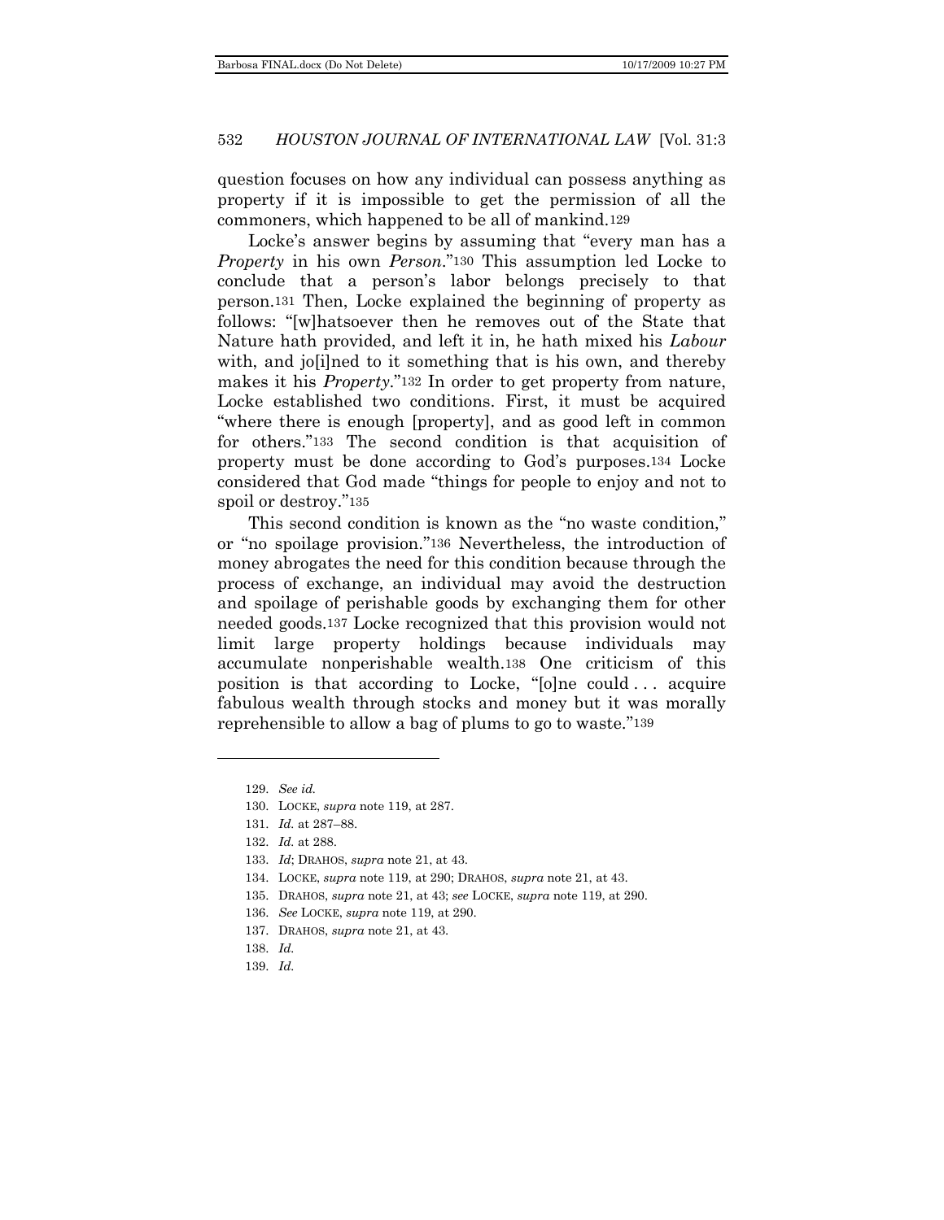question focuses on how any individual can possess anything as property if it is impossible to get the permission of all the commoners, which happened to be all of mankind.[129]

Locke's answer begins by assuming that "every man has a *Property* in his own *Person*."[130] This assumption led Locke to conclude that a person's labor belongs precisely to that person.[131] Then, Locke explained the beginning of property as follows: "[w]hatsoever then he removes out of the State that Nature hath provided, and left it in, he hath mixed his *Labour* with, and jo[i]ned to it something that is his own, and thereby makes it his *Property*."[132] In order to get property from nature, Locke established two conditions. First, it must be acquired "where there is enough [property], and as good left in common for others."[133] The second condition is that acquisition of property must be done according to God's purposes.[134] Locke considered that God made "things for people to enjoy and not to spoil or destroy."[135]

This second condition is known as the "no waste condition," or "no spoilage provision."[136] Nevertheless, the introduction of money abrogates the need for this condition because through the process of exchange, an individual may avoid the destruction and spoilage of perishable goods by exchanging them for other needed goods.[137] Locke recognized that this provision would not limit large property holdings because individuals may accumulate nonperishable wealth.[138] One criticism of this position is that according to Locke, "[o]ne could . . . acquire fabulous wealth through stocks and money but it was morally reprehensible to allow a bag of plums to go to waste."[139]

---

129. *See id.*

130. LOCKE, *supra* note 119, at 287.

131. *Id.* at 287–88.

132. *Id.* at 288.

133. *Id*; DRAHOS, *supra* note 21, at 43.

134. LOCKE, *supra* note 119, at 290; DRAHOS, *supra* note 21, at 43.

135. DRAHOS, *supra* note 21, at 43; *see* LOCKE, *supra* note 119, at 290.

136. *See* LOCKE, *supra* note 119, at 290.

137. DRAHOS, *supra* note 21, at 43.

138. *Id.*

139. *Id.*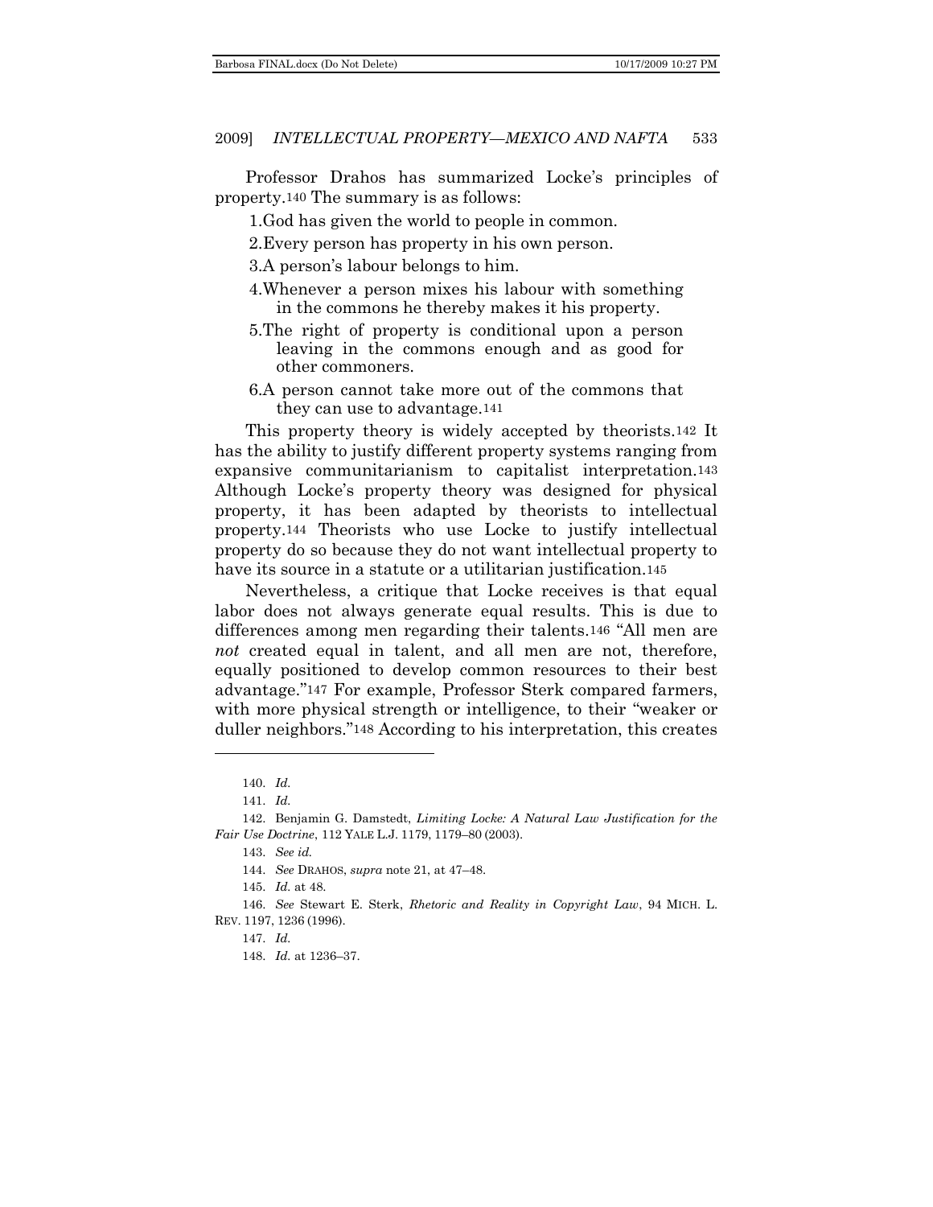Professor Drahos has summarized Locke's principles of property.[140] The summary is as follows:

1. God has given the world to people in common.
2. Every person has property in his own person.
3. A person's labour belongs to him.
4. Whenever a person mixes his labour with something in the commons he thereby makes it his property.
5. The right of property is conditional upon a person leaving in the commons enough and as good for other commoners.
6. A person cannot take more out of the commons that they can use to advantage.[141]

This property theory is widely accepted by theorists.[142] It has the ability to justify different property systems ranging from expansive communitarianism to capitalist interpretation.[143] Although Locke's property theory was designed for physical property, it has been adapted by theorists to intellectual property.[144] Theorists who use Locke to justify intellectual property do so because they do not want intellectual property to have its source in a statute or a utilitarian justification.[145]

Nevertheless, a critique that Locke receives is that equal labor does not always generate equal results. This is due to differences among men regarding their talents.[146] "All men are *not* created equal in talent, and all men are not, therefore, equally positioned to develop common resources to their best advantage."[147] For example, Professor Sterk compared farmers, with more physical strength or intelligence, to their "weaker or duller neighbors."[148] According to his interpretation, this creates

---

140. *Id.*

141. *Id.*

142. Benjamin G. Damstedt, *Limiting Locke: A Natural Law Justification for the Fair Use Doctrine*, 112 YALE L.J. 1179, 1179–80 (2003).

143. *See id.*

144. *See* DRAHOS, *supra* note 21, at 47–48.

145. *Id.* at 48.

146. *See* Stewart E. Sterk, *Rhetoric and Reality in Copyright Law*, 94 MICH. L. REV. 1197, 1236 (1996).

147. *Id.*

148. *Id.* at 1236–37.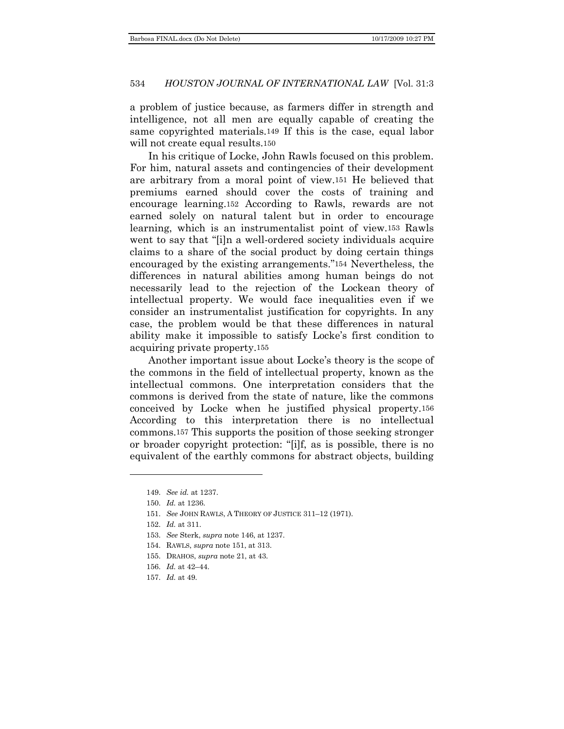a problem of justice because, as farmers differ in strength and intelligence, not all men are equally capable of creating the same copyrighted materials.[149] If this is the case, equal labor will not create equal results.[150]

In his critique of Locke, John Rawls focused on this problem. For him, natural assets and contingencies of their development are arbitrary from a moral point of view.[151] He believed that premiums earned should cover the costs of training and encourage learning.[152] According to Rawls, rewards are not earned solely on natural talent but in order to encourage learning, which is an instrumentalist point of view.[153] Rawls went to say that "[i]n a well-ordered society individuals acquire claims to a share of the social product by doing certain things encouraged by the existing arrangements."[154] Nevertheless, the differences in natural abilities among human beings do not necessarily lead to the rejection of the Lockean theory of intellectual property. We would face inequalities even if we consider an instrumentalist justification for copyrights. In any case, the problem would be that these differences in natural ability make it impossible to satisfy Locke's first condition to acquiring private property.[155]

Another important issue about Locke's theory is the scope of the commons in the field of intellectual property, known as the intellectual commons. One interpretation considers that the commons is derived from the state of nature, like the commons conceived by Locke when he justified physical property.[156] According to this interpretation there is no intellectual commons.[157] This supports the position of those seeking stronger or broader copyright protection: "[i]f, as is possible, there is no equivalent of the earthly commons for abstract objects, building

---

149. *See id.* at 1237.

150. *Id.* at 1236.

151. *See* JOHN RAWLS, A THEORY OF JUSTICE 311–12 (1971).

152. *Id.* at 311.

153. *See* Sterk, *supra* note 146, at 1237.

154. RAWLS, *supra* note 151, at 313.

155. DRAHOS, *supra* note 21, at 43.

156. *Id.* at 42–44.

157. *Id.* at 49.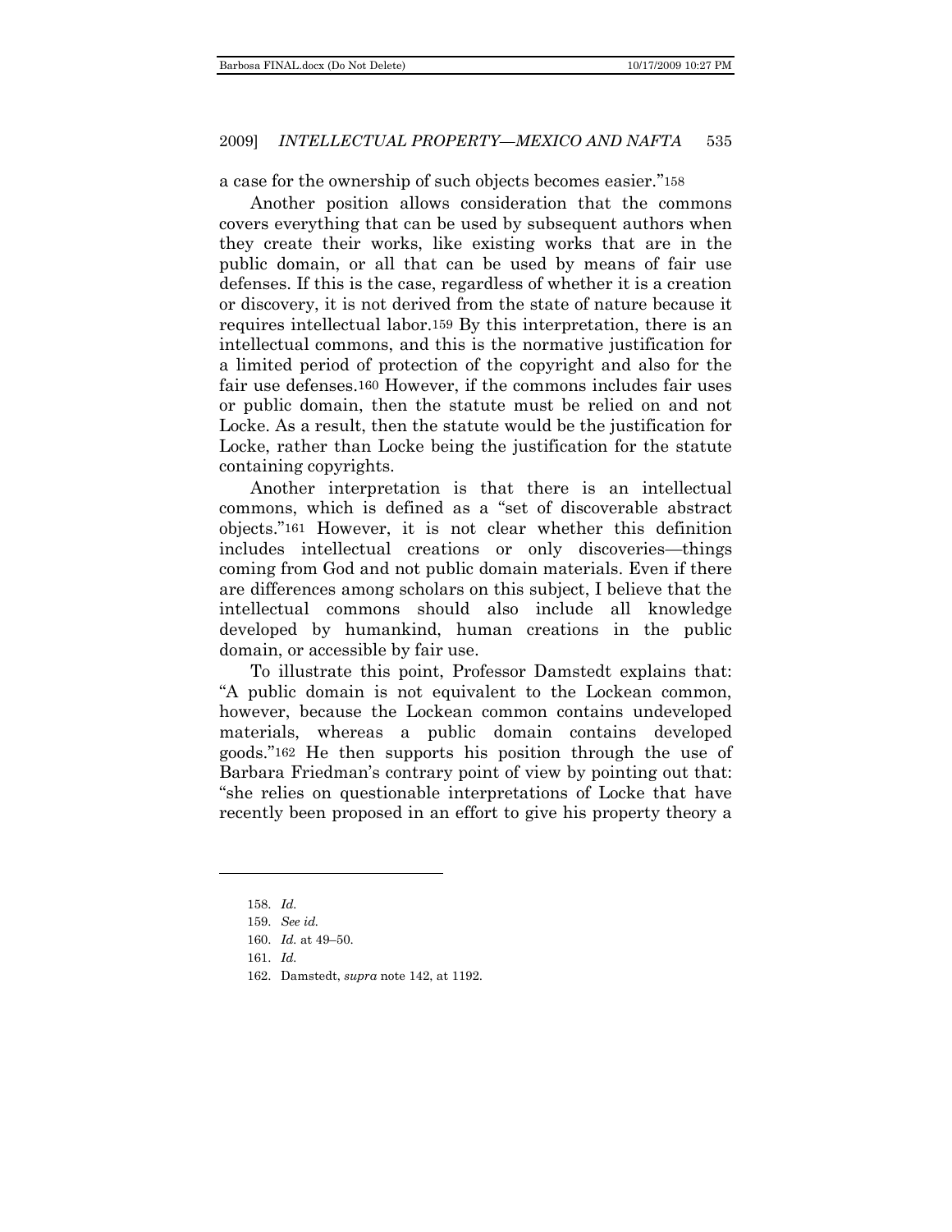a case for the ownership of such objects becomes easier."[158]

Another position allows consideration that the commons covers everything that can be used by subsequent authors when they create their works, like existing works that are in the public domain, or all that can be used by means of fair use defenses. If this is the case, regardless of whether it is a creation or discovery, it is not derived from the state of nature because it requires intellectual labor.[159] By this interpretation, there is an intellectual commons, and this is the normative justification for a limited period of protection of the copyright and also for the fair use defenses.[160] However, if the commons includes fair uses or public domain, then the statute must be relied on and not Locke. As a result, then the statute would be the justification for Locke, rather than Locke being the justification for the statute containing copyrights.

Another interpretation is that there is an intellectual commons, which is defined as a "set of discoverable abstract objects."[161] However, it is not clear whether this definition includes intellectual creations or only discoveries—things coming from God and not public domain materials. Even if there are differences among scholars on this subject, I believe that the intellectual commons should also include all knowledge developed by humankind, human creations in the public domain, or accessible by fair use.

To illustrate this point, Professor Damstedt explains that: "A public domain is not equivalent to the Lockean common, however, because the Lockean common contains undeveloped materials, whereas a public domain contains developed goods."[162] He then supports his position through the use of Barbara Friedman's contrary point of view by pointing out that: "she relies on questionable interpretations of Locke that have recently been proposed in an effort to give his property theory a

---

158. *Id.*

159. *See id.*

160. *Id.* at 49–50.

161. *Id.*

162. Damstedt, *supra* note 142, at 1192.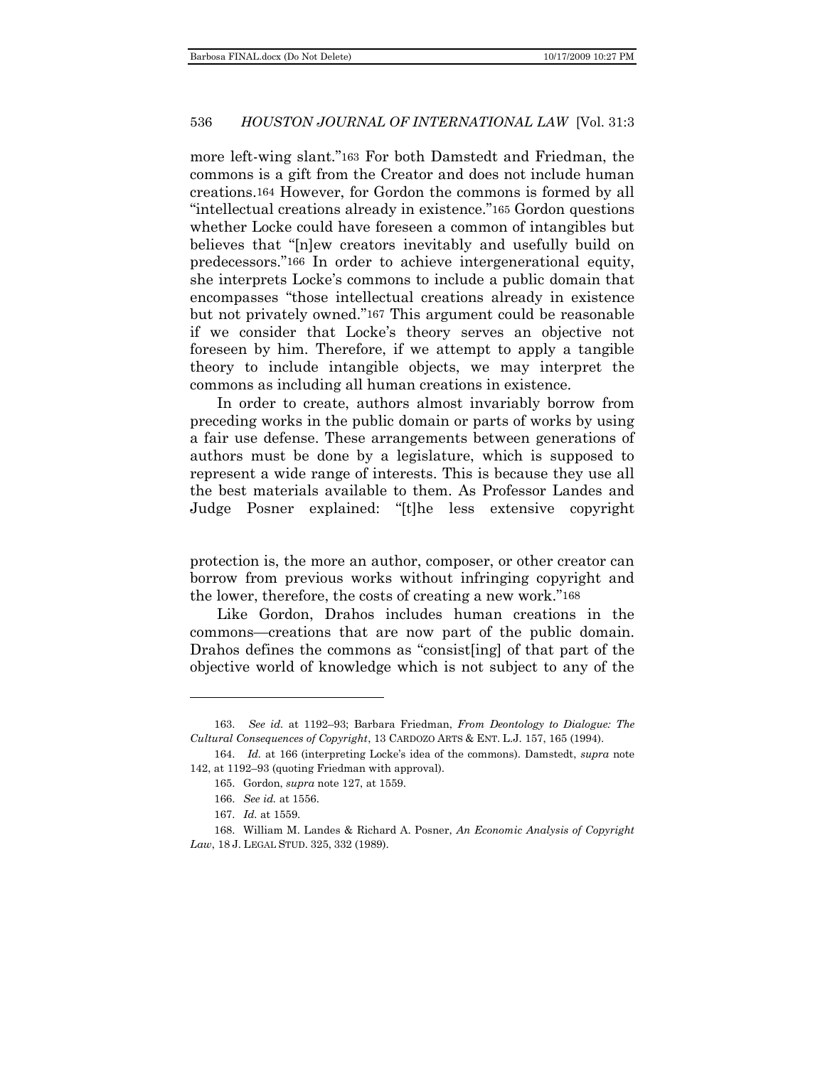more left-wing slant."[163] For both Damstedt and Friedman, the commons is a gift from the Creator and does not include human creations.[164] However, for Gordon the commons is formed by all "intellectual creations already in existence."[165] Gordon questions whether Locke could have foreseen a common of intangibles but believes that "[n]ew creators inevitably and usefully build on predecessors."[166] In order to achieve intergenerational equity, she interprets Locke's commons to include a public domain that encompasses "those intellectual creations already in existence but not privately owned."[167] This argument could be reasonable if we consider that Locke's theory serves an objective not foreseen by him. Therefore, if we attempt to apply a tangible theory to include intangible objects, we may interpret the commons as including all human creations in existence.

In order to create, authors almost invariably borrow from preceding works in the public domain or parts of works by using a fair use defense. These arrangements between generations of authors must be done by a legislature, which is supposed to represent a wide range of interests. This is because they use all the best materials available to them. As Professor Landes and Judge Posner explained: "[t]he less extensive copyright protection is, the more an author, composer, or other creator can borrow from previous works without infringing copyright and the lower, therefore, the costs of creating a new work."[168]

Like Gordon, Drahos includes human creations in the commons—creations that are now part of the public domain. Drahos defines the commons as "consist[ing] of that part of the objective world of knowledge which is not subject to any of the

---

163. *See id.* at 1192–93; Barbara Friedman, *From Deontology to Dialogue: The Cultural Consequences of Copyright*, 13 CARDOZO ARTS & ENT. L.J. 157, 165 (1994).

164. *Id.* at 166 (interpreting Locke's idea of the commons). Damstedt, *supra* note 142, at 1192–93 (quoting Friedman with approval).

165. Gordon, *supra* note 127, at 1559.

166. *See id.* at 1556.

167. *Id.* at 1559.

168. William M. Landes & Richard A. Posner, *An Economic Analysis of Copyright Law*, 18 J. LEGAL STUD. 325, 332 (1989).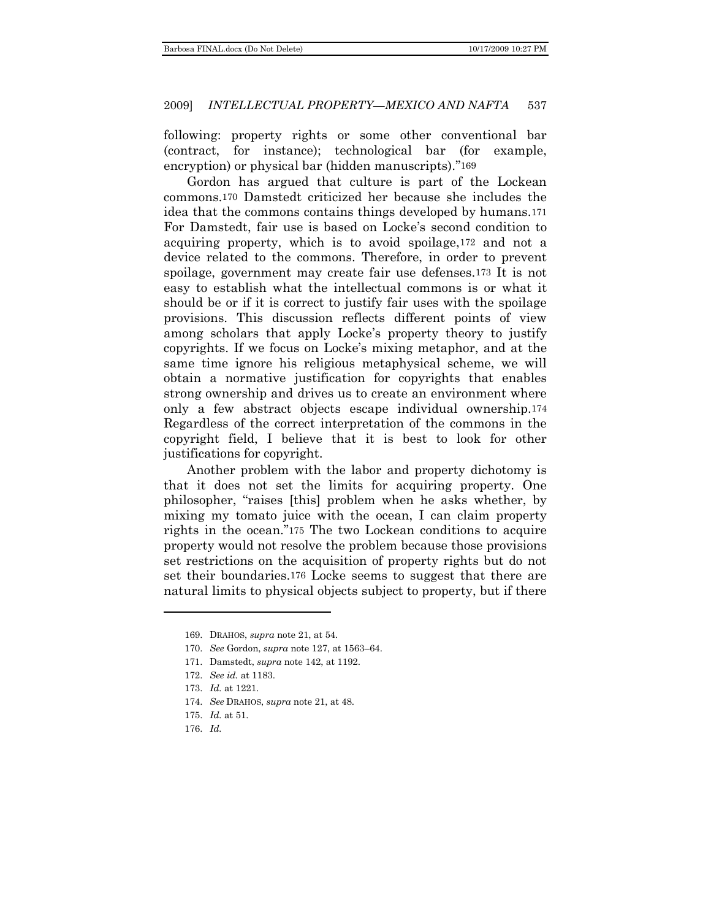following: property rights or some other conventional bar (contract, for instance); technological bar (for example, encryption) or physical bar (hidden manuscripts)."[169]

Gordon has argued that culture is part of the Lockean commons.[170] Damstedt criticized her because she includes the idea that the commons contains things developed by humans.[171] For Damstedt, fair use is based on Locke's second condition to acquiring property, which is to avoid spoilage,[172] and not a device related to the commons. Therefore, in order to prevent spoilage, government may create fair use defenses.[173] It is not easy to establish what the intellectual commons is or what it should be or if it is correct to justify fair uses with the spoilage provisions. This discussion reflects different points of view among scholars that apply Locke's property theory to justify copyrights. If we focus on Locke's mixing metaphor, and at the same time ignore his religious metaphysical scheme, we will obtain a normative justification for copyrights that enables strong ownership and drives us to create an environment where only a few abstract objects escape individual ownership.[174] Regardless of the correct interpretation of the commons in the copyright field, I believe that it is best to look for other justifications for copyright.

Another problem with the labor and property dichotomy is that it does not set the limits for acquiring property. One philosopher, "raises [this] problem when he asks whether, by mixing my tomato juice with the ocean, I can claim property rights in the ocean."[175] The two Lockean conditions to acquire property would not resolve the problem because those provisions set restrictions on the acquisition of property rights but do not set their boundaries.[176] Locke seems to suggest that there are natural limits to physical objects subject to property, but if there

---

169. DRAHOS, *supra* note 21, at 54.

170. *See* Gordon, *supra* note 127, at 1563–64.

171. Damstedt, *supra* note 142, at 1192.

172. *See id.* at 1183.

173. *Id.* at 1221.

174. *See* DRAHOS, *supra* note 21, at 48.

175. *Id.* at 51.

176. *Id.*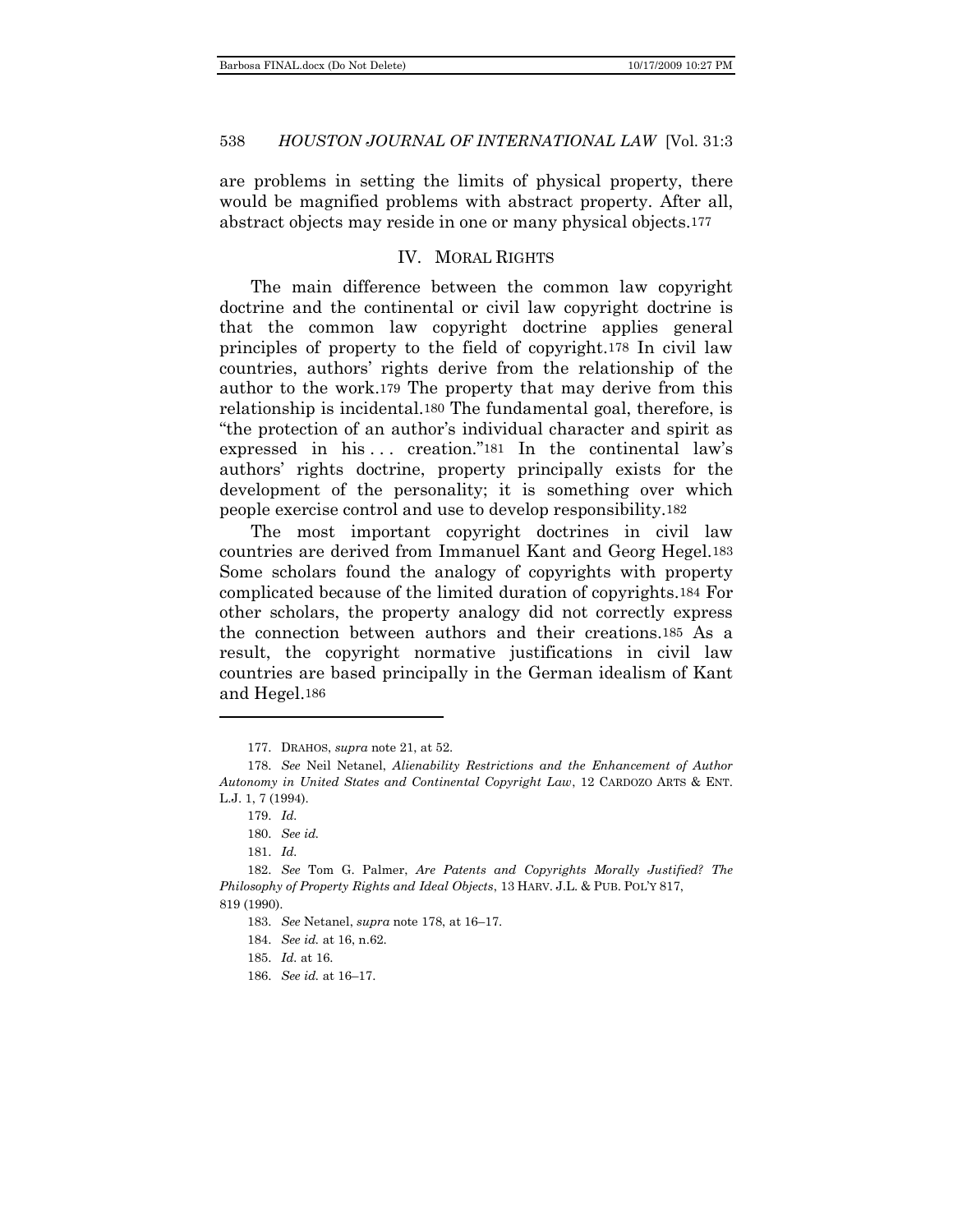are problems in setting the limits of physical property, there would be magnified problems with abstract property. After all, abstract objects may reside in one or many physical objects.[177]

## IV. MORAL RIGHTS

The main difference between the common law copyright doctrine and the continental or civil law copyright doctrine is that the common law copyright doctrine applies general principles of property to the field of copyright.[178] In civil law countries, authors' rights derive from the relationship of the author to the work.[179] The property that may derive from this relationship is incidental.[180] The fundamental goal, therefore, is "the protection of an author's individual character and spirit as expressed in his . . . creation."[181] In the continental law's authors' rights doctrine, property principally exists for the development of the personality; it is something over which people exercise control and use to develop responsibility.[182]

The most important copyright doctrines in civil law countries are derived from Immanuel Kant and Georg Hegel.[183] Some scholars found the analogy of copyrights with property complicated because of the limited duration of copyrights.[184] For other scholars, the property analogy did not correctly express the connection between authors and their creations.[185] As a result, the copyright normative justifications in civil law countries are based principally in the German idealism of Kant and Hegel.[186]

---

177. DRAHOS, *supra* note 21, at 52.

178. *See* Neil Netanel, *Alienability Restrictions and the Enhancement of Author Autonomy in United States and Continental Copyright Law*, 12 CARDOZO ARTS & ENT. L.J. 1, 7 (1994).

179. *Id.*

180. *See id.*

181. *Id.*

182. *See* Tom G. Palmer, *Are Patents and Copyrights Morally Justified? The Philosophy of Property Rights and Ideal Objects*, 13 HARV. J.L. & PUB. POL'Y 817, 819 (1990).

183. *See* Netanel, *supra* note 178, at 16–17.

184. *See id.* at 16, n.62.

185. *Id.* at 16.

186. *See id.* at 16–17.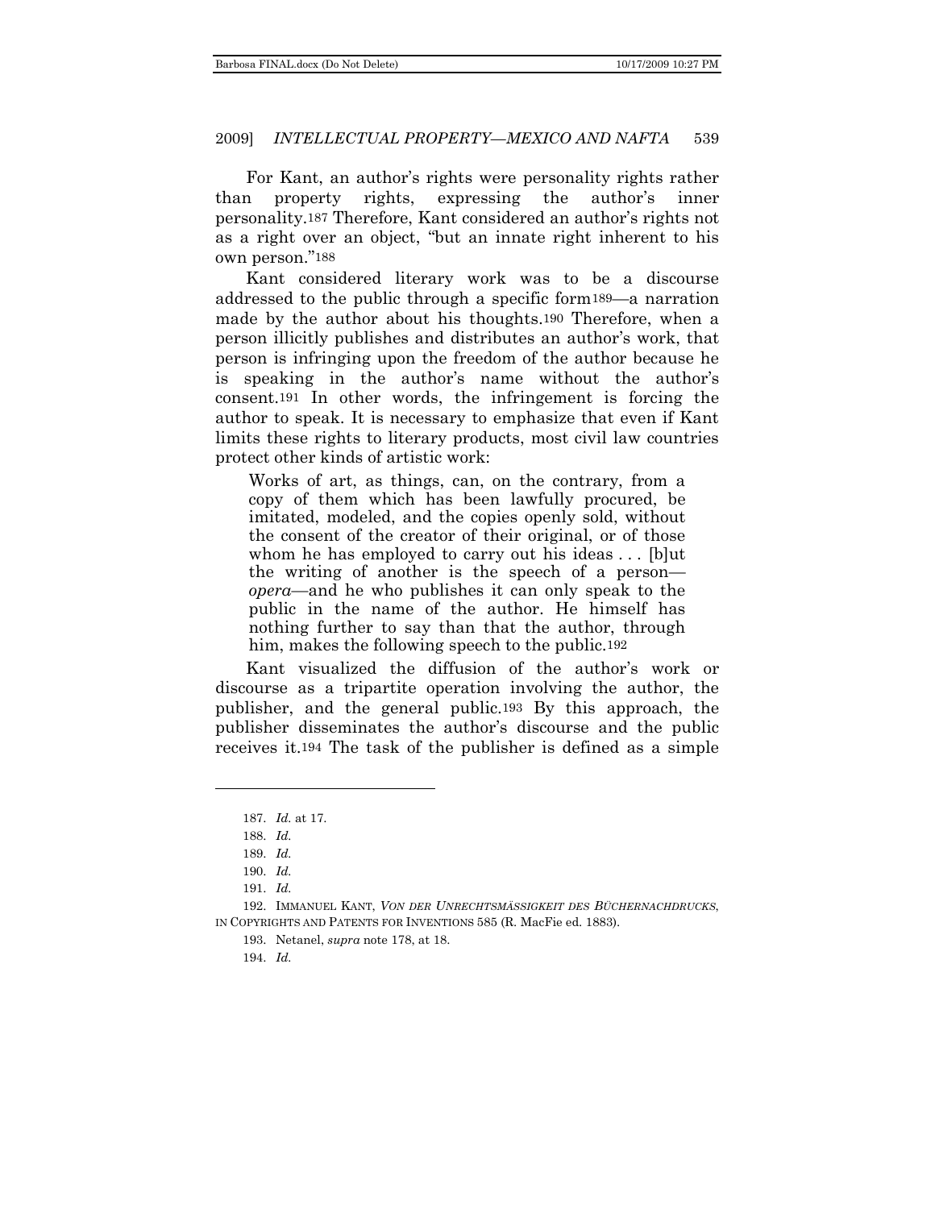For Kant, an author's rights were personality rights rather than property rights, expressing the author's inner personality.[187] Therefore, Kant considered an author's rights not as a right over an object, "but an innate right inherent to his own person."[188]

Kant considered literary work was to be a discourse addressed to the public through a specific form[189]—a narration made by the author about his thoughts.[190] Therefore, when a person illicitly publishes and distributes an author's work, that person is infringing upon the freedom of the author because he is speaking in the author's name without the author's consent.[191] In other words, the infringement is forcing the author to speak. It is necessary to emphasize that even if Kant limits these rights to literary products, most civil law countries protect other kinds of artistic work:

> Works of art, as things, can, on the contrary, from a copy of them which has been lawfully procured, be imitated, modeled, and the copies openly sold, without the consent of the creator of their original, or of those whom he has employed to carry out his ideas . . . [b]ut the writing of another is the speech of a person—*opera*—and he who publishes it can only speak to the public in the name of the author. He himself has nothing further to say than that the author, through him, makes the following speech to the public.[192]

Kant visualized the diffusion of the author's work or discourse as a tripartite operation involving the author, the publisher, and the general public.[193] By this approach, the publisher disseminates the author's discourse and the public receives it.[194] The task of the publisher is defined as a simple

---

187. *Id.* at 17.

188. *Id.*

189. *Id.*

190. *Id.*

191. *Id.*

192. IMMANUEL KANT, *VON DER UNRECHTSMÄSSIGKEIT DES BÜCHERNACHDRUCKS*, IN COPYRIGHTS AND PATENTS FOR INVENTIONS 585 (R. MacFie ed. 1883).

193. Netanel, *supra* note 178, at 18.

194. *Id.*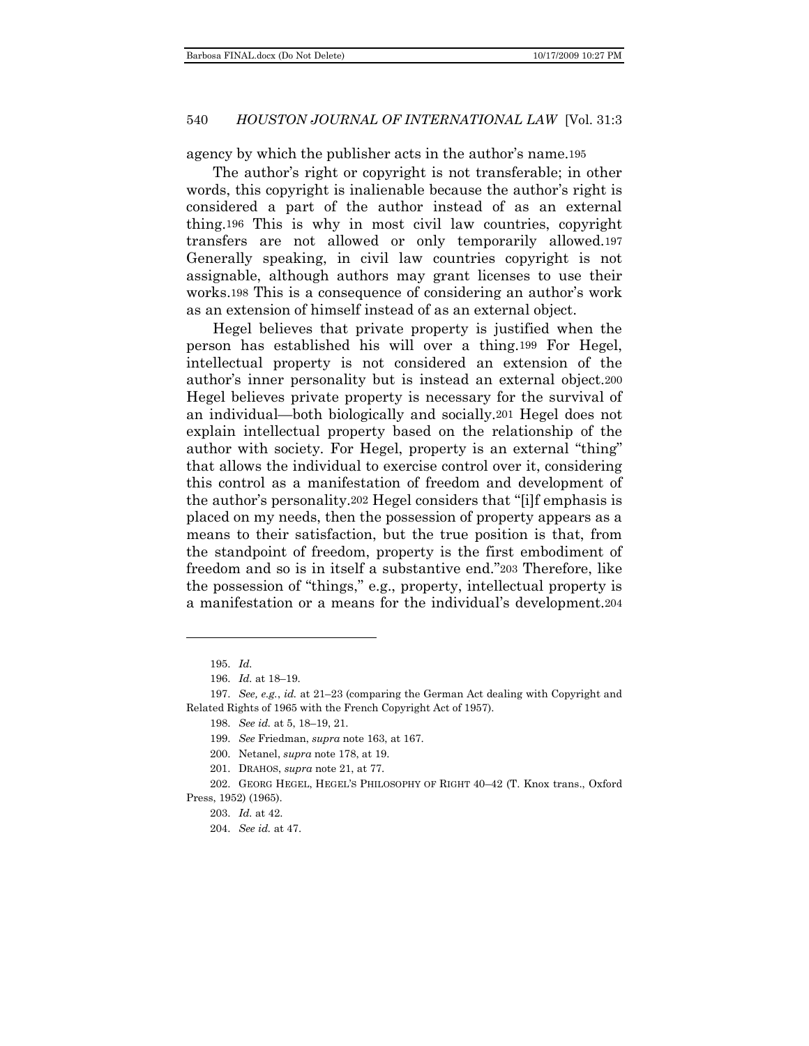agency by which the publisher acts in the author's name.[195]

The author's right or copyright is not transferable; in other words, this copyright is inalienable because the author's right is considered a part of the author instead of as an external thing.[196] This is why in most civil law countries, copyright transfers are not allowed or only temporarily allowed.[197] Generally speaking, in civil law countries copyright is not assignable, although authors may grant licenses to use their works.[198] This is a consequence of considering an author's work as an extension of himself instead of as an external object.

Hegel believes that private property is justified when the person has established his will over a thing.[199] For Hegel, intellectual property is not considered an extension of the author's inner personality but is instead an external object.[200] Hegel believes private property is necessary for the survival of an individual—both biologically and socially.[201] Hegel does not explain intellectual property based on the relationship of the author with society. For Hegel, property is an external "thing" that allows the individual to exercise control over it, considering this control as a manifestation of freedom and development of the author's personality.[202] Hegel considers that "[i]f emphasis is placed on my needs, then the possession of property appears as a means to their satisfaction, but the true position is that, from the standpoint of freedom, property is the first embodiment of freedom and so is in itself a substantive end."[203] Therefore, like the possession of "things," e.g., property, intellectual property is a manifestation or a means for the individual's development.[204]

---

195. *Id.*

196. *Id.* at 18–19.

197. *See, e.g.*, *id.* at 21–23 (comparing the German Act dealing with Copyright and Related Rights of 1965 with the French Copyright Act of 1957).

198. *See id.* at 5, 18–19, 21.

199. *See* Friedman, *supra* note 163, at 167.

200. Netanel, *supra* note 178, at 19.

201. DRAHOS, *supra* note 21, at 77.

202. GEORG HEGEL, HEGEL'S PHILOSOPHY OF RIGHT 40–42 (T. Knox trans., Oxford Press, 1952) (1965).

203. *Id.* at 42.

204. *See id.* at 47.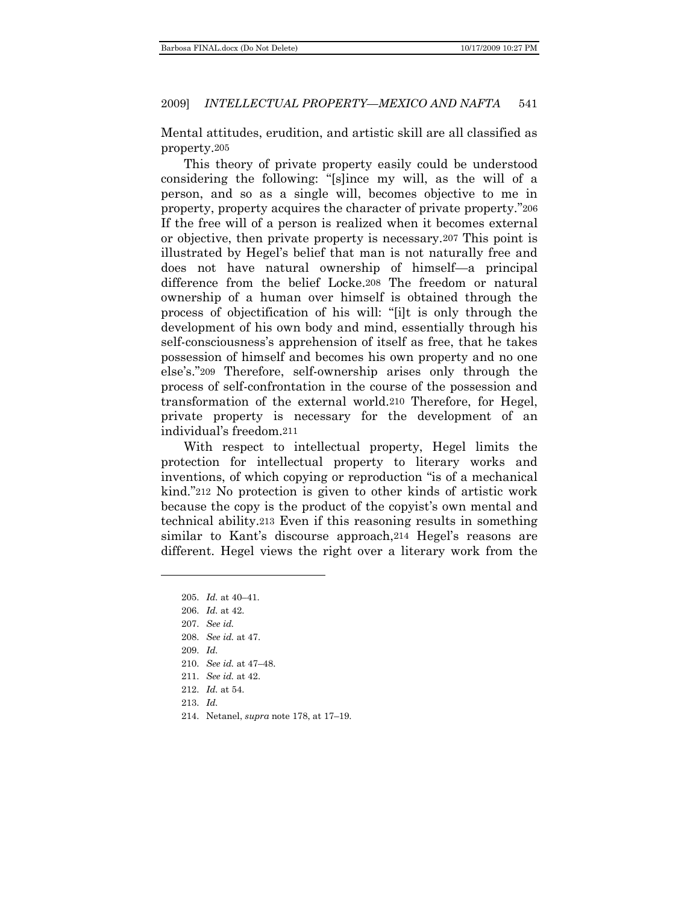Mental attitudes, erudition, and artistic skill are all classified as property.[205]

This theory of private property easily could be understood considering the following: "[s]ince my will, as the will of a person, and so as a single will, becomes objective to me in property, property acquires the character of private property."[206] If the free will of a person is realized when it becomes external or objective, then private property is necessary.[207] This point is illustrated by Hegel's belief that man is not naturally free and does not have natural ownership of himself—a principal difference from the belief Locke.[208] The freedom or natural ownership of a human over himself is obtained through the process of objectification of his will: "[i]t is only through the development of his own body and mind, essentially through his self-consciousness's apprehension of itself as free, that he takes possession of himself and becomes his own property and no one else's."[209] Therefore, self-ownership arises only through the process of self-confrontation in the course of the possession and transformation of the external world.[210] Therefore, for Hegel, private property is necessary for the development of an individual's freedom.[211]

With respect to intellectual property, Hegel limits the protection for intellectual property to literary works and inventions, of which copying or reproduction "is of a mechanical kind."[212] No protection is given to other kinds of artistic work because the copy is the product of the copyist's own mental and technical ability.[213] Even if this reasoning results in something similar to Kant's discourse approach,[214] Hegel's reasons are different. Hegel views the right over a literary work from the

---

205. *Id.* at 40–41.

206. *Id.* at 42.

207. *See id.*

208. *See id.* at 47.

209. *Id.*

210. *See id.* at 47–48.

211. *See id.* at 42.

212. *Id.* at 54.

213. *Id.*

214. Netanel, *supra* note 178, at 17–19.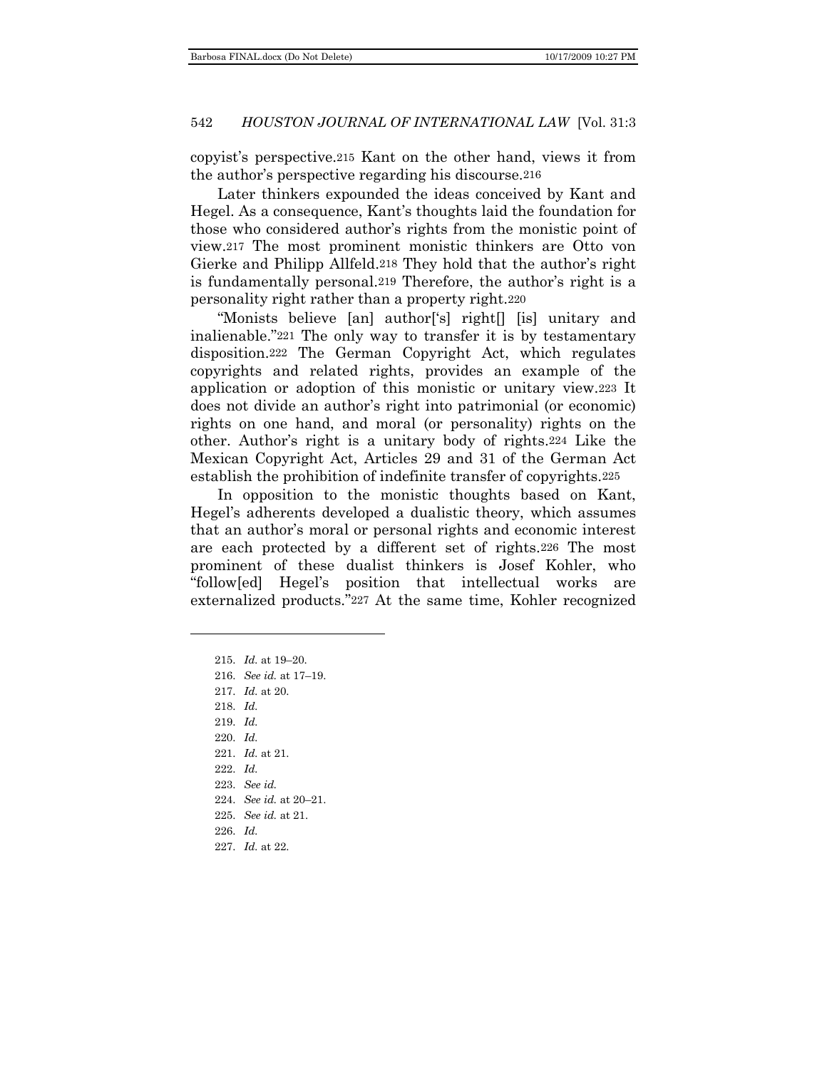copyist's perspective.[215] Kant on the other hand, views it from the author's perspective regarding his discourse.[216]

Later thinkers expounded the ideas conceived by Kant and Hegel. As a consequence, Kant's thoughts laid the foundation for those who considered author's rights from the monistic point of view.[217] The most prominent monistic thinkers are Otto von Gierke and Philipp Allfeld.[218] They hold that the author's right is fundamentally personal.[219] Therefore, the author's right is a personality right rather than a property right.[220]

"Monists believe [an] author['s] right[] [is] unitary and inalienable."[221] The only way to transfer it is by testamentary disposition.[222] The German Copyright Act, which regulates copyrights and related rights, provides an example of the application or adoption of this monistic or unitary view.[223] It does not divide an author's right into patrimonial (or economic) rights on one hand, and moral (or personality) rights on the other. Author's right is a unitary body of rights.[224] Like the Mexican Copyright Act, Articles 29 and 31 of the German Act establish the prohibition of indefinite transfer of copyrights.[225]

In opposition to the monistic thoughts based on Kant, Hegel's adherents developed a dualistic theory, which assumes that an author's moral or personal rights and economic interest are each protected by a different set of rights.[226] The most prominent of these dualist thinkers is Josef Kohler, who "follow[ed] Hegel's position that intellectual works are externalized products."[227] At the same time, Kohler recognized

---

215. *Id.* at 19–20.
216. *See id.* at 17–19.
217. *Id.* at 20.
218. *Id.*
219. *Id.*
220. *Id.*
221. *Id.* at 21.
222. *Id.*
223. *See id.*
224. *See id.* at 20–21.
225. *See id.* at 21.
226. *Id.*
227. *Id.* at 22.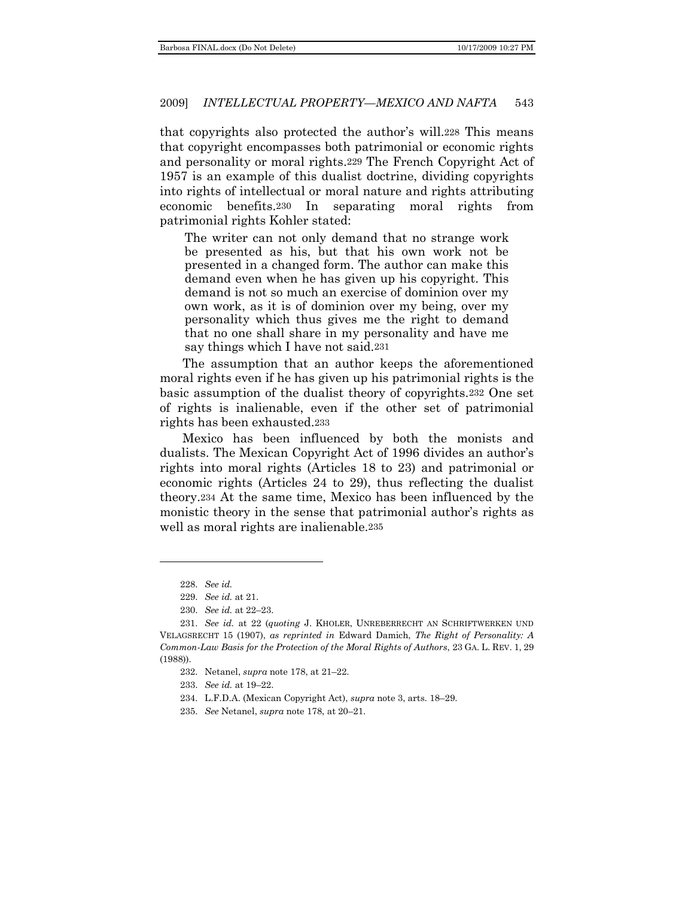that copyrights also protected the author's will.[228] This means that copyright encompasses both patrimonial or economic rights and personality or moral rights.[229] The French Copyright Act of 1957 is an example of this dualist doctrine, dividing copyrights into rights of intellectual or moral nature and rights attributing economic benefits.[230] In separating moral rights from patrimonial rights Kohler stated:

> The writer can not only demand that no strange work be presented as his, but that his own work not be presented in a changed form. The author can make this demand even when he has given up his copyright. This demand is not so much an exercise of dominion over my own work, as it is of dominion over my being, over my personality which thus gives me the right to demand that no one shall share in my personality and have me say things which I have not said.[231]

The assumption that an author keeps the aforementioned moral rights even if he has given up his patrimonial rights is the basic assumption of the dualist theory of copyrights.[232] One set of rights is inalienable, even if the other set of patrimonial rights has been exhausted.[233]

Mexico has been influenced by both the monists and dualists. The Mexican Copyright Act of 1996 divides an author's rights into moral rights (Articles 18 to 23) and patrimonial or economic rights (Articles 24 to 29), thus reflecting the dualist theory.[234] At the same time, Mexico has been influenced by the monistic theory in the sense that patrimonial author's rights as well as moral rights are inalienable.[235]

---

228. *See id.*

229. *See id.* at 21.

230. *See id.* at 22–23.

231. *See id.* at 22 (*quoting* J. KHOLER, UNREBERRECHT AN SCHRIFTWERKEN UND VELAGSRECHT 15 (1907), *as reprinted in* Edward Damich, *The Right of Personality: A Common-Law Basis for the Protection of the Moral Rights of Authors*, 23 GA. L. REV. 1, 29 (1988)).

232. Netanel, *supra* note 178, at 21–22.

233. *See id.* at 19–22.

234. L.F.D.A. (Mexican Copyright Act), *supra* note 3, arts. 18–29.

235. *See* Netanel, *supra* note 178, at 20–21.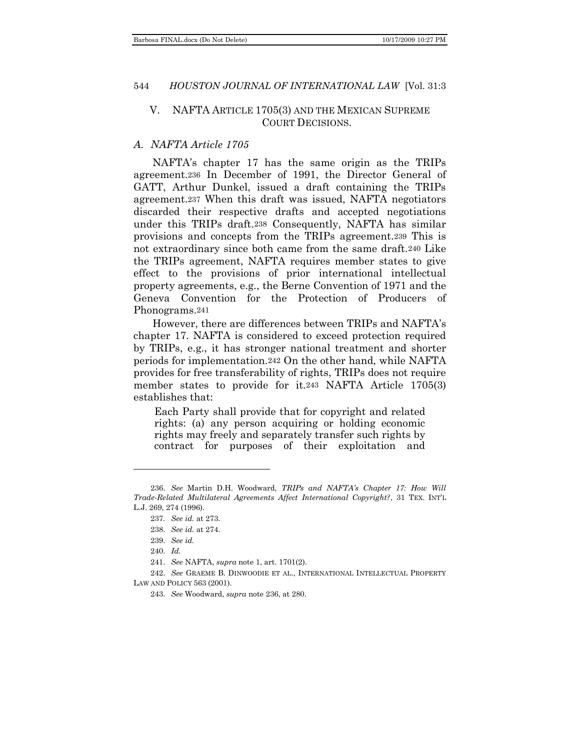## V. NAFTA ARTICLE 1705(3) AND THE MEXICAN SUPREME COURT DECISIONS.

### *A. NAFTA Article 1705*

NAFTA's chapter 17 has the same origin as the TRIPs agreement.[236] In December of 1991, the Director General of GATT, Arthur Dunkel, issued a draft containing the TRIPs agreement.[237] When this draft was issued, NAFTA negotiators discarded their respective drafts and accepted negotiations under this TRIPs draft.[238] Consequently, NAFTA has similar provisions and concepts from the TRIPs agreement.[239] This is not extraordinary since both came from the same draft.[240] Like the TRIPs agreement, NAFTA requires member states to give effect to the provisions of prior international intellectual property agreements, e.g., the Berne Convention of 1971 and the Geneva Convention for the Protection of Producers of Phonograms.[241]

However, there are differences between TRIPs and NAFTA's chapter 17. NAFTA is considered to exceed protection required by TRIPs, e.g., it has stronger national treatment and shorter periods for implementation.[242] On the other hand, while NAFTA provides for free transferability of rights, TRIPs does not require member states to provide for it.[243] NAFTA Article 1705(3) establishes that:

> Each Party shall provide that for copyright and related rights: (a) any person acquiring or holding economic rights may freely and separately transfer such rights by contract for purposes of their exploitation and

---

236. *See* Martin D.H. Woodward, *TRIPs and NAFTA's Chapter 17: How Will Trade-Related Multilateral Agreements Affect International Copyright?*, 31 TEX. INT'L L.J. 269, 274 (1996).

237. *See id.* at 273.

238. *See id.* at 274.

239. *See id.*

240. *Id.*

241. *See* NAFTA, *supra* note 1, art. 1701(2).

242. *See* GRAEME B. DINWOODIE ET AL., INTERNATIONAL INTELLECTUAL PROPERTY LAW AND POLICY 563 (2001).

243. *See* Woodward, *supra* note 236, at 280.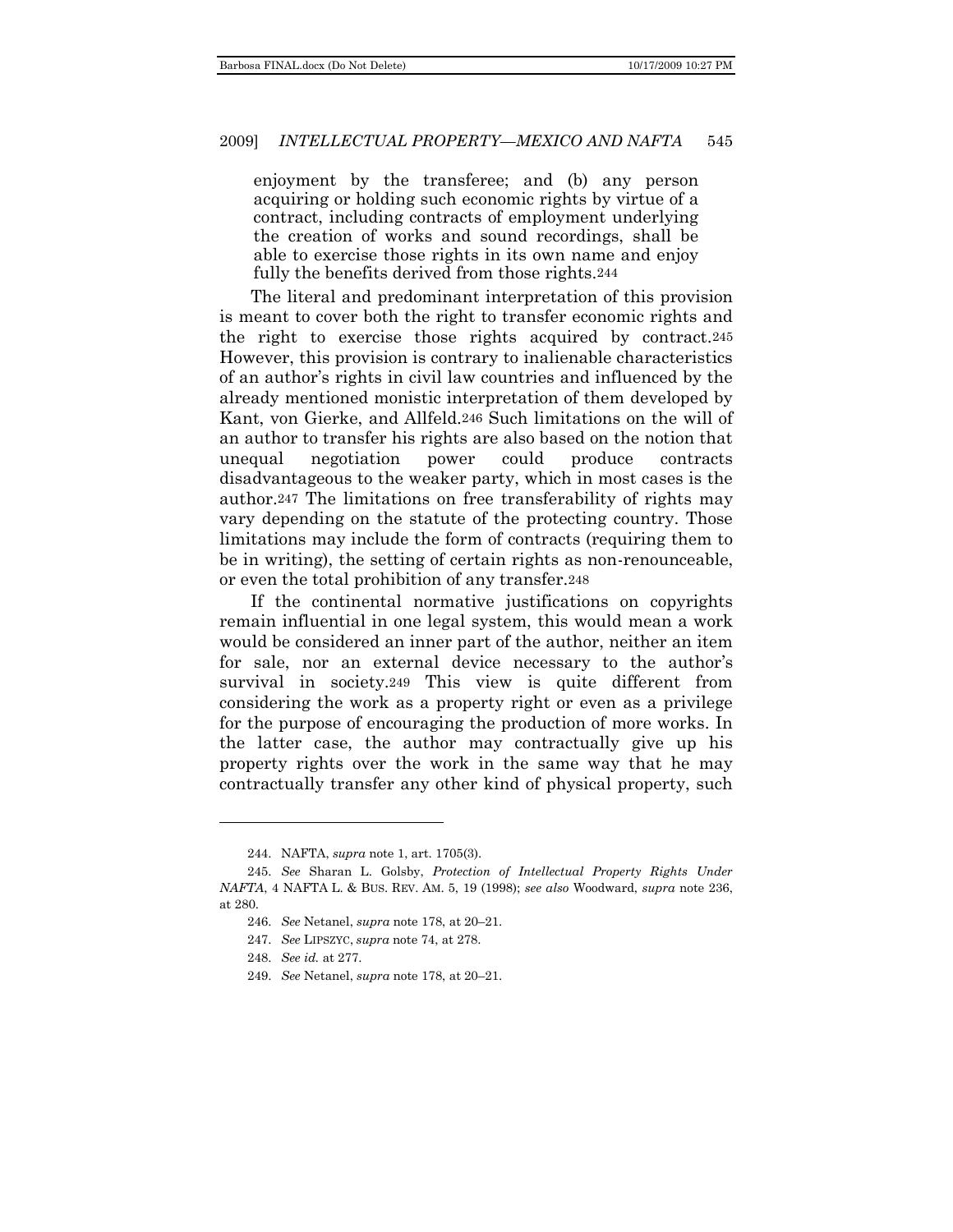> enjoyment by the transferee; and (b) any person acquiring or holding such economic rights by virtue of a contract, including contracts of employment underlying the creation of works and sound recordings, shall be able to exercise those rights in its own name and enjoy fully the benefits derived from those rights.[244]

The literal and predominant interpretation of this provision is meant to cover both the right to transfer economic rights and the right to exercise those rights acquired by contract.[245] However, this provision is contrary to inalienable characteristics of an author's rights in civil law countries and influenced by the already mentioned monistic interpretation of them developed by Kant, von Gierke, and Allfeld.[246] Such limitations on the will of an author to transfer his rights are also based on the notion that unequal negotiation power could produce contracts disadvantageous to the weaker party, which in most cases is the author.[247] The limitations on free transferability of rights may vary depending on the statute of the protecting country. Those limitations may include the form of contracts (requiring them to be in writing), the setting of certain rights as non-renounceable, or even the total prohibition of any transfer.[248]

If the continental normative justifications on copyrights remain influential in one legal system, this would mean a work would be considered an inner part of the author, neither an item for sale, nor an external device necessary to the author's survival in society.[249] This view is quite different from considering the work as a property right or even as a privilege for the purpose of encouraging the production of more works. In the latter case, the author may contractually give up his property rights over the work in the same way that he may contractually transfer any other kind of physical property, such

---

244. NAFTA, *supra* note 1, art. 1705(3).

245. *See* Sharan L. Golsby, *Protection of Intellectual Property Rights Under NAFTA*, 4 NAFTA L. & BUS. REV. AM. 5, 19 (1998); *see also* Woodward, *supra* note 236, at 280.

246. *See* Netanel, *supra* note 178, at 20–21.

247. *See* LIPSZYC, *supra* note 74, at 278.

248. *See id.* at 277.

249. *See* Netanel, *supra* note 178, at 20–21.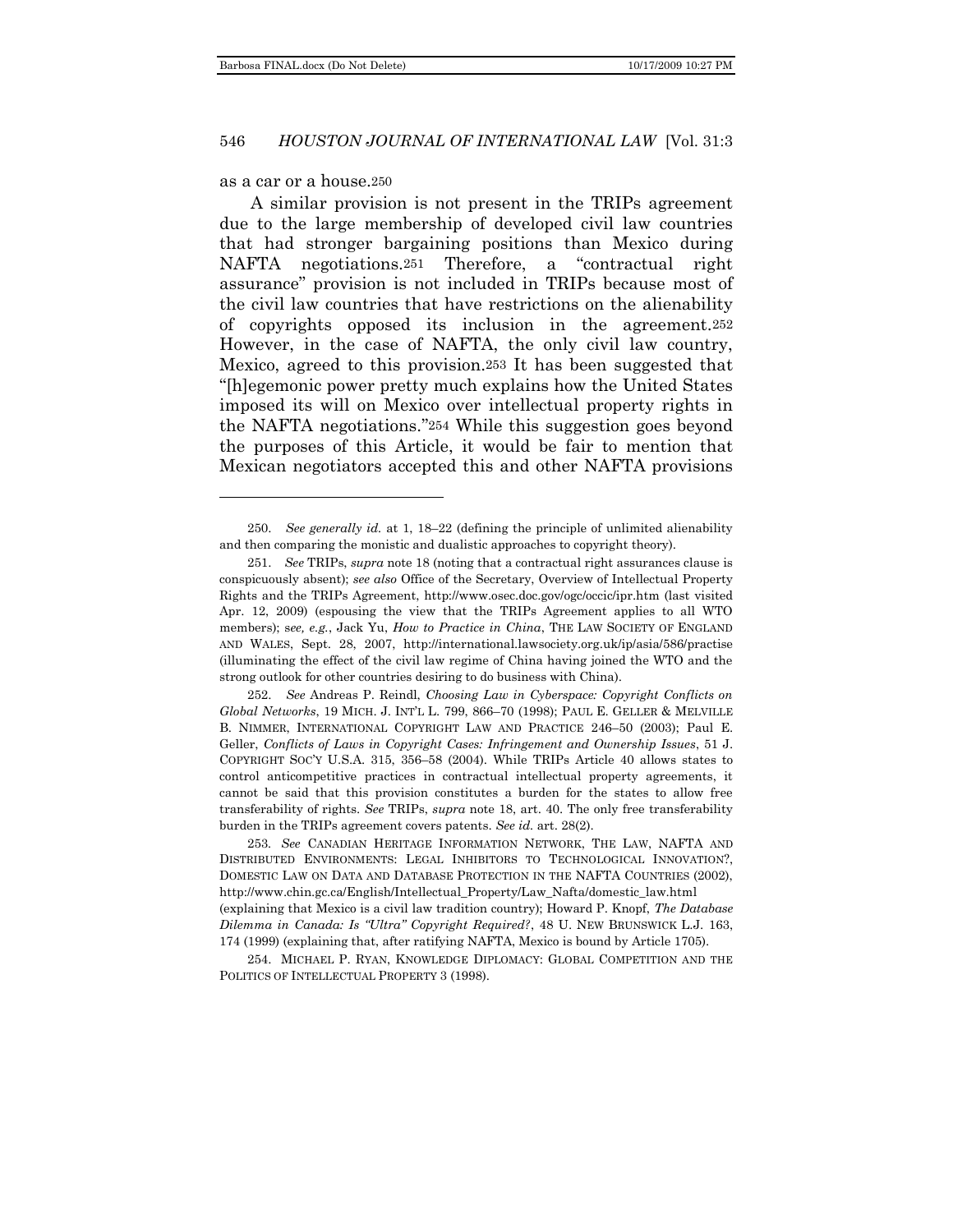as a car or a house.[250]

A similar provision is not present in the TRIPs agreement due to the large membership of developed civil law countries that had stronger bargaining positions than Mexico during NAFTA negotiations.[251] Therefore, a "contractual right assurance" provision is not included in TRIPs because most of the civil law countries that have restrictions on the alienability of copyrights opposed its inclusion in the agreement.[252] However, in the case of NAFTA, the only civil law country, Mexico, agreed to this provision.[253] It has been suggested that "[h]egemonic power pretty much explains how the United States imposed its will on Mexico over intellectual property rights in the NAFTA negotiations."[254] While this suggestion goes beyond the purposes of this Article, it would be fair to mention that Mexican negotiators accepted this and other NAFTA provisions

---

250. *See generally id.* at 1, 18–22 (defining the principle of unlimited alienability and then comparing the monistic and dualistic approaches to copyright theory).

251. *See* TRIPs, *supra* note 18 (noting that a contractual right assurances clause is conspicuously absent); *see also* Office of the Secretary, Overview of Intellectual Property Rights and the TRIPs Agreement, http://www.osec.doc.gov/ogc/occic/ipr.htm (last visited Apr. 12, 2009) (espousing the view that the TRIPs Agreement applies to all WTO members); s*ee, e.g.*, Jack Yu, *How to Practice in China*, THE LAW SOCIETY OF ENGLAND AND WALES, Sept. 28, 2007, http://international.lawsociety.org.uk/ip/asia/586/practise (illuminating the effect of the civil law regime of China having joined the WTO and the strong outlook for other countries desiring to do business with China).

252. *See* Andreas P. Reindl, *Choosing Law in Cyberspace: Copyright Conflicts on Global Networks*, 19 MICH. J. INT'L L. 799, 866–70 (1998); PAUL E. GELLER & MELVILLE B. NIMMER, INTERNATIONAL COPYRIGHT LAW AND PRACTICE 246–50 (2003); Paul E. Geller, *Conflicts of Laws in Copyright Cases: Infringement and Ownership Issues*, 51 J. COPYRIGHT SOC'Y U.S.A. 315, 356–58 (2004). While TRIPs Article 40 allows states to control anticompetitive practices in contractual intellectual property agreements, it cannot be said that this provision constitutes a burden for the states to allow free transferability of rights. *See* TRIPs, *supra* note 18, art. 40. The only free transferability burden in the TRIPs agreement covers patents. *See id.* art. 28(2).

253. *See* CANADIAN HERITAGE INFORMATION NETWORK, THE LAW, NAFTA AND DISTRIBUTED ENVIRONMENTS: LEGAL INHIBITORS TO TECHNOLOGICAL INNOVATION?, DOMESTIC LAW ON DATA AND DATABASE PROTECTION IN THE NAFTA COUNTRIES (2002), http://www.chin.gc.ca/English/Intellectual_Property/Law_Nafta/domestic_law.html (explaining that Mexico is a civil law tradition country); Howard P. Knopf, *The Database Dilemma in Canada: Is "Ultra" Copyright Required?*, 48 U. NEW BRUNSWICK L.J. 163, 174 (1999) (explaining that, after ratifying NAFTA, Mexico is bound by Article 1705).

254. MICHAEL P. RYAN, KNOWLEDGE DIPLOMACY: GLOBAL COMPETITION AND THE POLITICS OF INTELLECTUAL PROPERTY 3 (1998).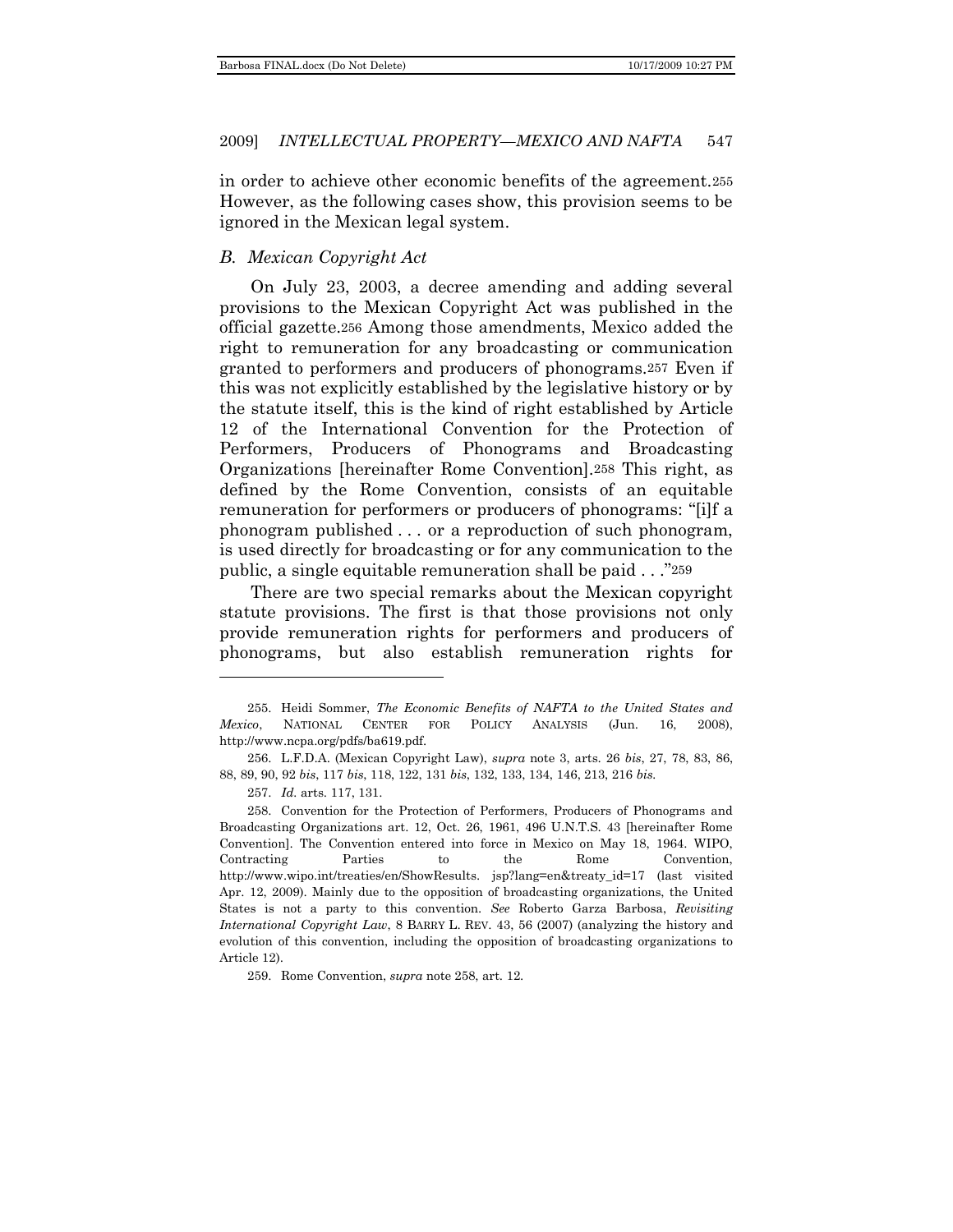in order to achieve other economic benefits of the agreement.[255] However, as the following cases show, this provision seems to be ignored in the Mexican legal system.

### *B. Mexican Copyright Act*

On July 23, 2003, a decree amending and adding several provisions to the Mexican Copyright Act was published in the official gazette.[256] Among those amendments, Mexico added the right to remuneration for any broadcasting or communication granted to performers and producers of phonograms.[257] Even if this was not explicitly established by the legislative history or by the statute itself, this is the kind of right established by Article 12 of the International Convention for the Protection of Performers, Producers of Phonograms and Broadcasting Organizations [hereinafter Rome Convention].[258] This right, as defined by the Rome Convention, consists of an equitable remuneration for performers or producers of phonograms: "[i]f a phonogram published . . . or a reproduction of such phonogram, is used directly for broadcasting or for any communication to the public, a single equitable remuneration shall be paid . . ."[259]

There are two special remarks about the Mexican copyright statute provisions. The first is that those provisions not only provide remuneration rights for performers and producers of phonograms, but also establish remuneration rights for

---

255. Heidi Sommer, *The Economic Benefits of NAFTA to the United States and Mexico*, NATIONAL CENTER FOR POLICY ANALYSIS (Jun. 16, 2008), http://www.ncpa.org/pdfs/ba619.pdf.

256. L.F.D.A. (Mexican Copyright Law), *supra* note 3, arts. 26 *bis*, 27, 78, 83, 86, 88, 89, 90, 92 *bis*, 117 *bis*, 118, 122, 131 *bis*, 132, 133, 134, 146, 213, 216 *bis*.

257. *Id.* arts. 117, 131.

258. Convention for the Protection of Performers, Producers of Phonograms and Broadcasting Organizations art. 12, Oct. 26, 1961, 496 U.N.T.S. 43 [hereinafter Rome Convention]. The Convention entered into force in Mexico on May 18, 1964. WIPO, Contracting Parties to the Rome Convention, http://www.wipo.int/treaties/en/ShowResults. jsp?lang=en&treaty_id=17 (last visited Apr. 12, 2009). Mainly due to the opposition of broadcasting organizations, the United States is not a party to this convention. *See* Roberto Garza Barbosa, *Revisiting International Copyright Law*, 8 BARRY L. REV. 43, 56 (2007) (analyzing the history and evolution of this convention, including the opposition of broadcasting organizations to Article 12).

259. Rome Convention, *supra* note 258, art. 12.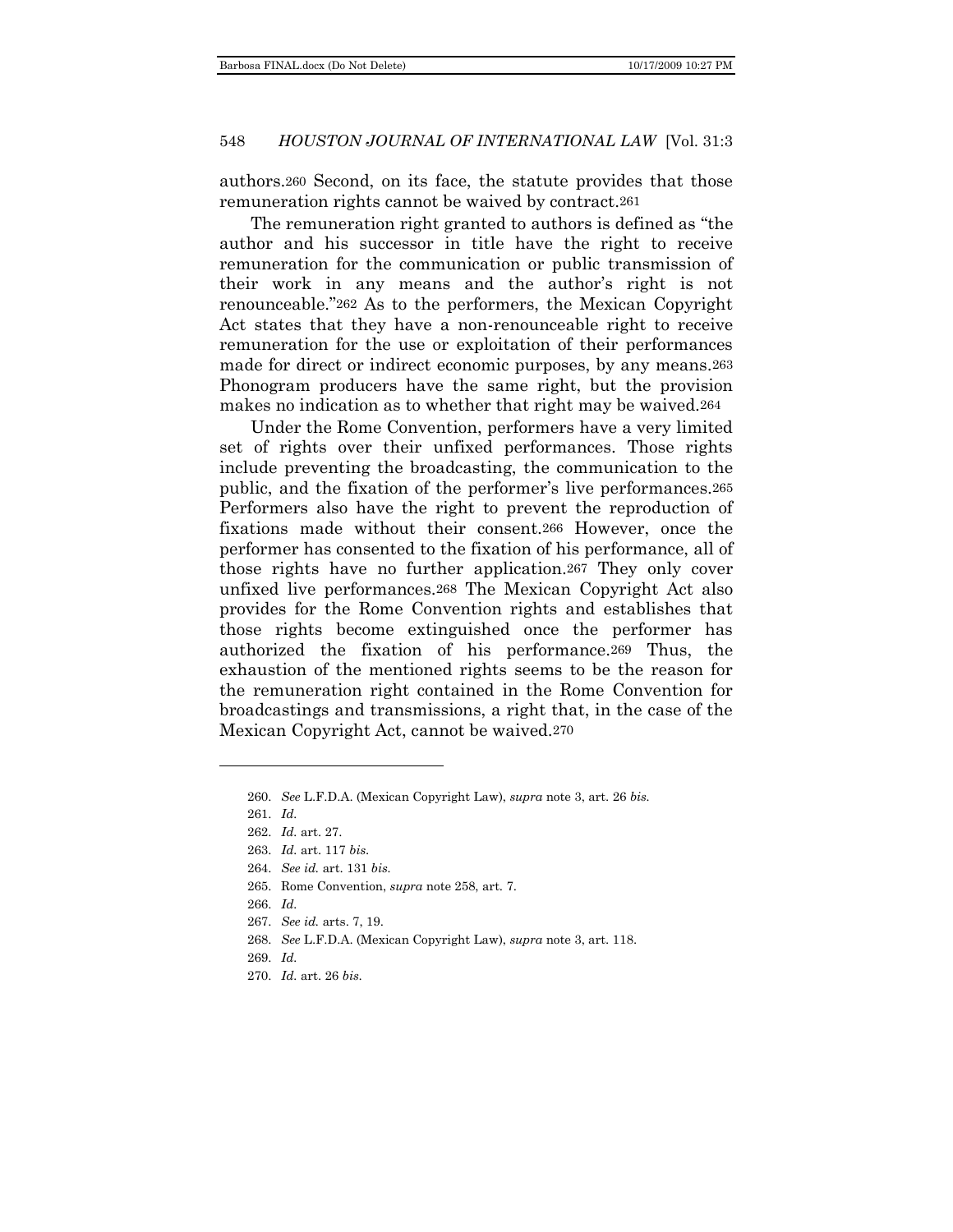authors.[260] Second, on its face, the statute provides that those remuneration rights cannot be waived by contract.[261]

The remuneration right granted to authors is defined as "the author and his successor in title have the right to receive remuneration for the communication or public transmission of their work in any means and the author's right is not renounceable."[262] As to the performers, the Mexican Copyright Act states that they have a non-renounceable right to receive remuneration for the use or exploitation of their performances made for direct or indirect economic purposes, by any means.[263] Phonogram producers have the same right, but the provision makes no indication as to whether that right may be waived.[264]

Under the Rome Convention, performers have a very limited set of rights over their unfixed performances. Those rights include preventing the broadcasting, the communication to the public, and the fixation of the performer's live performances.[265] Performers also have the right to prevent the reproduction of fixations made without their consent.[266] However, once the performer has consented to the fixation of his performance, all of those rights have no further application.[267] They only cover unfixed live performances.[268] The Mexican Copyright Act also provides for the Rome Convention rights and establishes that those rights become extinguished once the performer has authorized the fixation of his performance.[269] Thus, the exhaustion of the mentioned rights seems to be the reason for the remuneration right contained in the Rome Convention for broadcastings and transmissions, a right that, in the case of the Mexican Copyright Act, cannot be waived.[270]

---

260. *See* L.F.D.A. (Mexican Copyright Law), *supra* note 3, art. 26 *bis.*

261. *Id.*

262. *Id.* art. 27.

263. *Id.* art. 117 *bis.*

264. *See id.* art. 131 *bis.*

265. Rome Convention, *supra* note 258, art. 7.

266. *Id.*

267. *See id.* arts. 7, 19.

268. *See* L.F.D.A. (Mexican Copyright Law), *supra* note 3, art. 118.

269. *Id.*

270. *Id.* art. 26 *bis.*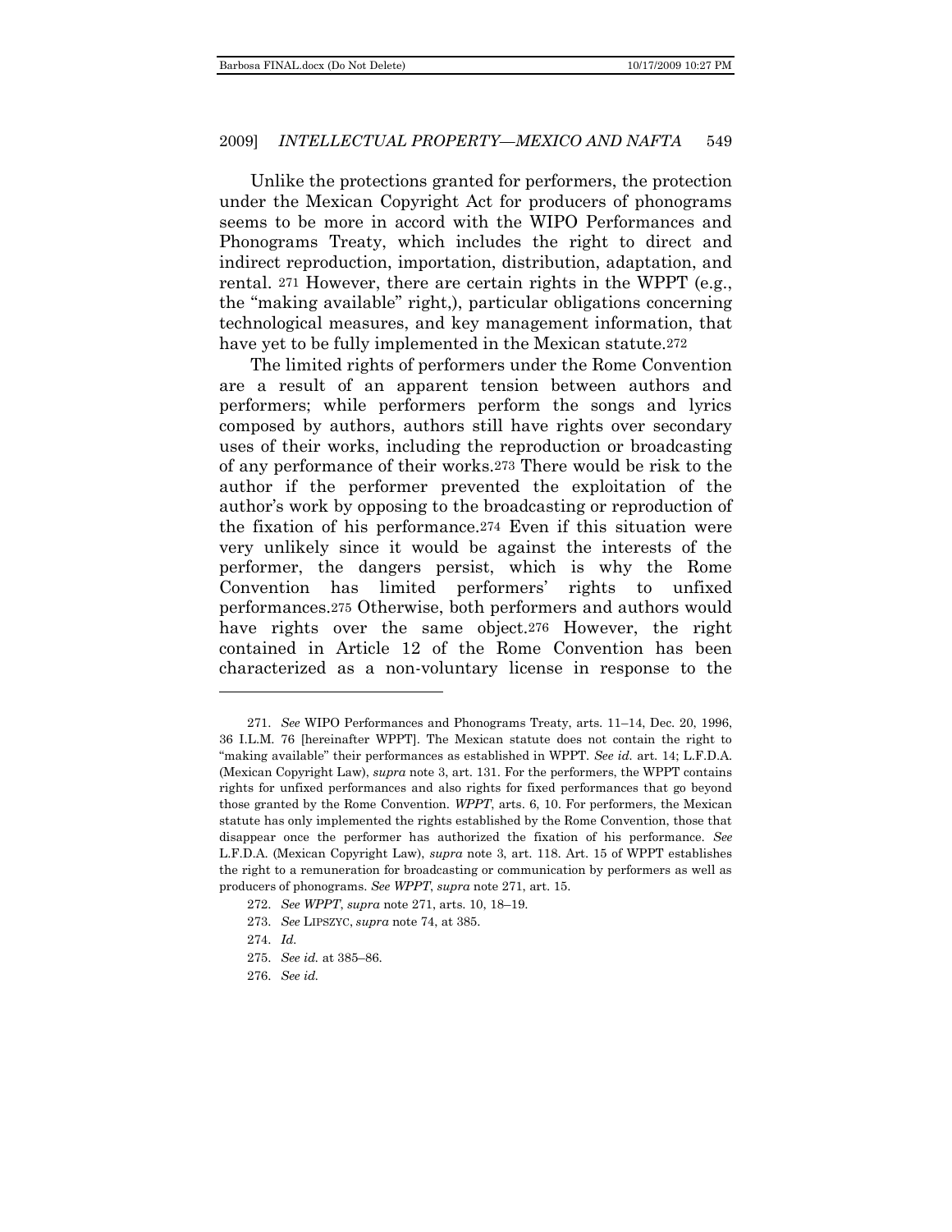Unlike the protections granted for performers, the protection under the Mexican Copyright Act for producers of phonograms seems to be more in accord with the WIPO Performances and Phonograms Treaty, which includes the right to direct and indirect reproduction, importation, distribution, adaptation, and rental. [271] However, there are certain rights in the WPPT (e.g., the "making available" right,), particular obligations concerning technological measures, and key management information, that have yet to be fully implemented in the Mexican statute.[272]

The limited rights of performers under the Rome Convention are a result of an apparent tension between authors and performers; while performers perform the songs and lyrics composed by authors, authors still have rights over secondary uses of their works, including the reproduction or broadcasting of any performance of their works.[273] There would be risk to the author if the performer prevented the exploitation of the author's work by opposing to the broadcasting or reproduction of the fixation of his performance.[274] Even if this situation were very unlikely since it would be against the interests of the performer, the dangers persist, which is why the Rome Convention has limited performers' rights to unfixed performances.[275] Otherwise, both performers and authors would have rights over the same object.[276] However, the right contained in Article 12 of the Rome Convention has been characterized as a non-voluntary license in response to the

---

271. *See* WIPO Performances and Phonograms Treaty, arts. 11–14, Dec. 20, 1996, 36 I.L.M. 76 [hereinafter WPPT]. The Mexican statute does not contain the right to "making available" their performances as established in WPPT. *See id.* art. 14; L.F.D.A. (Mexican Copyright Law), *supra* note 3, art. 131. For the performers, the WPPT contains rights for unfixed performances and also rights for fixed performances that go beyond those granted by the Rome Convention. *WPPT*, arts. 6, 10. For performers, the Mexican statute has only implemented the rights established by the Rome Convention, those that disappear once the performer has authorized the fixation of his performance. *See* L.F.D.A. (Mexican Copyright Law), *supra* note 3, art. 118. Art. 15 of WPPT establishes the right to a remuneration for broadcasting or communication by performers as well as producers of phonograms. *See WPPT*, *supra* note 271, art. 15.

272. *See WPPT*, *supra* note 271, arts. 10, 18–19.

273. *See* LIPSZYC, *supra* note 74, at 385.

274. *Id.*

275. *See id.* at 385–86.

276. *See id.*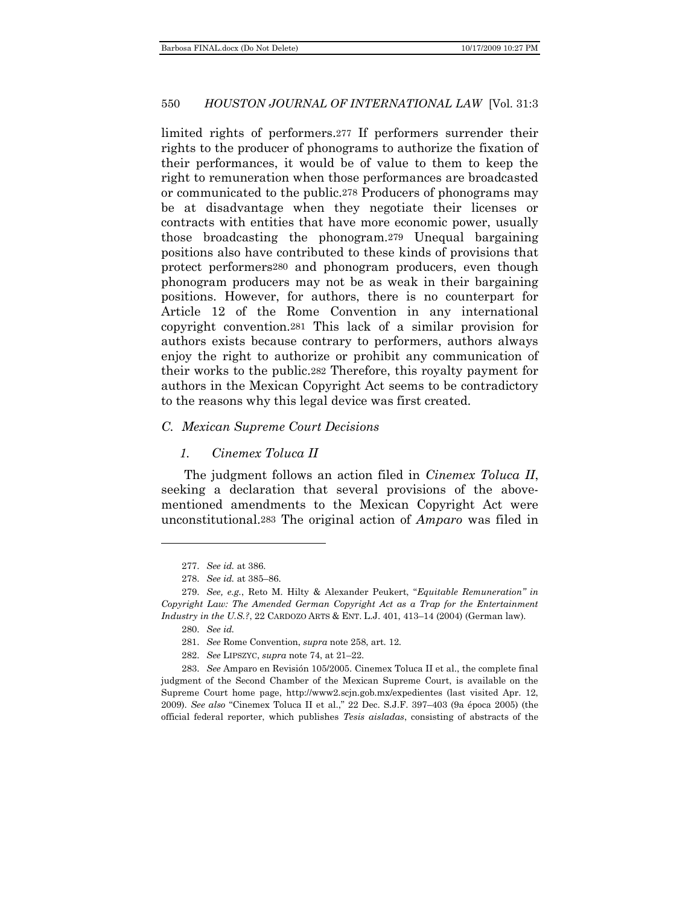limited rights of performers.[277] If performers surrender their rights to the producer of phonograms to authorize the fixation of their performances, it would be of value to them to keep the right to remuneration when those performances are broadcasted or communicated to the public.[278] Producers of phonograms may be at disadvantage when they negotiate their licenses or contracts with entities that have more economic power, usually those broadcasting the phonogram.[279] Unequal bargaining positions also have contributed to these kinds of provisions that protect performers[280] and phonogram producers, even though phonogram producers may not be as weak in their bargaining positions. However, for authors, there is no counterpart for Article 12 of the Rome Convention in any international copyright convention.[281] This lack of a similar provision for authors exists because contrary to performers, authors always enjoy the right to authorize or prohibit any communication of their works to the public.[282] Therefore, this royalty payment for authors in the Mexican Copyright Act seems to be contradictory to the reasons why this legal device was first created.

### *C. Mexican Supreme Court Decisions*

#### *1. Cinemex Toluca II*

The judgment follows an action filed in *Cinemex Toluca II*, seeking a declaration that several provisions of the above-mentioned amendments to the Mexican Copyright Act were unconstitutional.[283] The original action of *Amparo* was filed in

---

277. *See id.* at 386.

278. *See id.* at 385–86.

279. *See, e.g.*, Reto M. Hilty & Alexander Peukert, "*Equitable Remuneration" in Copyright Law: The Amended German Copyright Act as a Trap for the Entertainment Industry in the U.S.?*, 22 CARDOZO ARTS & ENT. L.J. 401, 413–14 (2004) (German law).

280. *See id.*

281. *See* Rome Convention, *supra* note 258, art. 12.

282. *See* LIPSZYC, *supra* note 74, at 21–22.

283. *See* Amparo en Revisión 105/2005. Cinemex Toluca II et al., the complete final judgment of the Second Chamber of the Mexican Supreme Court, is available on the Supreme Court home page, http://www2.scjn.gob.mx/expedientes (last visited Apr. 12, 2009). *See also* "Cinemex Toluca II et al.," 22 Dec. S.J.F. 397–403 (9a época 2005) (the official federal reporter, which publishes *Tesis aisladas*, consisting of abstracts of the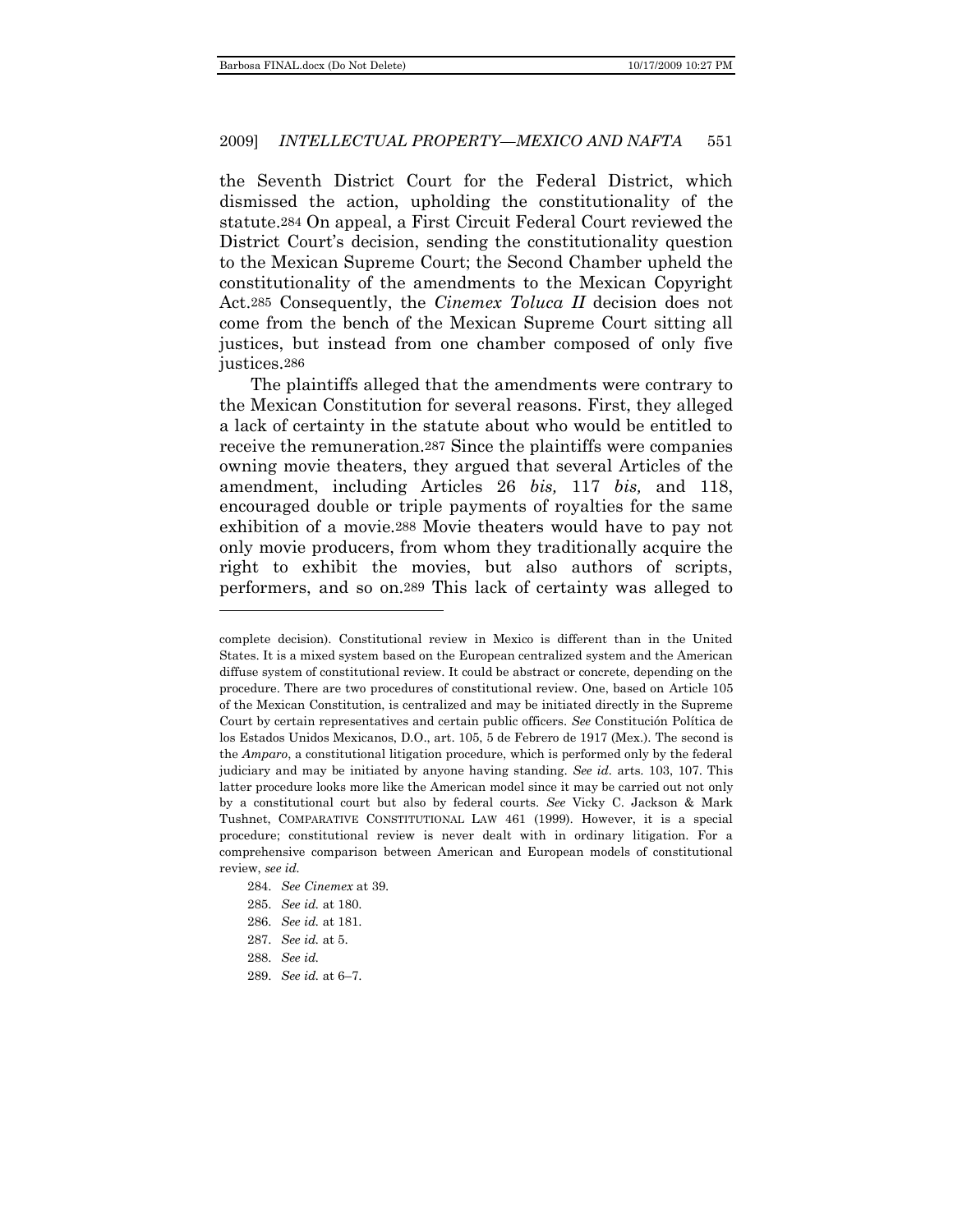the Seventh District Court for the Federal District, which dismissed the action, upholding the constitutionality of the statute.[284] On appeal, a First Circuit Federal Court reviewed the District Court's decision, sending the constitutionality question to the Mexican Supreme Court; the Second Chamber upheld the constitutionality of the amendments to the Mexican Copyright Act.[285] Consequently, the *Cinemex Toluca II* decision does not come from the bench of the Mexican Supreme Court sitting all justices, but instead from one chamber composed of only five justices.[286]

The plaintiffs alleged that the amendments were contrary to the Mexican Constitution for several reasons. First, they alleged a lack of certainty in the statute about who would be entitled to receive the remuneration.[287] Since the plaintiffs were companies owning movie theaters, they argued that several Articles of the amendment, including Articles 26 *bis,* 117 *bis,* and 118, encouraged double or triple payments of royalties for the same exhibition of a movie.[288] Movie theaters would have to pay not only movie producers, from whom they traditionally acquire the right to exhibit the movies, but also authors of scripts, performers, and so on.[289] This lack of certainty was alleged to

---

complete decision). Constitutional review in Mexico is different than in the United States. It is a mixed system based on the European centralized system and the American diffuse system of constitutional review. It could be abstract or concrete, depending on the procedure. There are two procedures of constitutional review. One, based on Article 105 of the Mexican Constitution, is centralized and may be initiated directly in the Supreme Court by certain representatives and certain public officers. *See* Constitución Política de los Estados Unidos Mexicanos, D.O., art. 105, 5 de Febrero de 1917 (Mex.). The second is the *Amparo*, a constitutional litigation procedure, which is performed only by the federal judiciary and may be initiated by anyone having standing. *See id.* arts. 103, 107. This latter procedure looks more like the American model since it may be carried out not only by a constitutional court but also by federal courts. *See* Vicky C. Jackson & Mark Tushnet, COMPARATIVE CONSTITUTIONAL LAW 461 (1999). However, it is a special procedure; constitutional review is never dealt with in ordinary litigation. For a comprehensive comparison between American and European models of constitutional review, *see id.*

284. *See Cinemex* at 39.

285. *See id.* at 180.

286. *See id.* at 181.

287. *See id.* at 5.

288. *See id.*

289. *See id.* at 6–7.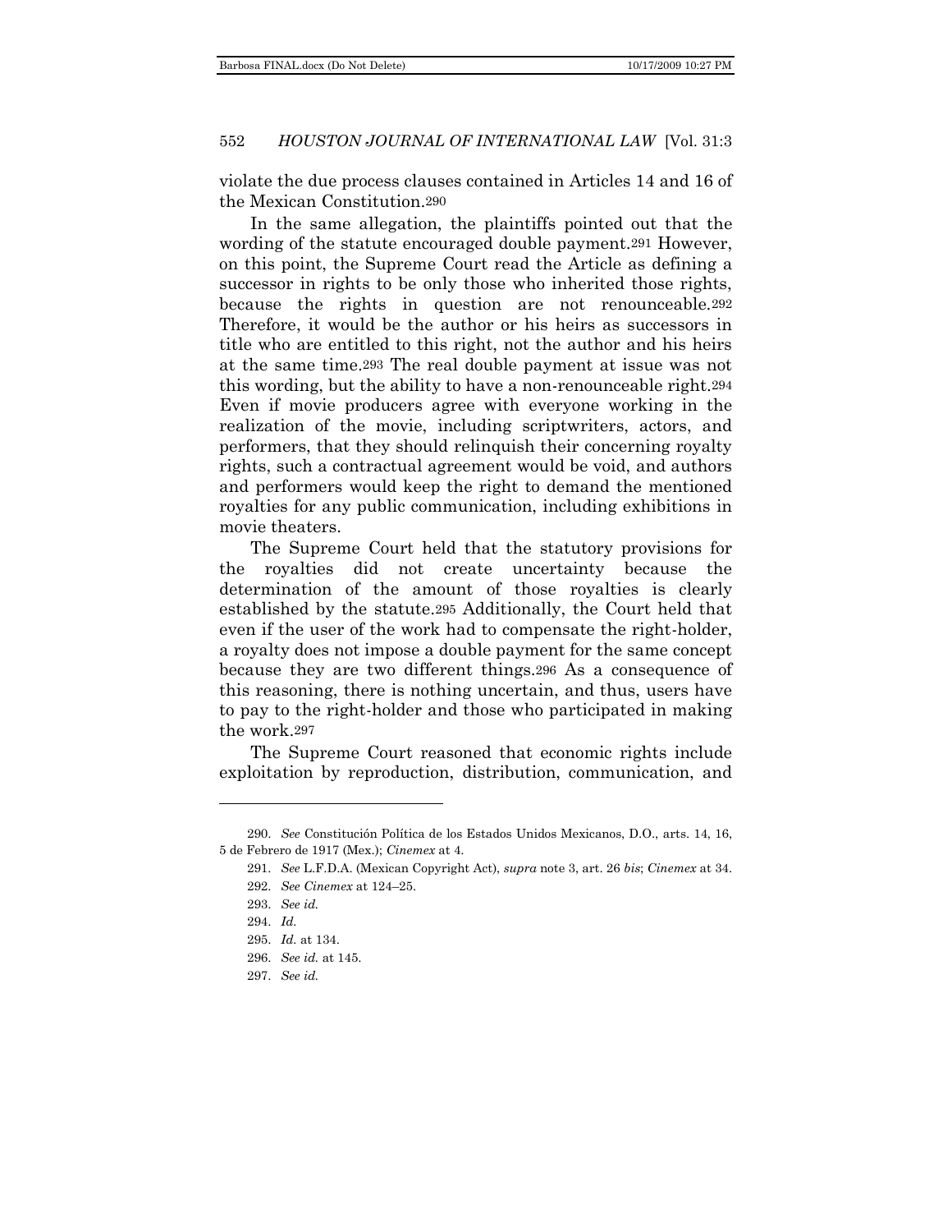violate the due process clauses contained in Articles 14 and 16 of the Mexican Constitution.[290]

In the same allegation, the plaintiffs pointed out that the wording of the statute encouraged double payment.[291] However, on this point, the Supreme Court read the Article as defining a successor in rights to be only those who inherited those rights, because the rights in question are not renounceable.[292] Therefore, it would be the author or his heirs as successors in title who are entitled to this right, not the author and his heirs at the same time.[293] The real double payment at issue was not this wording, but the ability to have a non-renounceable right.[294] Even if movie producers agree with everyone working in the realization of the movie, including scriptwriters, actors, and performers, that they should relinquish their concerning royalty rights, such a contractual agreement would be void, and authors and performers would keep the right to demand the mentioned royalties for any public communication, including exhibitions in movie theaters.

The Supreme Court held that the statutory provisions for the royalties did not create uncertainty because the determination of the amount of those royalties is clearly established by the statute.[295] Additionally, the Court held that even if the user of the work had to compensate the right-holder, a royalty does not impose a double payment for the same concept because they are two different things.[296] As a consequence of this reasoning, there is nothing uncertain, and thus, users have to pay to the right-holder and those who participated in making the work.[297]

The Supreme Court reasoned that economic rights include exploitation by reproduction, distribution, communication, and

---

290. *See* Constitución Política de los Estados Unidos Mexicanos, D.O., arts. 14, 16, 5 de Febrero de 1917 (Mex.); *Cinemex* at 4.

291. *See* L.F.D.A. (Mexican Copyright Act), *supra* note 3, art. 26 *bis*; *Cinemex* at 34.

292. *See Cinemex* at 124–25.

293. *See id.*

294. *Id.*

295. *Id.* at 134.

296. *See id.* at 145.

297. *See id.*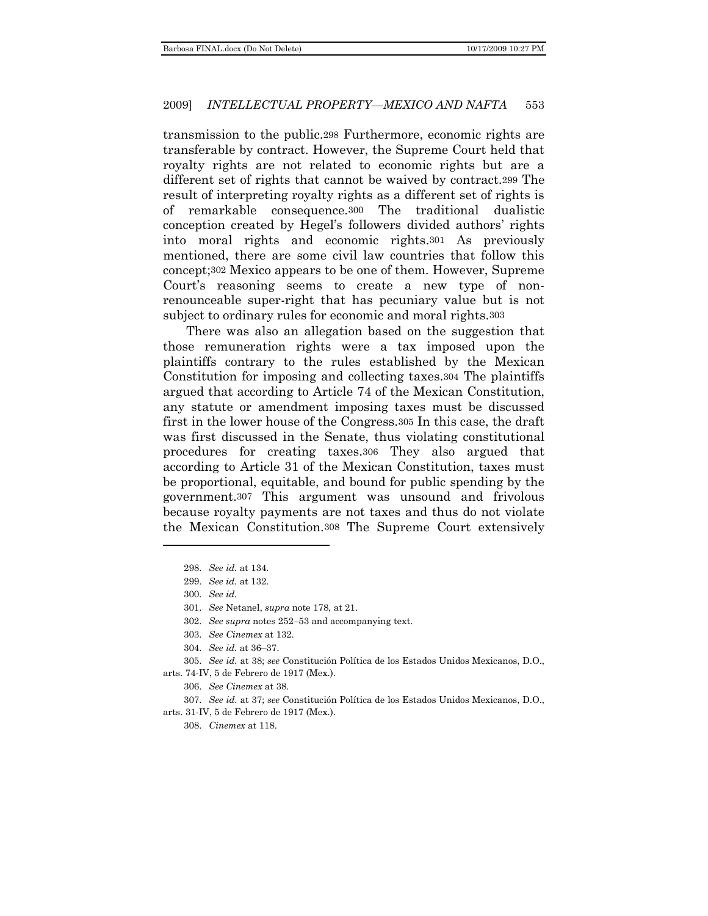transmission to the public.[298] Furthermore, economic rights are transferable by contract. However, the Supreme Court held that royalty rights are not related to economic rights but are a different set of rights that cannot be waived by contract.[299] The result of interpreting royalty rights as a different set of rights is of remarkable consequence.[300] The traditional dualistic conception created by Hegel's followers divided authors' rights into moral rights and economic rights.[301] As previously mentioned, there are some civil law countries that follow this concept;[302] Mexico appears to be one of them. However, Supreme Court's reasoning seems to create a new type of non-renounceable super-right that has pecuniary value but is not subject to ordinary rules for economic and moral rights.[303]

There was also an allegation based on the suggestion that those remuneration rights were a tax imposed upon the plaintiffs contrary to the rules established by the Mexican Constitution for imposing and collecting taxes.[304] The plaintiffs argued that according to Article 74 of the Mexican Constitution, any statute or amendment imposing taxes must be discussed first in the lower house of the Congress.[305] In this case, the draft was first discussed in the Senate, thus violating constitutional procedures for creating taxes.[306] They also argued that according to Article 31 of the Mexican Constitution, taxes must be proportional, equitable, and bound for public spending by the government.[307] This argument was unsound and frivolous because royalty payments are not taxes and thus do not violate the Mexican Constitution.[308] The Supreme Court extensively

---

298. *See id.* at 134.

299. *See id.* at 132.

300. *See id.*

301. *See* Netanel, *supra* note 178, at 21.

302. *See supra* notes 252–53 and accompanying text.

303. *See Cinemex* at 132.

304. *See id.* at 36–37.

305. *See id.* at 38; *see* Constitución Política de los Estados Unidos Mexicanos, D.O., arts. 74-IV, 5 de Febrero de 1917 (Mex.).

306. *See Cinemex* at 38.

307. *See id.* at 37; *see* Constitución Política de los Estados Unidos Mexicanos, D.O., arts. 31-IV, 5 de Febrero de 1917 (Mex.).

308. *Cinemex* at 118.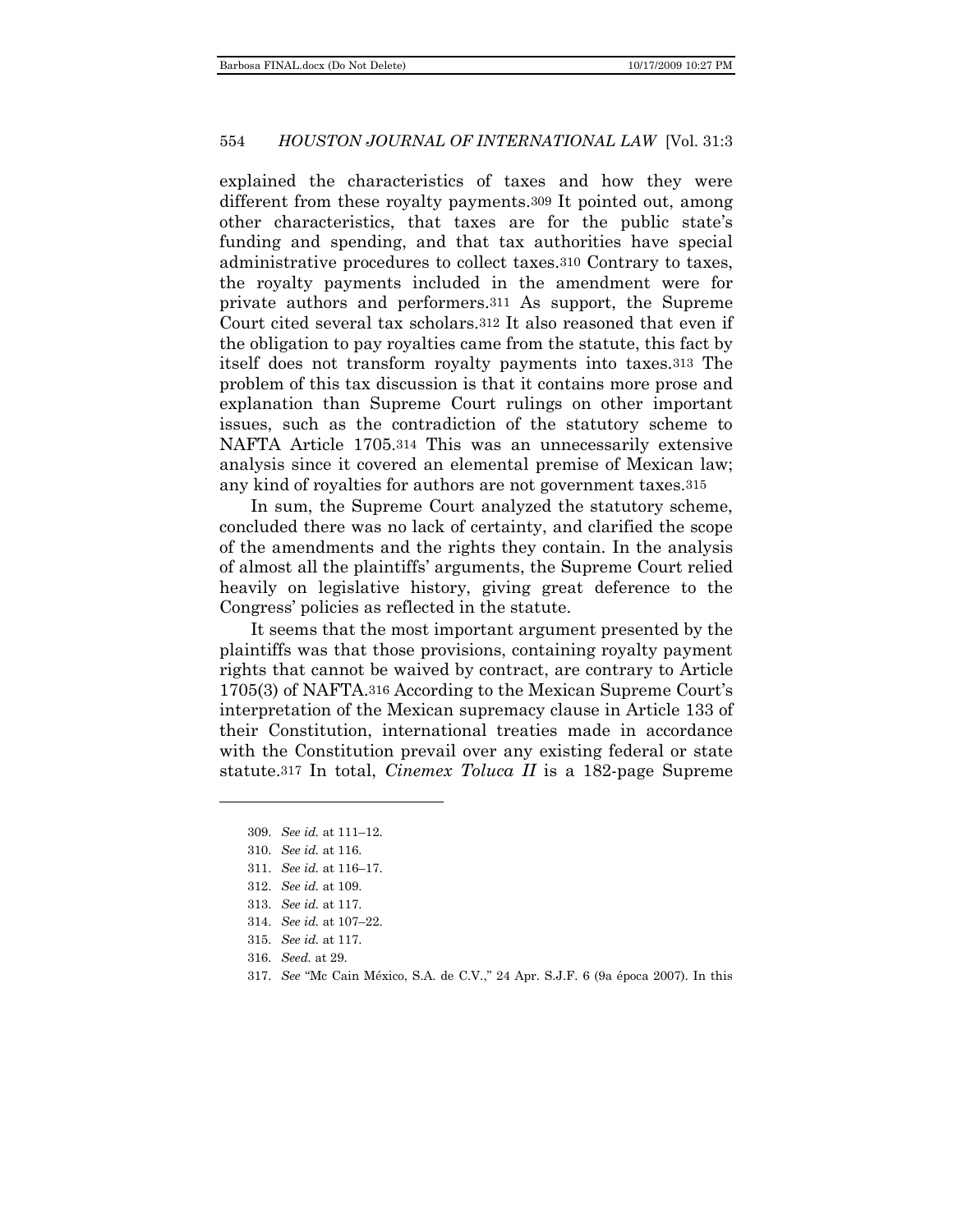explained the characteristics of taxes and how they were different from these royalty payments.[309] It pointed out, among other characteristics, that taxes are for the public state's funding and spending, and that tax authorities have special administrative procedures to collect taxes.[310] Contrary to taxes, the royalty payments included in the amendment were for private authors and performers.[311] As support, the Supreme Court cited several tax scholars.[312] It also reasoned that even if the obligation to pay royalties came from the statute, this fact by itself does not transform royalty payments into taxes.[313] The problem of this tax discussion is that it contains more prose and explanation than Supreme Court rulings on other important issues, such as the contradiction of the statutory scheme to NAFTA Article 1705.[314] This was an unnecessarily extensive analysis since it covered an elemental premise of Mexican law; any kind of royalties for authors are not government taxes.[315]

In sum, the Supreme Court analyzed the statutory scheme, concluded there was no lack of certainty, and clarified the scope of the amendments and the rights they contain. In the analysis of almost all the plaintiffs' arguments, the Supreme Court relied heavily on legislative history, giving great deference to the Congress' policies as reflected in the statute.

It seems that the most important argument presented by the plaintiffs was that those provisions, containing royalty payment rights that cannot be waived by contract, are contrary to Article 1705(3) of NAFTA.[316] According to the Mexican Supreme Court's interpretation of the Mexican supremacy clause in Article 133 of their Constitution, international treaties made in accordance with the Constitution prevail over any existing federal or state statute.[317] In total, *Cinemex Toluca II* is a 182-page Supreme

---

309. *See id.* at 111–12.
310. *See id.* at 116.
311. *See id.* at 116–17.
312. *See id.* at 109.
313. *See id.* at 117.
314. *See id.* at 107–22.
315. *See id.* at 117.
316. *Seed.* at 29.
317. *See* "Mc Cain México, S.A. de C.V.," 24 Apr. S.J.F. 6 (9a época 2007). In this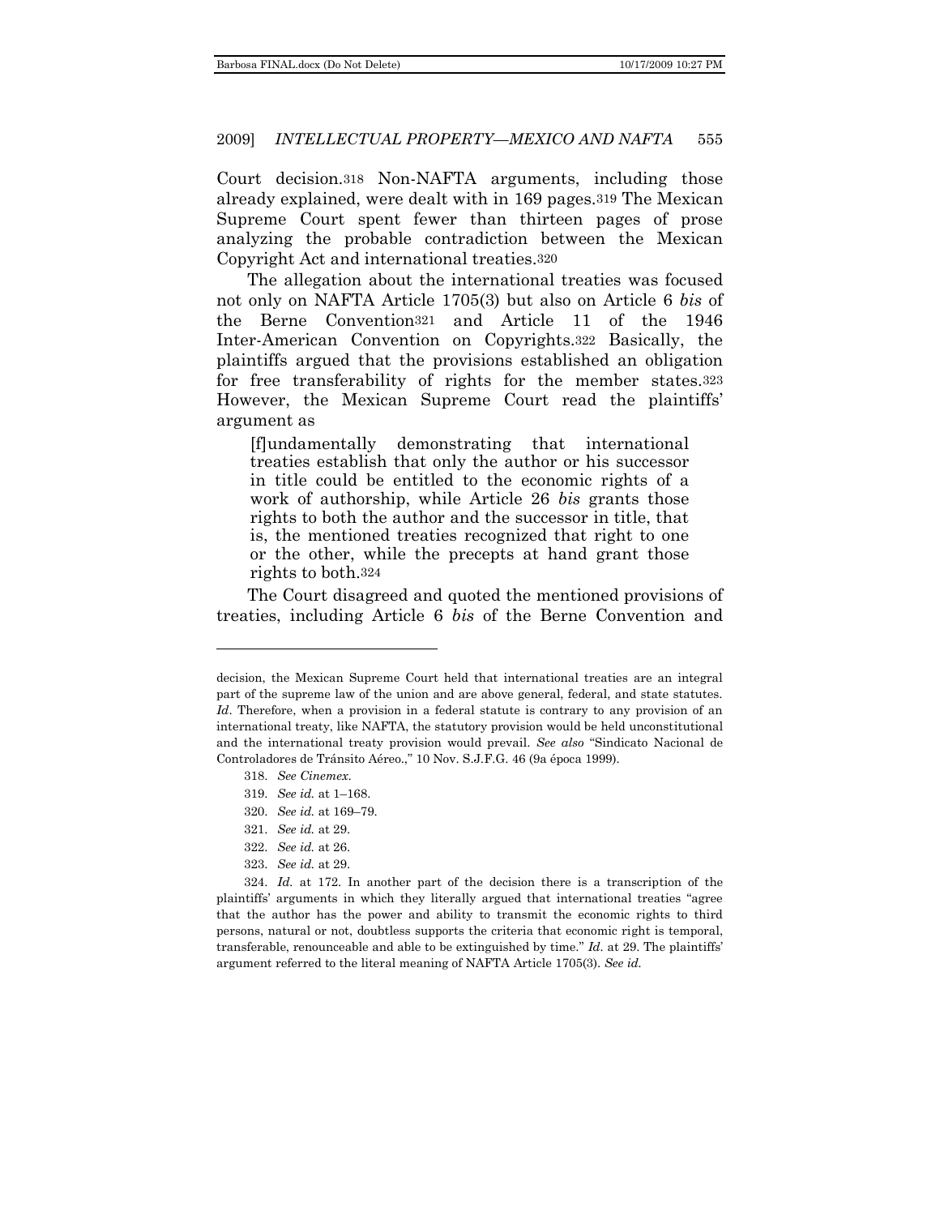Court decision.[318] Non-NAFTA arguments, including those already explained, were dealt with in 169 pages.[319] The Mexican Supreme Court spent fewer than thirteen pages of prose analyzing the probable contradiction between the Mexican Copyright Act and international treaties.[320]

The allegation about the international treaties was focused not only on NAFTA Article 1705(3) but also on Article 6 *bis* of the Berne Convention[321] and Article 11 of the 1946 Inter-American Convention on Copyrights.[322] Basically, the plaintiffs argued that the provisions established an obligation for free transferability of rights for the member states.[323] However, the Mexican Supreme Court read the plaintiffs' argument as

> [f]undamentally demonstrating that international treaties establish that only the author or his successor in title could be entitled to the economic rights of a work of authorship, while Article 26 *bis* grants those rights to both the author and the successor in title, that is, the mentioned treaties recognized that right to one or the other, while the precepts at hand grant those rights to both.[324]

The Court disagreed and quoted the mentioned provisions of treaties, including Article 6 *bis* of the Berne Convention and

---

decision, the Mexican Supreme Court held that international treaties are an integral part of the supreme law of the union and are above general, federal, and state statutes. *Id*. Therefore, when a provision in a federal statute is contrary to any provision of an international treaty, like NAFTA, the statutory provision would be held unconstitutional and the international treaty provision would prevail. *See also* "Sindicato Nacional de Controladores de Tránsito Aéreo.," 10 Nov. S.J.F.G. 46 (9a época 1999).

318. *See Cinemex.*

319. *See id.* at 1–168.

320. *See id.* at 169–79.

321. *See id.* at 29.

322. *See id.* at 26.

323. *See id.* at 29.

324. *Id.* at 172. In another part of the decision there is a transcription of the plaintiffs' arguments in which they literally argued that international treaties "agree that the author has the power and ability to transmit the economic rights to third persons, natural or not, doubtless supports the criteria that economic right is temporal, transferable, renounceable and able to be extinguished by time." *Id.* at 29. The plaintiffs' argument referred to the literal meaning of NAFTA Article 1705(3). *See id.*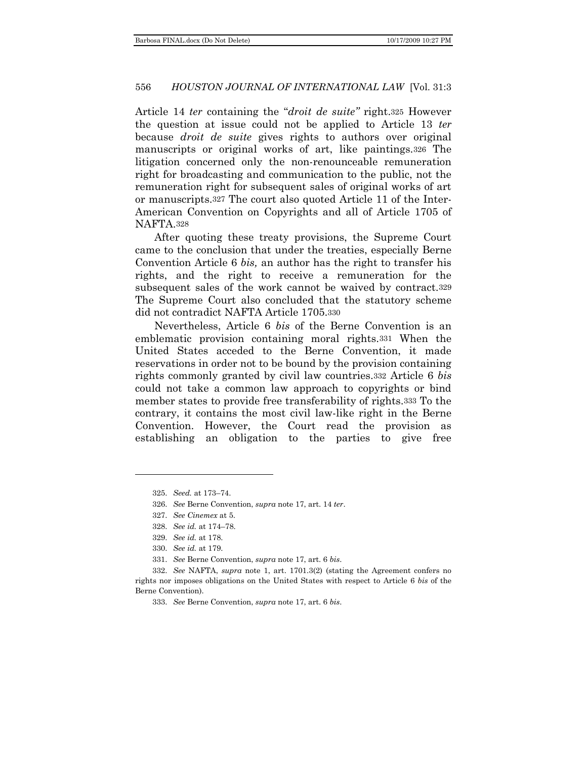Article 14 *ter* containing the "*droit de suite"* right.[325] However the question at issue could not be applied to Article 13 *ter* because *droit de suite* gives rights to authors over original manuscripts or original works of art, like paintings.[326] The litigation concerned only the non-renounceable remuneration right for broadcasting and communication to the public, not the remuneration right for subsequent sales of original works of art or manuscripts.[327] The court also quoted Article 11 of the Inter-American Convention on Copyrights and all of Article 1705 of NAFTA.[328]

After quoting these treaty provisions, the Supreme Court came to the conclusion that under the treaties, especially Berne Convention Article 6 *bis,* an author has the right to transfer his rights, and the right to receive a remuneration for the subsequent sales of the work cannot be waived by contract.[329] The Supreme Court also concluded that the statutory scheme did not contradict NAFTA Article 1705.[330]

Nevertheless, Article 6 *bis* of the Berne Convention is an emblematic provision containing moral rights.[331] When the United States acceded to the Berne Convention, it made reservations in order not to be bound by the provision containing rights commonly granted by civil law countries.[332] Article 6 *bis* could not take a common law approach to copyrights or bind member states to provide free transferability of rights.[333] To the contrary, it contains the most civil law-like right in the Berne Convention. However, the Court read the provision as establishing an obligation to the parties to give free

---

325. *Seed.* at 173–74.

326. *See* Berne Convention, *supra* note 17, art. 14 *ter*.

327. *See Cinemex* at 5.

328. *See id.* at 174–78.

329. *See id.* at 178.

330. *See id.* at 179.

331. *See* Berne Convention, *supra* note 17, art. 6 *bis*.

332. *See* NAFTA, *supra* note 1, art. 1701.3(2) (stating the Agreement confers no rights nor imposes obligations on the United States with respect to Article 6 *bis* of the Berne Convention).

333. *See* Berne Convention, *supra* note 17, art. 6 *bis*.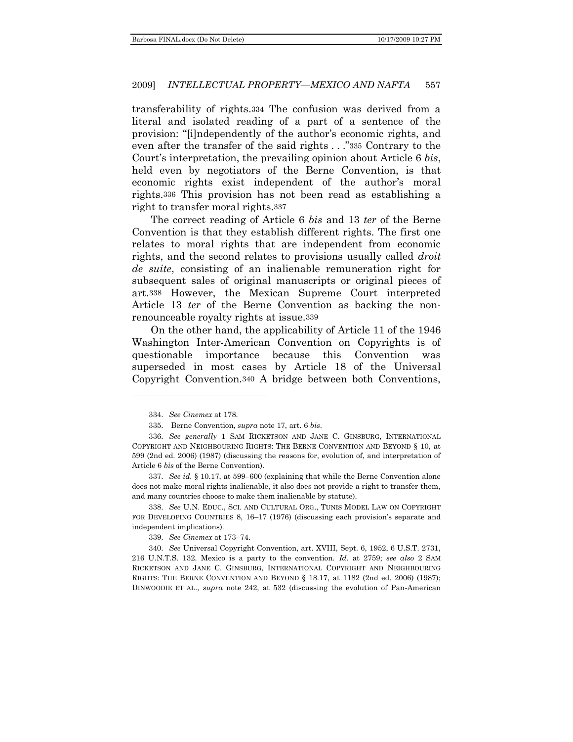transferability of rights.[334] The confusion was derived from a literal and isolated reading of a part of a sentence of the provision: "[i]ndependently of the author's economic rights, and even after the transfer of the said rights . . ."[335] Contrary to the Court's interpretation, the prevailing opinion about Article 6 *bis*, held even by negotiators of the Berne Convention, is that economic rights exist independent of the author's moral rights.[336] This provision has not been read as establishing a right to transfer moral rights.[337]

The correct reading of Article 6 *bis* and 13 *ter* of the Berne Convention is that they establish different rights. The first one relates to moral rights that are independent from economic rights, and the second relates to provisions usually called *droit de suite*, consisting of an inalienable remuneration right for subsequent sales of original manuscripts or original pieces of art.[338] However, the Mexican Supreme Court interpreted Article 13 *ter* of the Berne Convention as backing the non-renounceable royalty rights at issue.[339]

On the other hand, the applicability of Article 11 of the 1946 Washington Inter-American Convention on Copyrights is of questionable importance because this Convention was superseded in most cases by Article 18 of the Universal Copyright Convention.[340] A bridge between both Conventions,

---

334. *See Cinemex* at 178.

335. Berne Convention, *supra* note 17, art. 6 *bis*.

336. *See generally* 1 SAM RICKETSON AND JANE C. GINSBURG, INTERNATIONAL COPYRIGHT AND NEIGHBOURING RIGHTS: THE BERNE CONVENTION AND BEYOND § 10, at 599 (2nd ed. 2006) (1987) (discussing the reasons for, evolution of, and interpretation of Article 6 *bis* of the Berne Convention).

337. *See id.* § 10.17, at 599–600 (explaining that while the Berne Convention alone does not make moral rights inalienable, it also does not provide a right to transfer them, and many countries choose to make them inalienable by statute).

338. *See* U.N. EDUC., SCI. AND CULTURAL ORG., TUNIS MODEL LAW ON COPYRIGHT FOR DEVELOPING COUNTRIES 8, 16–17 (1976) (discussing each provision's separate and independent implications).

339. *See Cinemex* at 173–74.

340. *See* Universal Copyright Convention, art. XVIII, Sept. 6, 1952, 6 U.S.T. 2731, 216 U.N.T.S. 132. Mexico is a party to the convention. *Id.* at 2759; *see also* 2 SAM RICKETSON AND JANE C. GINSBURG, INTERNATIONAL COPYRIGHT AND NEIGHBOURING RIGHTS: THE BERNE CONVENTION AND BEYOND § 18.17, at 1182 (2nd ed. 2006) (1987); DINWOODIE ET AL., *supra* note 242, at 532 (discussing the evolution of Pan-American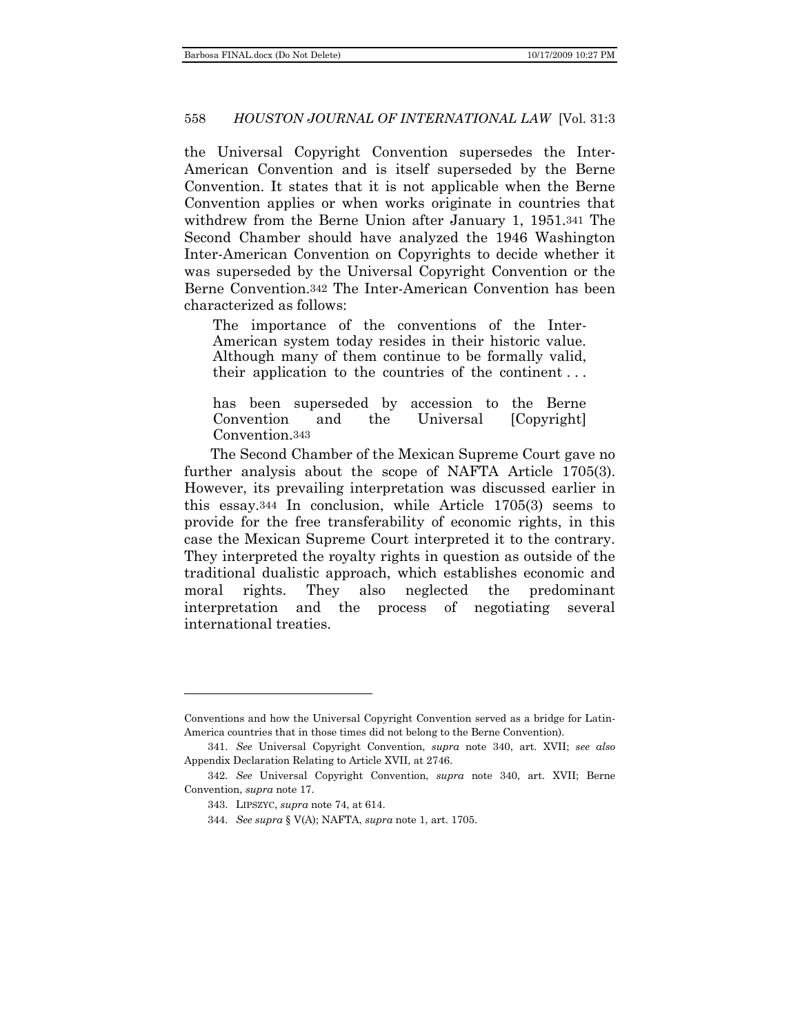the Universal Copyright Convention supersedes the Inter-American Convention and is itself superseded by the Berne Convention. It states that it is not applicable when the Berne Convention applies or when works originate in countries that withdrew from the Berne Union after January 1, 1951.[341] The Second Chamber should have analyzed the 1946 Washington Inter-American Convention on Copyrights to decide whether it was superseded by the Universal Copyright Convention or the Berne Convention.[342] The Inter-American Convention has been characterized as follows:

> The importance of the conventions of the Inter-American system today resides in their historic value. Although many of them continue to be formally valid, their application to the countries of the continent . . .
>
> has been superseded by accession to the Berne Convention and the Universal [Copyright] Convention.[343]

The Second Chamber of the Mexican Supreme Court gave no further analysis about the scope of NAFTA Article 1705(3). However, its prevailing interpretation was discussed earlier in this essay.[344] In conclusion, while Article 1705(3) seems to provide for the free transferability of economic rights, in this case the Mexican Supreme Court interpreted it to the contrary. They interpreted the royalty rights in question as outside of the traditional dualistic approach, which establishes economic and moral rights. They also neglected the predominant interpretation and the process of negotiating several international treaties.

---

Conventions and how the Universal Copyright Convention served as a bridge for Latin-America countries that in those times did not belong to the Berne Convention).

341. *See* Universal Copyright Convention, *supra* note 340, art. XVII; *see also* Appendix Declaration Relating to Article XVII, at 2746.

342. *See* Universal Copyright Convention, *supra* note 340, art. XVII; Berne Convention, *supra* note 17.

343. LIPSZYC, *supra* note 74, at 614.

344. *See supra* § V(A); NAFTA, *supra* note 1, art. 1705.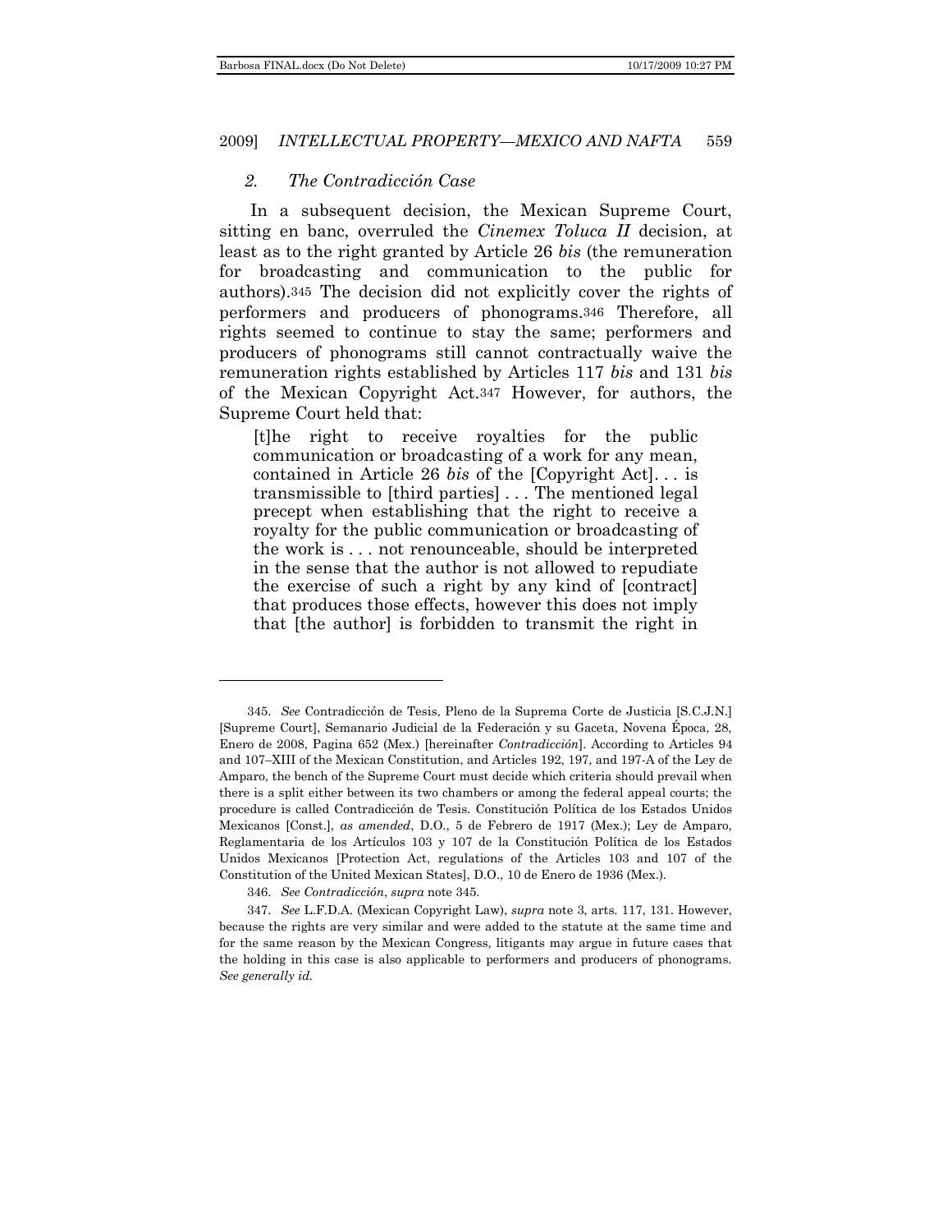### 2. *The Contradicción Case*

In a subsequent decision, the Mexican Supreme Court, sitting en banc, overruled the *Cinemex Toluca II* decision, at least as to the right granted by Article 26 *bis* (the remuneration for broadcasting and communication to the public for authors).[345] The decision did not explicitly cover the rights of performers and producers of phonograms.[346] Therefore, all rights seemed to continue to stay the same; performers and producers of phonograms still cannot contractually waive the remuneration rights established by Articles 117 *bis* and 131 *bis* of the Mexican Copyright Act.[347] However, for authors, the Supreme Court held that:

> [t]he right to receive royalties for the public communication or broadcasting of a work for any mean, contained in Article 26 *bis* of the [Copyright Act]. . . is transmissible to [third parties] . . . The mentioned legal precept when establishing that the right to receive a royalty for the public communication or broadcasting of the work is . . . not renounceable, should be interpreted in the sense that the author is not allowed to repudiate the exercise of such a right by any kind of [contract] that produces those effects, however this does not imply that [the author] is forbidden to transmit the right in

---

345. *See* Contradicción de Tesis, Pleno de la Suprema Corte de Justicia [S.C.J.N.] [Supreme Court], Semanario Judicial de la Federación y su Gaceta, Novena Época, 28, Enero de 2008, Pagina 652 (Mex.) [hereinafter *Contradicción*]. According to Articles 94 and 107–XIII of the Mexican Constitution, and Articles 192, 197, and 197-A of the Ley de Amparo, the bench of the Supreme Court must decide which criteria should prevail when there is a split either between its two chambers or among the federal appeal courts; the procedure is called Contradicción de Tesis. Constitución Política de los Estados Unidos Mexicanos [Const.], *as amended*, D.O., 5 de Febrero de 1917 (Mex.); Ley de Amparo, Reglamentaria de los Artículos 103 y 107 de la Constitución Política de los Estados Unidos Mexicanos [Protection Act, regulations of the Articles 103 and 107 of the Constitution of the United Mexican States], D.O., 10 de Enero de 1936 (Mex.).

346. *See Contradicción*, *supra* note 345.

347. *See* L.F.D.A. (Mexican Copyright Law), *supra* note 3, arts. 117, 131. However, because the rights are very similar and were added to the statute at the same time and for the same reason by the Mexican Congress, litigants may argue in future cases that the holding in this case is also applicable to performers and producers of phonograms. *See generally id.*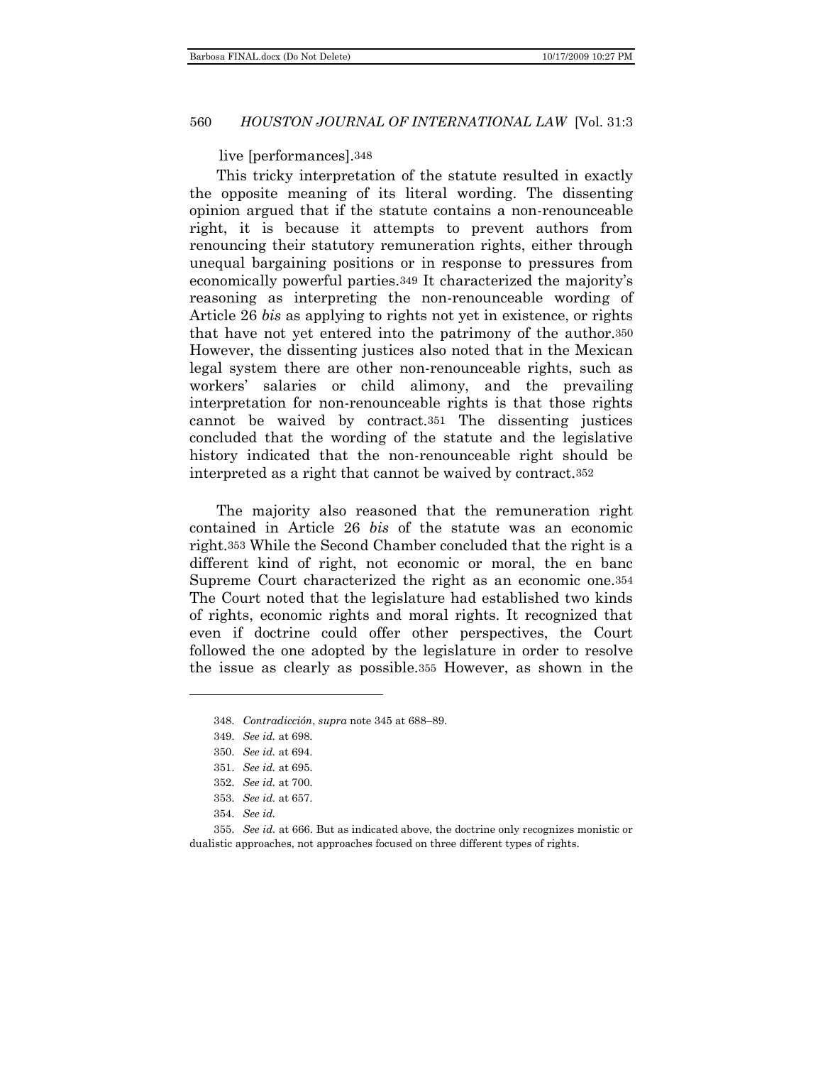live [performances].[348]

This tricky interpretation of the statute resulted in exactly the opposite meaning of its literal wording. The dissenting opinion argued that if the statute contains a non-renounceable right, it is because it attempts to prevent authors from renouncing their statutory remuneration rights, either through unequal bargaining positions or in response to pressures from economically powerful parties.[349] It characterized the majority's reasoning as interpreting the non-renounceable wording of Article 26 *bis* as applying to rights not yet in existence, or rights that have not yet entered into the patrimony of the author.[350] However, the dissenting justices also noted that in the Mexican legal system there are other non-renounceable rights, such as workers' salaries or child alimony, and the prevailing interpretation for non-renounceable rights is that those rights cannot be waived by contract.[351] The dissenting justices concluded that the wording of the statute and the legislative history indicated that the non-renounceable right should be interpreted as a right that cannot be waived by contract.[352]

The majority also reasoned that the remuneration right contained in Article 26 *bis* of the statute was an economic right.[353] While the Second Chamber concluded that the right is a different kind of right, not economic or moral, the en banc Supreme Court characterized the right as an economic one.[354] The Court noted that the legislature had established two kinds of rights, economic rights and moral rights. It recognized that even if doctrine could offer other perspectives, the Court followed the one adopted by the legislature in order to resolve the issue as clearly as possible.[355] However, as shown in the

---

348. *Contradicción*, *supra* note 345 at 688–89.

349. *See id.* at 698.

350. *See id.* at 694.

351. *See id.* at 695.

352. *See id.* at 700.

353. *See id.* at 657.

354. *See id.*

355. *See id.* at 666. But as indicated above, the doctrine only recognizes monistic or dualistic approaches, not approaches focused on three different types of rights.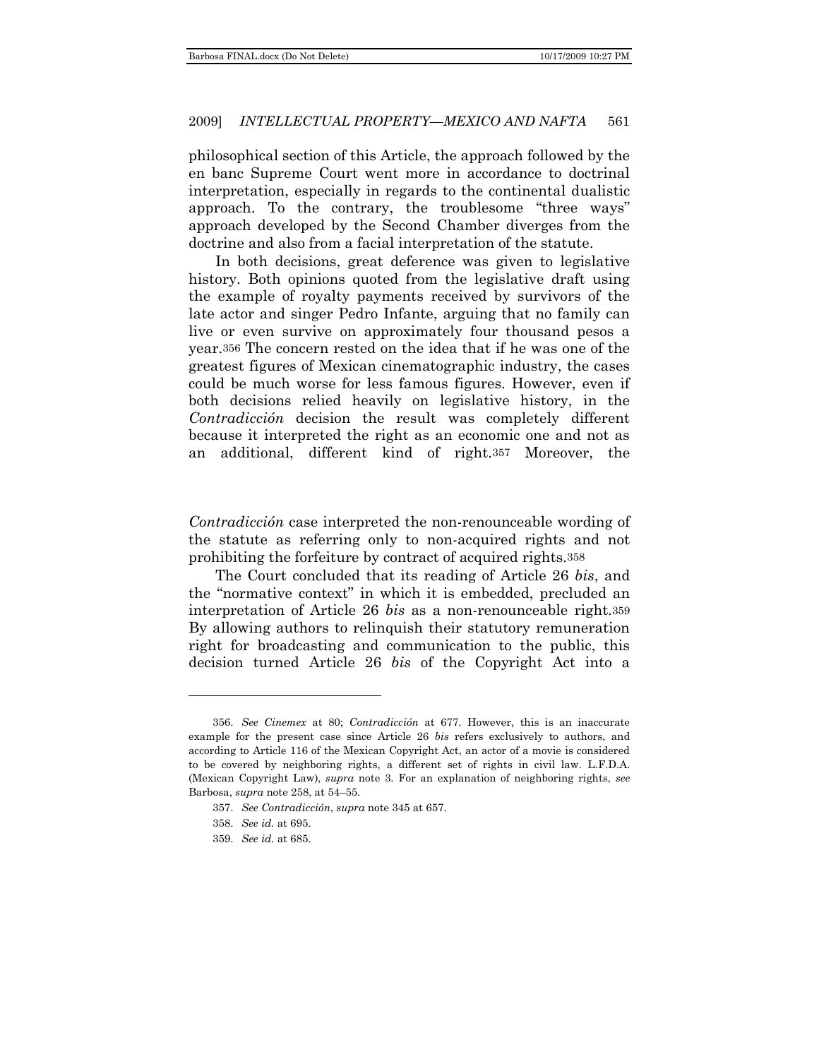philosophical section of this Article, the approach followed by the en banc Supreme Court went more in accordance to doctrinal interpretation, especially in regards to the continental dualistic approach. To the contrary, the troublesome "three ways" approach developed by the Second Chamber diverges from the doctrine and also from a facial interpretation of the statute.

In both decisions, great deference was given to legislative history. Both opinions quoted from the legislative draft using the example of royalty payments received by survivors of the late actor and singer Pedro Infante, arguing that no family can live or even survive on approximately four thousand pesos a year.[356] The concern rested on the idea that if he was one of the greatest figures of Mexican cinematographic industry, the cases could be much worse for less famous figures. However, even if both decisions relied heavily on legislative history, in the *Contradicción* decision the result was completely different because it interpreted the right as an economic one and not as an additional, different kind of right.[357] Moreover, the *Contradicción* case interpreted the non-renounceable wording of the statute as referring only to non-acquired rights and not prohibiting the forfeiture by contract of acquired rights.[358]

The Court concluded that its reading of Article 26 *bis*, and the "normative context" in which it is embedded, precluded an interpretation of Article 26 *bis* as a non-renounceable right.[359] By allowing authors to relinquish their statutory remuneration right for broadcasting and communication to the public, this decision turned Article 26 *bis* of the Copyright Act into a

---

356. *See Cinemex* at 80; *Contradicción* at 677. However, this is an inaccurate example for the present case since Article 26 *bis* refers exclusively to authors, and according to Article 116 of the Mexican Copyright Act, an actor of a movie is considered to be covered by neighboring rights, a different set of rights in civil law. L.F.D.A. (Mexican Copyright Law), *supra* note 3. For an explanation of neighboring rights, *see* Barbosa, *supra* note 258, at 54–55.

357. *See Contradicción*, *supra* note 345 at 657.

358. *See id.* at 695.

359. *See id.* at 685.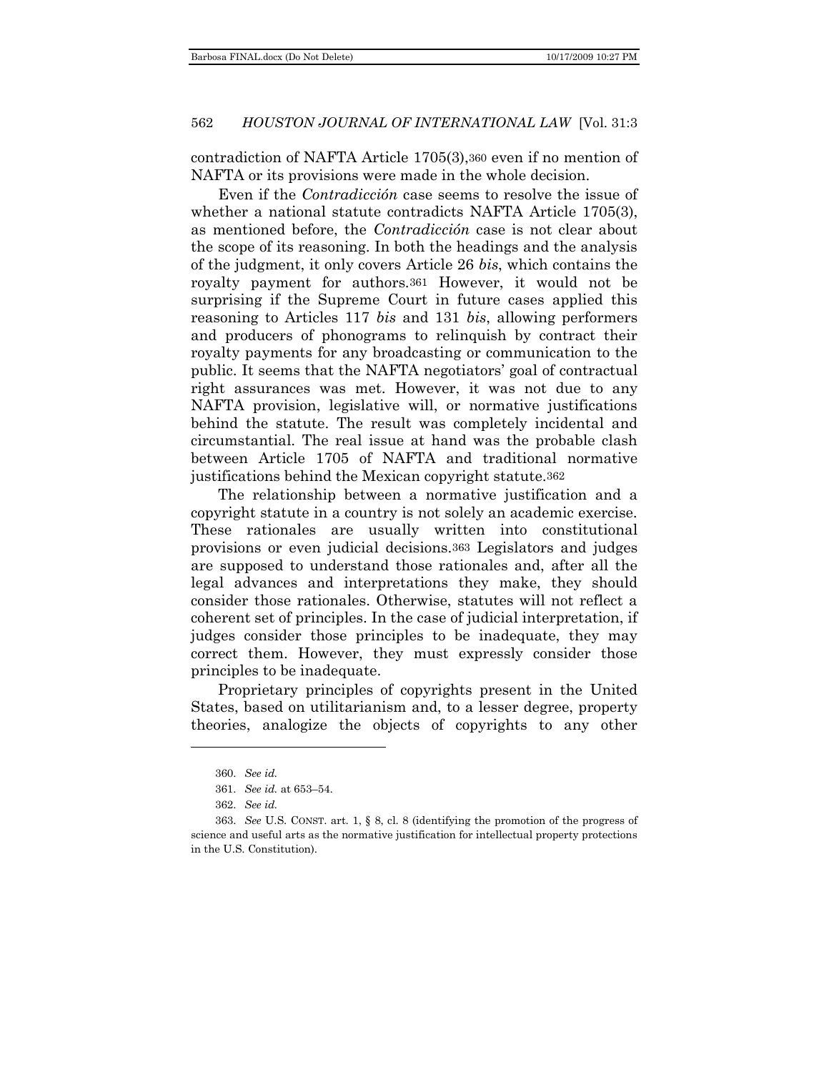contradiction of NAFTA Article 1705(3),[360] even if no mention of NAFTA or its provisions were made in the whole decision.

Even if the *Contradicción* case seems to resolve the issue of whether a national statute contradicts NAFTA Article 1705(3), as mentioned before, the *Contradicción* case is not clear about the scope of its reasoning. In both the headings and the analysis of the judgment, it only covers Article 26 *bis*, which contains the royalty payment for authors.[361] However, it would not be surprising if the Supreme Court in future cases applied this reasoning to Articles 117 *bis* and 131 *bis*, allowing performers and producers of phonograms to relinquish by contract their royalty payments for any broadcasting or communication to the public. It seems that the NAFTA negotiators' goal of contractual right assurances was met. However, it was not due to any NAFTA provision, legislative will, or normative justifications behind the statute. The result was completely incidental and circumstantial. The real issue at hand was the probable clash between Article 1705 of NAFTA and traditional normative justifications behind the Mexican copyright statute.[362]

The relationship between a normative justification and a copyright statute in a country is not solely an academic exercise. These rationales are usually written into constitutional provisions or even judicial decisions.[363] Legislators and judges are supposed to understand those rationales and, after all the legal advances and interpretations they make, they should consider those rationales. Otherwise, statutes will not reflect a coherent set of principles. In the case of judicial interpretation, if judges consider those principles to be inadequate, they may correct them. However, they must expressly consider those principles to be inadequate.

Proprietary principles of copyrights present in the United States, based on utilitarianism and, to a lesser degree, property theories, analogize the objects of copyrights to any other

---

360. *See id.*

361. *See id.* at 653–54.

362. *See id.*

363. *See* U.S. CONST. art. 1, § 8, cl. 8 (identifying the promotion of the progress of science and useful arts as the normative justification for intellectual property protections in the U.S. Constitution).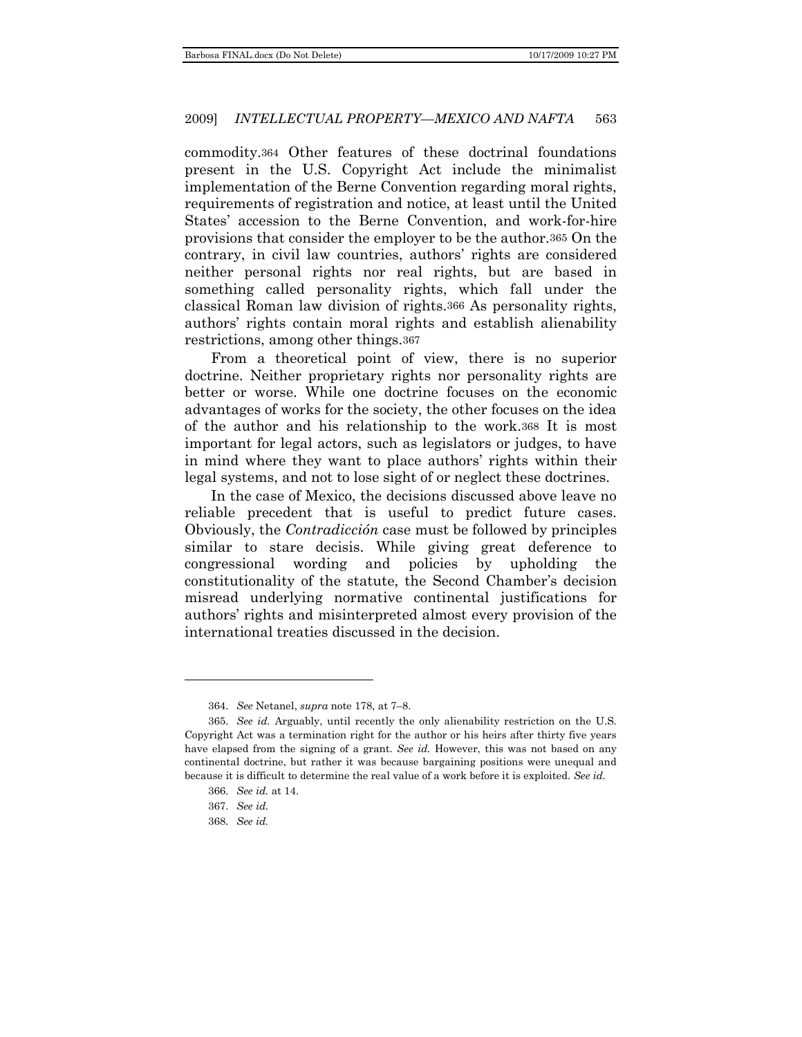commodity.[364] Other features of these doctrinal foundations present in the U.S. Copyright Act include the minimalist implementation of the Berne Convention regarding moral rights, requirements of registration and notice, at least until the United States' accession to the Berne Convention, and work-for-hire provisions that consider the employer to be the author.[365] On the contrary, in civil law countries, authors' rights are considered neither personal rights nor real rights, but are based in something called personality rights, which fall under the classical Roman law division of rights.[366] As personality rights, authors' rights contain moral rights and establish alienability restrictions, among other things.[367]

From a theoretical point of view, there is no superior doctrine. Neither proprietary rights nor personality rights are better or worse. While one doctrine focuses on the economic advantages of works for the society, the other focuses on the idea of the author and his relationship to the work.[368] It is most important for legal actors, such as legislators or judges, to have in mind where they want to place authors' rights within their legal systems, and not to lose sight of or neglect these doctrines.

In the case of Mexico, the decisions discussed above leave no reliable precedent that is useful to predict future cases. Obviously, the *Contradicción* case must be followed by principles similar to stare decisis. While giving great deference to congressional wording and policies by upholding the constitutionality of the statute, the Second Chamber's decision misread underlying normative continental justifications for authors' rights and misinterpreted almost every provision of the international treaties discussed in the decision.

---

364. *See* Netanel, *supra* note 178, at 7–8.

365. *See id.* Arguably, until recently the only alienability restriction on the U.S. Copyright Act was a termination right for the author or his heirs after thirty five years have elapsed from the signing of a grant. *See id.* However, this was not based on any continental doctrine, but rather it was because bargaining positions were unequal and because it is difficult to determine the real value of a work before it is exploited. *See id.*

366. *See id.* at 14.

367. *See id.*

368. *See id.*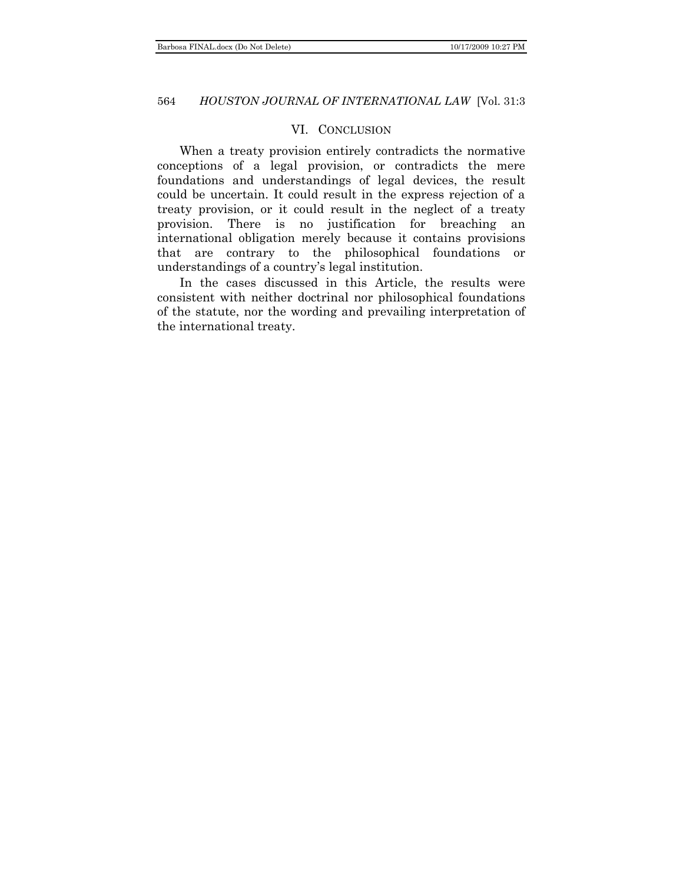## VI. Conclusion

When a treaty provision entirely contradicts the normative conceptions of a legal provision, or contradicts the mere foundations and understandings of legal devices, the result could be uncertain. It could result in the express rejection of a treaty provision, or it could result in the neglect of a treaty provision. There is no justification for breaching an international obligation merely because it contains provisions that are contrary to the philosophical foundations or understandings of a country's legal institution.

In the cases discussed in this Article, the results were consistent with neither doctrinal nor philosophical foundations of the statute, nor the wording and prevailing interpretation of the international treaty.